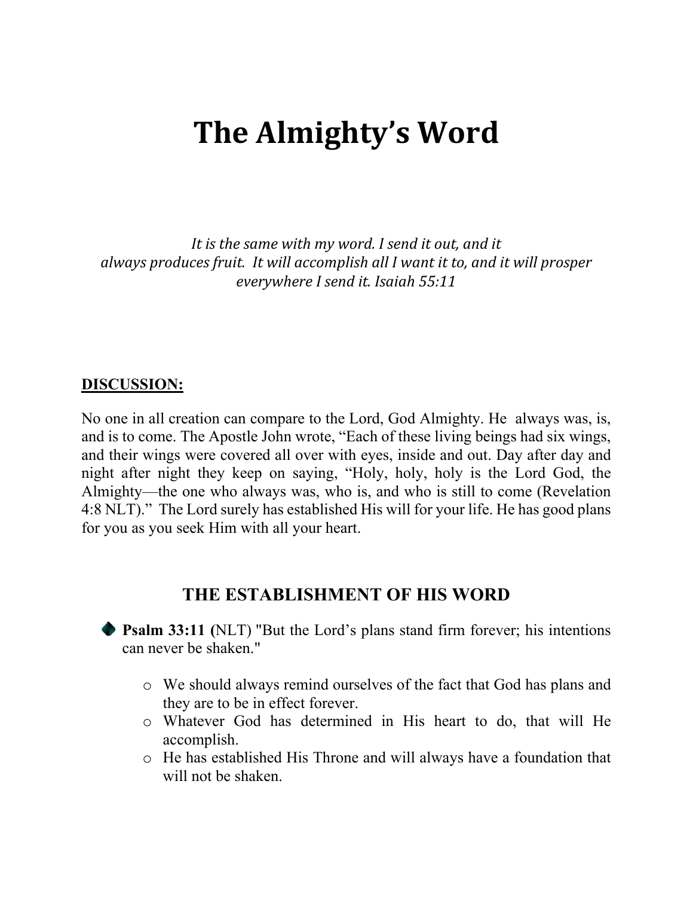# The Almighty's Word

*It is the same with my word. I send it out, and it always produces fruit. It will accomplish all I want it to, and it will prosper everywhere I send it. Isaiah 55:11*

**DISCUSSION:**

No one in all creation can compare to the Lord, God Almighty. He always was, is, and is to come. The Apostle John wrote, "Each of these living beings had six wings, and their wings were covered all over with eyes, inside and out. Day after day and night after night they keep on saying, "Holy, holy, holy is the Lord God, the Almighty—the one who always was, who is, and who is still to come (Revelation 4:8 NLT)." The Lord surely has established His will for your life. He has good plans for you as you seek Him with all your heart.

## THE ESTABLISHMENT OF HIS WORD

- **Psalm 33:11 (**NLT) "But the Lord's plans stand firm forever; his intentions can never be shaken."
  - We should always remind ourselves of the fact that God has plans and they are to be in effect forever.
  - Whatever God has determined in His heart to do, that will He accomplish.
  - He has established His Throne and will always have a foundation that will not be shaken.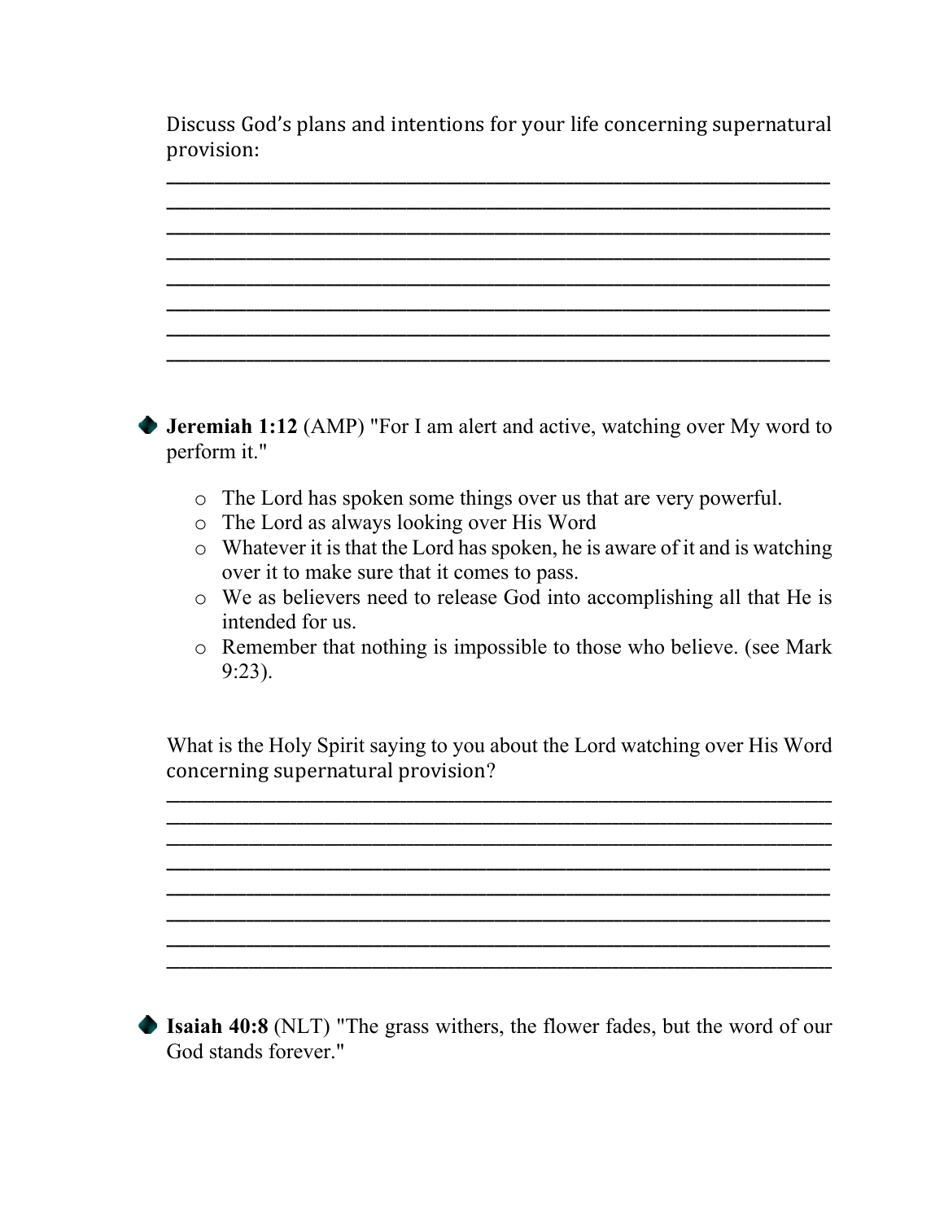Discuss God's plans and intentions for your life concerning supernatural provision:

________________________________________________________________________
________________________________________________________________________
________________________________________________________________________
________________________________________________________________________
________________________________________________________________________
________________________________________________________________________
________________________________________________________________________
________________________________________________________________________

- **Jeremiah 1:12** (AMP) "For I am alert and active, watching over My word to perform it."
  - The Lord has spoken some things over us that are very powerful.
  - The Lord as always looking over His Word
  - Whatever it is that the Lord has spoken, he is aware of it and is watching over it to make sure that it comes to pass.
  - We as believers need to release God into accomplishing all that He is intended for us.
  - Remember that nothing is impossible to those who believe. (see Mark 9:23).

What is the Holy Spirit saying to you about the Lord watching over His Word concerning supernatural provision?

________________________________________________________________________
________________________________________________________________________
________________________________________________________________________
________________________________________________________________________
________________________________________________________________________
________________________________________________________________________
________________________________________________________________________
________________________________________________________________________

- **Isaiah 40:8** (NLT) "The grass withers, the flower fades, but the word of our God stands forever."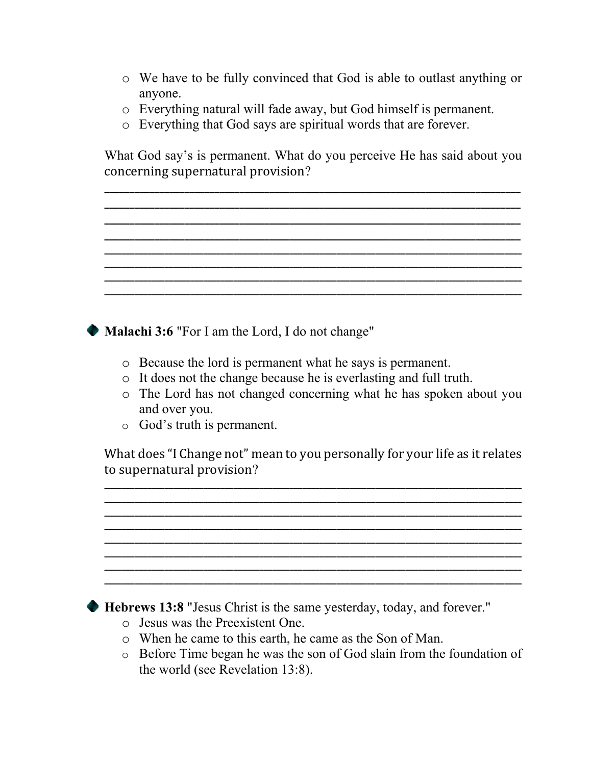- We have to be fully convinced that God is able to outlast anything or anyone.
- Everything natural will fade away, but God himself is permanent.
- Everything that God says are spiritual words that are forever.

What God say's is permanent. What do you perceive He has said about you concerning supernatural provision?

________________________________________________________________
________________________________________________________________
________________________________________________________________
________________________________________________________________
________________________________________________________________
________________________________________________________________
________________________________________________________________
________________________________________________________________

- **Malachi 3:6** "For I am the Lord, I do not change"
  - Because the lord is permanent what he says is permanent.
  - It does not the change because he is everlasting and full truth.
  - The Lord has not changed concerning what he has spoken about you and over you.
  - God's truth is permanent.

What does "I Change not" mean to you personally for your life as it relates to supernatural provision?

________________________________________________________________
________________________________________________________________
________________________________________________________________
________________________________________________________________
________________________________________________________________
________________________________________________________________
________________________________________________________________
________________________________________________________________

- **Hebrews 13:8** "Jesus Christ is the same yesterday, today, and forever."
  - Jesus was the Preexistent One.
  - When he came to this earth, he came as the Son of Man.
  - Before Time began he was the son of God slain from the foundation of the world (see Revelation 13:8).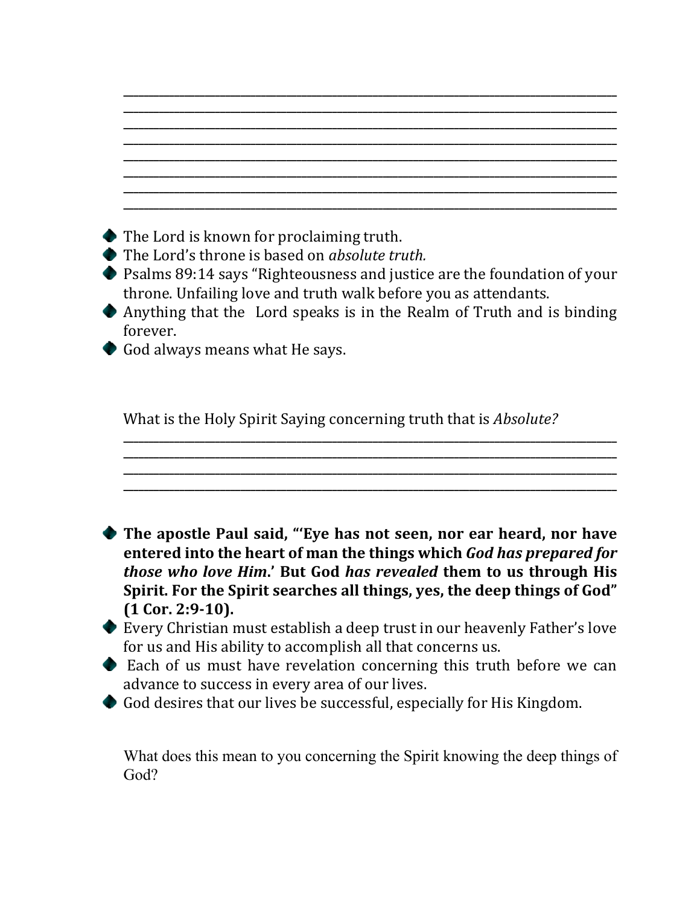\_\_\_\_\_\_\_\_\_\_\_\_\_\_\_\_\_\_\_\_\_\_\_\_\_\_\_\_\_\_\_\_\_\_\_\_\_\_\_\_\_\_\_\_\_\_\_\_\_\_\_\_\_\_\_\_\_\_\_\_\_\_\_\_\_\_\_\_\_\_\_\_\_\_\_\_
\_\_\_\_\_\_\_\_\_\_\_\_\_\_\_\_\_\_\_\_\_\_\_\_\_\_\_\_\_\_\_\_\_\_\_\_\_\_\_\_\_\_\_\_\_\_\_\_\_\_\_\_\_\_\_\_\_\_\_\_\_\_\_\_\_\_\_\_\_\_\_\_\_\_\_\_
\_\_\_\_\_\_\_\_\_\_\_\_\_\_\_\_\_\_\_\_\_\_\_\_\_\_\_\_\_\_\_\_\_\_\_\_\_\_\_\_\_\_\_\_\_\_\_\_\_\_\_\_\_\_\_\_\_\_\_\_\_\_\_\_\_\_\_\_\_\_\_\_\_\_\_\_
\_\_\_\_\_\_\_\_\_\_\_\_\_\_\_\_\_\_\_\_\_\_\_\_\_\_\_\_\_\_\_\_\_\_\_\_\_\_\_\_\_\_\_\_\_\_\_\_\_\_\_\_\_\_\_\_\_\_\_\_\_\_\_\_\_\_\_\_\_\_\_\_\_\_\_\_
\_\_\_\_\_\_\_\_\_\_\_\_\_\_\_\_\_\_\_\_\_\_\_\_\_\_\_\_\_\_\_\_\_\_\_\_\_\_\_\_\_\_\_\_\_\_\_\_\_\_\_\_\_\_\_\_\_\_\_\_\_\_\_\_\_\_\_\_\_\_\_\_\_\_\_\_
\_\_\_\_\_\_\_\_\_\_\_\_\_\_\_\_\_\_\_\_\_\_\_\_\_\_\_\_\_\_\_\_\_\_\_\_\_\_\_\_\_\_\_\_\_\_\_\_\_\_\_\_\_\_\_\_\_\_\_\_\_\_\_\_\_\_\_\_\_\_\_\_\_\_\_\_
\_\_\_\_\_\_\_\_\_\_\_\_\_\_\_\_\_\_\_\_\_\_\_\_\_\_\_\_\_\_\_\_\_\_\_\_\_\_\_\_\_\_\_\_\_\_\_\_\_\_\_\_\_\_\_\_\_\_\_\_\_\_\_\_\_\_\_\_\_\_\_\_\_\_\_\_
\_\_\_\_\_\_\_\_\_\_\_\_\_\_\_\_\_\_\_\_\_\_\_\_\_\_\_\_\_\_\_\_\_\_\_\_\_\_\_\_\_\_\_\_\_\_\_\_\_\_\_\_\_\_\_\_\_\_\_\_\_\_\_\_\_\_\_\_\_\_\_\_\_\_\_\_

- The Lord is known for proclaiming truth.
- The Lord's throne is based on *absolute truth.*
- Psalms 89:14 says "Righteousness and justice are the foundation of your throne. Unfailing love and truth walk before you as attendants.
- Anything that the Lord speaks is in the Realm of Truth and is binding forever.
- God always means what He says.

What is the Holy Spirit Saying concerning truth that is *Absolute?*

\_\_\_\_\_\_\_\_\_\_\_\_\_\_\_\_\_\_\_\_\_\_\_\_\_\_\_\_\_\_\_\_\_\_\_\_\_\_\_\_\_\_\_\_\_\_\_\_\_\_\_\_\_\_\_\_\_\_\_\_\_\_\_\_\_\_\_\_\_\_\_\_\_\_\_\_
\_\_\_\_\_\_\_\_\_\_\_\_\_\_\_\_\_\_\_\_\_\_\_\_\_\_\_\_\_\_\_\_\_\_\_\_\_\_\_\_\_\_\_\_\_\_\_\_\_\_\_\_\_\_\_\_\_\_\_\_\_\_\_\_\_\_\_\_\_\_\_\_\_\_\_\_
\_\_\_\_\_\_\_\_\_\_\_\_\_\_\_\_\_\_\_\_\_\_\_\_\_\_\_\_\_\_\_\_\_\_\_\_\_\_\_\_\_\_\_\_\_\_\_\_\_\_\_\_\_\_\_\_\_\_\_\_\_\_\_\_\_\_\_\_\_\_\_\_\_\_\_\_
\_\_\_\_\_\_\_\_\_\_\_\_\_\_\_\_\_\_\_\_\_\_\_\_\_\_\_\_\_\_\_\_\_\_\_\_\_\_\_\_\_\_\_\_\_\_\_\_\_\_\_\_\_\_\_\_\_\_\_\_\_\_\_\_\_\_\_\_\_\_\_\_\_\_\_\_

- **The apostle Paul said, "'Eye has not seen, nor ear heard, nor have entered into the heart of man the things which *God has prepared for those who love Him*.' But God *has revealed* them to us through His Spirit. For the Spirit searches all things, yes, the deep things of God" (1 Cor. 2:9-10).**
- Every Christian must establish a deep trust in our heavenly Father's love for us and His ability to accomplish all that concerns us.
- Each of us must have revelation concerning this truth before we can advance to success in every area of our lives.
- God desires that our lives be successful, especially for His Kingdom.

What does this mean to you concerning the Spirit knowing the deep things of God?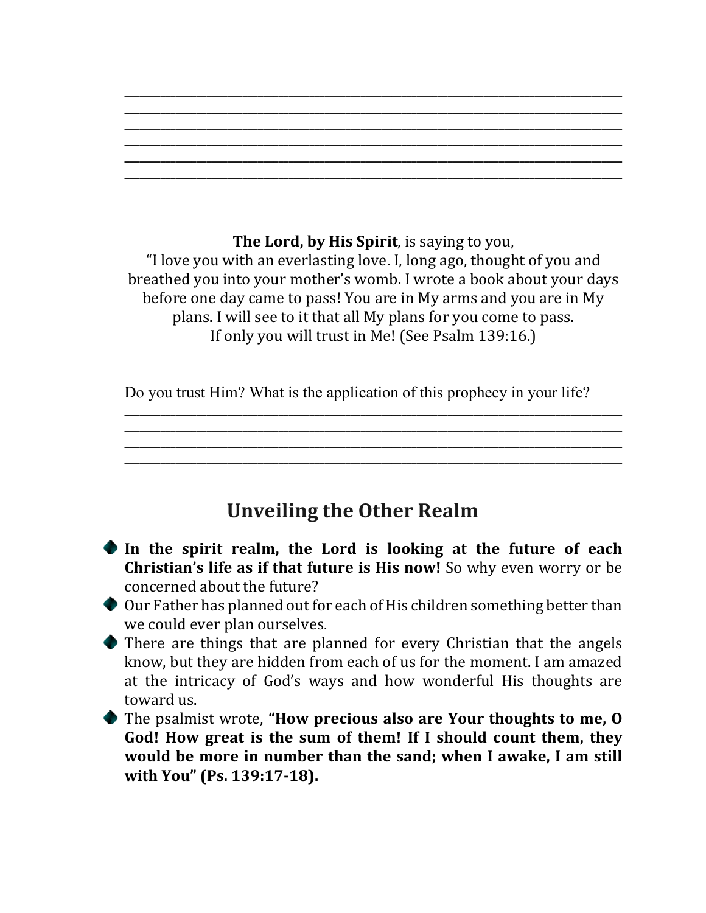\_\_\_\_\_\_\_\_\_\_\_\_\_\_\_\_\_\_\_\_\_\_\_\_\_\_\_\_\_\_\_\_\_\_\_\_\_\_\_\_\_\_\_\_\_\_\_\_\_\_\_\_\_\_\_\_\_\_\_\_\_\_\_\_\_\_\_\_\_\_\_\_
\_\_\_\_\_\_\_\_\_\_\_\_\_\_\_\_\_\_\_\_\_\_\_\_\_\_\_\_\_\_\_\_\_\_\_\_\_\_\_\_\_\_\_\_\_\_\_\_\_\_\_\_\_\_\_\_\_\_\_\_\_\_\_\_\_\_\_\_\_\_\_\_
\_\_\_\_\_\_\_\_\_\_\_\_\_\_\_\_\_\_\_\_\_\_\_\_\_\_\_\_\_\_\_\_\_\_\_\_\_\_\_\_\_\_\_\_\_\_\_\_\_\_\_\_\_\_\_\_\_\_\_\_\_\_\_\_\_\_\_\_\_\_\_\_
\_\_\_\_\_\_\_\_\_\_\_\_\_\_\_\_\_\_\_\_\_\_\_\_\_\_\_\_\_\_\_\_\_\_\_\_\_\_\_\_\_\_\_\_\_\_\_\_\_\_\_\_\_\_\_\_\_\_\_\_\_\_\_\_\_\_\_\_\_\_\_\_
\_\_\_\_\_\_\_\_\_\_\_\_\_\_\_\_\_\_\_\_\_\_\_\_\_\_\_\_\_\_\_\_\_\_\_\_\_\_\_\_\_\_\_\_\_\_\_\_\_\_\_\_\_\_\_\_\_\_\_\_\_\_\_\_\_\_\_\_\_\_\_\_
\_\_\_\_\_\_\_\_\_\_\_\_\_\_\_\_\_\_\_\_\_\_\_\_\_\_\_\_\_\_\_\_\_\_\_\_\_\_\_\_\_\_\_\_\_\_\_\_\_\_\_\_\_\_\_\_\_\_\_\_\_\_\_\_\_\_\_\_\_\_\_\_

**The Lord, by His Spirit**, is saying to you,
"I love you with an everlasting love. I, long ago, thought of you and breathed you into your mother's womb. I wrote a book about your days before one day came to pass! You are in My arms and you are in My plans. I will see to it that all My plans for you come to pass.
If only you will trust in Me! (See Psalm 139:16.)

Do you trust Him? What is the application of this prophecy in your life?
\_\_\_\_\_\_\_\_\_\_\_\_\_\_\_\_\_\_\_\_\_\_\_\_\_\_\_\_\_\_\_\_\_\_\_\_\_\_\_\_\_\_\_\_\_\_\_\_\_\_\_\_\_\_\_\_\_\_\_\_\_\_\_\_\_\_\_\_\_\_\_\_
\_\_\_\_\_\_\_\_\_\_\_\_\_\_\_\_\_\_\_\_\_\_\_\_\_\_\_\_\_\_\_\_\_\_\_\_\_\_\_\_\_\_\_\_\_\_\_\_\_\_\_\_\_\_\_\_\_\_\_\_\_\_\_\_\_\_\_\_\_\_\_\_
\_\_\_\_\_\_\_\_\_\_\_\_\_\_\_\_\_\_\_\_\_\_\_\_\_\_\_\_\_\_\_\_\_\_\_\_\_\_\_\_\_\_\_\_\_\_\_\_\_\_\_\_\_\_\_\_\_\_\_\_\_\_\_\_\_\_\_\_\_\_\_\_
\_\_\_\_\_\_\_\_\_\_\_\_\_\_\_\_\_\_\_\_\_\_\_\_\_\_\_\_\_\_\_\_\_\_\_\_\_\_\_\_\_\_\_\_\_\_\_\_\_\_\_\_\_\_\_\_\_\_\_\_\_\_\_\_\_\_\_\_\_\_\_\_

## Unveiling the Other Realm

- **In the spirit realm, the Lord is looking at the future of each Christian's life as if that future is His now!** So why even worry or be concerned about the future?
- Our Father has planned out for each of His children something better than we could ever plan ourselves.
- There are things that are planned for every Christian that the angels know, but they are hidden from each of us for the moment. I am amazed at the intricacy of God's ways and how wonderful His thoughts are toward us.
- The psalmist wrote, **"How precious also are Your thoughts to me, O God! How great is the sum of them! If I should count them, they would be more in number than the sand; when I awake, I am still with You" (Ps. 139:17-18).**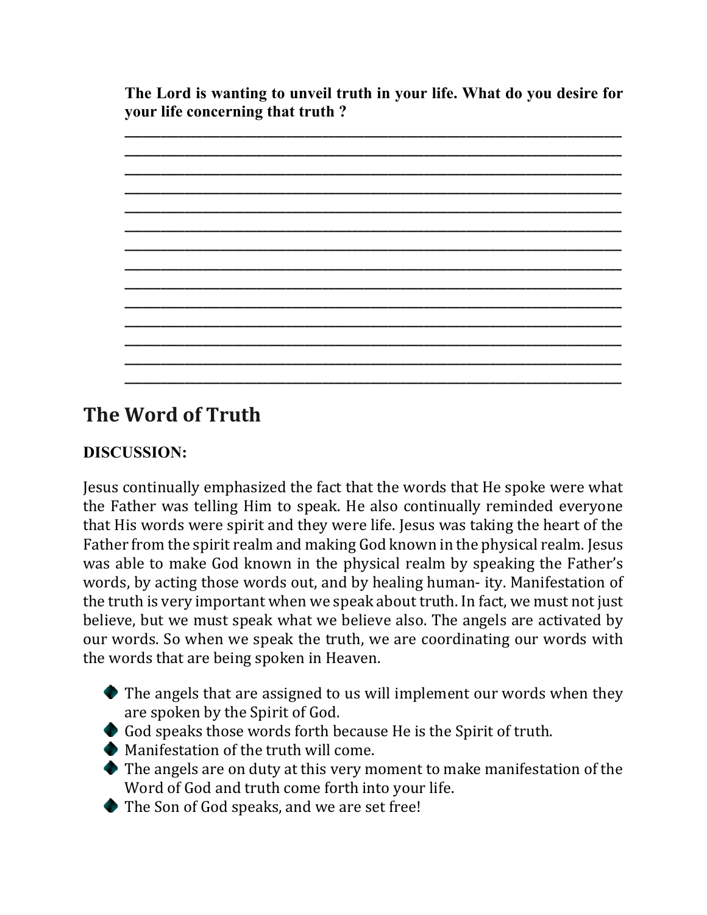**The Lord is wanting to unveil truth in your life. What do you desire for your life concerning that truth ?**

______________________________________________________________________
______________________________________________________________________
______________________________________________________________________
______________________________________________________________________
______________________________________________________________________
______________________________________________________________________
______________________________________________________________________
______________________________________________________________________
______________________________________________________________________
______________________________________________________________________
______________________________________________________________________
______________________________________________________________________
______________________________________________________________________
______________________________________________________________________

## The Word of Truth

**DISCUSSION:**

Jesus continually emphasized the fact that the words that He spoke were what the Father was telling Him to speak. He also continually reminded everyone that His words were spirit and they were life. Jesus was taking the heart of the Father from the spirit realm and making God known in the physical realm. Jesus was able to make God known in the physical realm by speaking the Father's words, by acting those words out, and by healing human- ity. Manifestation of the truth is very important when we speak about truth. In fact, we must not just believe, but we must speak what we believe also. The angels are activated by our words. So when we speak the truth, we are coordinating our words with the words that are being spoken in Heaven.

- The angels that are assigned to us will implement our words when they are spoken by the Spirit of God.
- God speaks those words forth because He is the Spirit of truth.
- Manifestation of the truth will come.
- The angels are on duty at this very moment to make manifestation of the Word of God and truth come forth into your life.
- The Son of God speaks, and we are set free!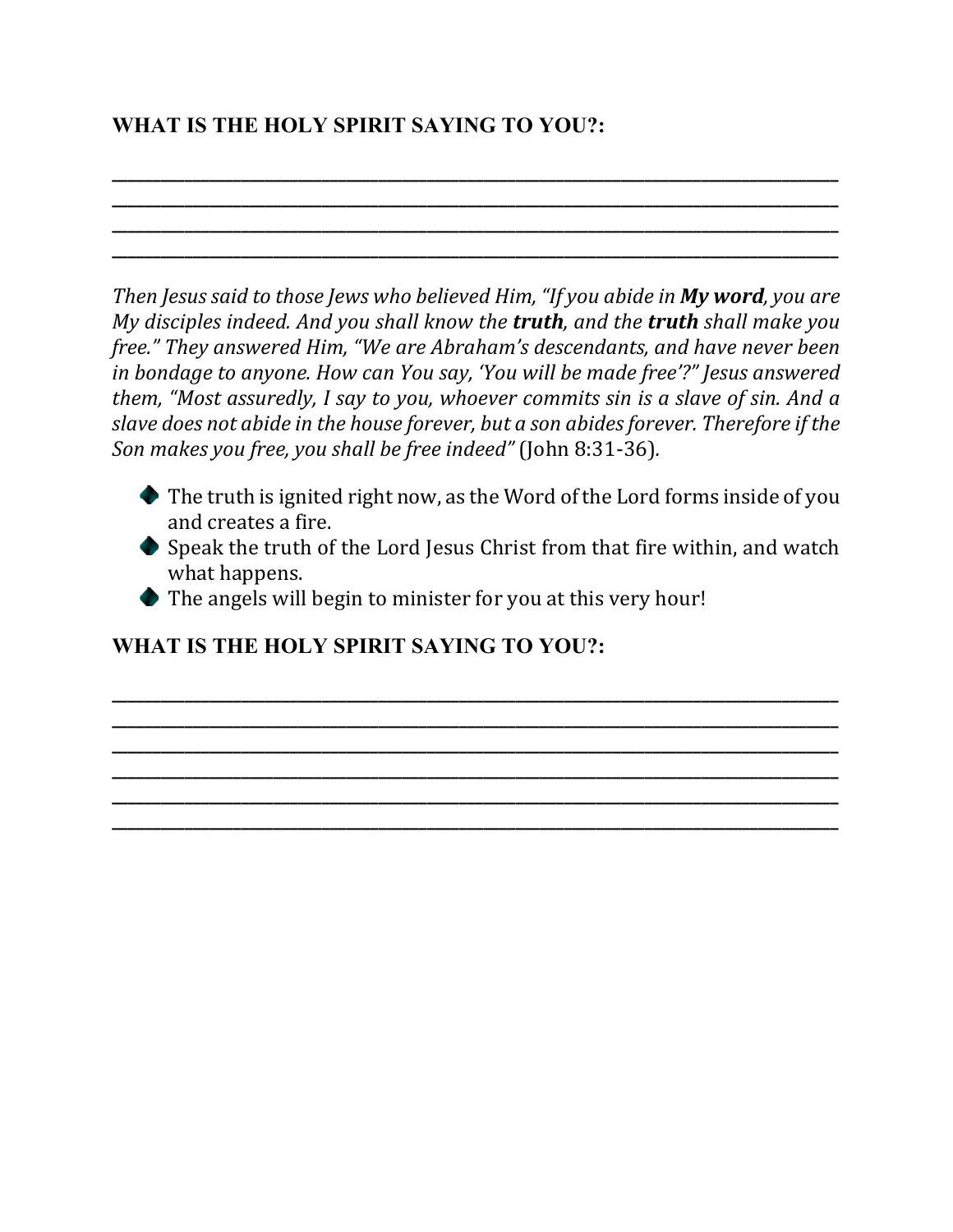**WHAT IS THE HOLY SPIRIT SAYING TO YOU?:**

\_\_\_\_\_\_\_\_\_\_\_\_\_\_\_\_\_\_\_\_\_\_\_\_\_\_\_\_\_\_\_\_\_\_\_\_\_\_\_\_\_\_\_\_\_\_\_\_\_\_\_\_\_\_\_\_\_\_\_\_\_\_\_\_\_\_\_\_\_\_\_\_\_\_\_\_\_\_
\_\_\_\_\_\_\_\_\_\_\_\_\_\_\_\_\_\_\_\_\_\_\_\_\_\_\_\_\_\_\_\_\_\_\_\_\_\_\_\_\_\_\_\_\_\_\_\_\_\_\_\_\_\_\_\_\_\_\_\_\_\_\_\_\_\_\_\_\_\_\_\_\_\_\_\_\_\_
\_\_\_\_\_\_\_\_\_\_\_\_\_\_\_\_\_\_\_\_\_\_\_\_\_\_\_\_\_\_\_\_\_\_\_\_\_\_\_\_\_\_\_\_\_\_\_\_\_\_\_\_\_\_\_\_\_\_\_\_\_\_\_\_\_\_\_\_\_\_\_\_\_\_\_\_\_\_
\_\_\_\_\_\_\_\_\_\_\_\_\_\_\_\_\_\_\_\_\_\_\_\_\_\_\_\_\_\_\_\_\_\_\_\_\_\_\_\_\_\_\_\_\_\_\_\_\_\_\_\_\_\_\_\_\_\_\_\_\_\_\_\_\_\_\_\_\_\_\_\_\_\_\_\_\_\_

*Then Jesus said to those Jews who believed Him, "If you abide in **My word**, you are My disciples indeed. And you shall know the **truth**, and the **truth** shall make you free." They answered Him, "We are Abraham's descendants, and have never been in bondage to anyone. How can You say, 'You will be made free'?" Jesus answered them, "Most assuredly, I say to you, whoever commits sin is a slave of sin. And a slave does not abide in the house forever, but a son abides forever. Therefore if the Son makes you free, you shall be free indeed"* (John 8:31-36).

- The truth is ignited right now, as the Word of the Lord forms inside of you and creates a fire.
- Speak the truth of the Lord Jesus Christ from that fire within, and watch what happens.
- The angels will begin to minister for you at this very hour!

**WHAT IS THE HOLY SPIRIT SAYING TO YOU?:**

\_\_\_\_\_\_\_\_\_\_\_\_\_\_\_\_\_\_\_\_\_\_\_\_\_\_\_\_\_\_\_\_\_\_\_\_\_\_\_\_\_\_\_\_\_\_\_\_\_\_\_\_\_\_\_\_\_\_\_\_\_\_\_\_\_\_\_\_\_\_\_\_\_\_\_\_\_\_
\_\_\_\_\_\_\_\_\_\_\_\_\_\_\_\_\_\_\_\_\_\_\_\_\_\_\_\_\_\_\_\_\_\_\_\_\_\_\_\_\_\_\_\_\_\_\_\_\_\_\_\_\_\_\_\_\_\_\_\_\_\_\_\_\_\_\_\_\_\_\_\_\_\_\_\_\_\_
\_\_\_\_\_\_\_\_\_\_\_\_\_\_\_\_\_\_\_\_\_\_\_\_\_\_\_\_\_\_\_\_\_\_\_\_\_\_\_\_\_\_\_\_\_\_\_\_\_\_\_\_\_\_\_\_\_\_\_\_\_\_\_\_\_\_\_\_\_\_\_\_\_\_\_\_\_\_
\_\_\_\_\_\_\_\_\_\_\_\_\_\_\_\_\_\_\_\_\_\_\_\_\_\_\_\_\_\_\_\_\_\_\_\_\_\_\_\_\_\_\_\_\_\_\_\_\_\_\_\_\_\_\_\_\_\_\_\_\_\_\_\_\_\_\_\_\_\_\_\_\_\_\_\_\_\_
\_\_\_\_\_\_\_\_\_\_\_\_\_\_\_\_\_\_\_\_\_\_\_\_\_\_\_\_\_\_\_\_\_\_\_\_\_\_\_\_\_\_\_\_\_\_\_\_\_\_\_\_\_\_\_\_\_\_\_\_\_\_\_\_\_\_\_\_\_\_\_\_\_\_\_\_\_\_
\_\_\_\_\_\_\_\_\_\_\_\_\_\_\_\_\_\_\_\_\_\_\_\_\_\_\_\_\_\_\_\_\_\_\_\_\_\_\_\_\_\_\_\_\_\_\_\_\_\_\_\_\_\_\_\_\_\_\_\_\_\_\_\_\_\_\_\_\_\_\_\_\_\_\_\_\_\_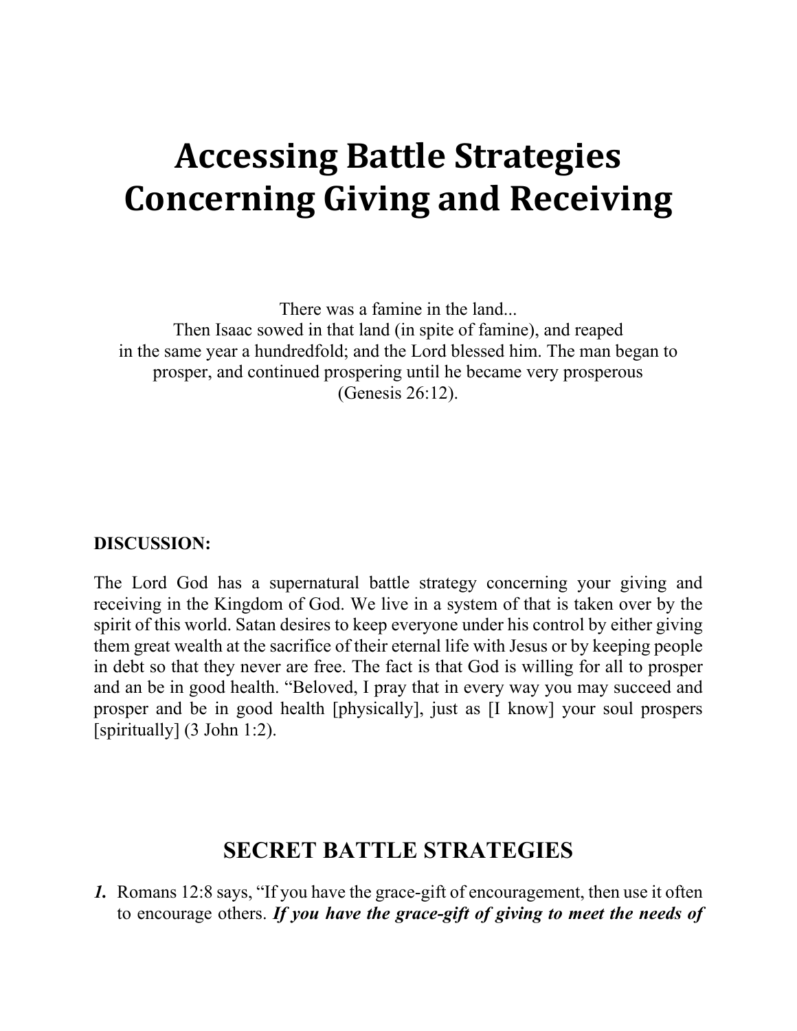# Accessing Battle Strategies Concerning Giving and Receiving

There was a famine in the land...
Then Isaac sowed in that land (in spite of famine), and reaped
in the same year a hundredfold; and the Lord blessed him. The man began to
prosper, and continued prospering until he became very prosperous
(Genesis 26:12).

**DISCUSSION:**

The Lord God has a supernatural battle strategy concerning your giving and receiving in the Kingdom of God. We live in a system of that is taken over by the spirit of this world. Satan desires to keep everyone under his control by either giving them great wealth at the sacrifice of their eternal life with Jesus or by keeping people in debt so that they never are free. The fact is that God is willing for all to prosper and an be in good health. "Beloved, I pray that in every way you may succeed and prosper and be in good health [physically], just as [I know] your soul prospers [spiritually] (3 John 1:2).

## SECRET BATTLE STRATEGIES

***1.*** Romans 12:8 says, "If you have the grace-gift of encouragement, then use it often to encourage others. ***If you have the grace-gift of giving to meet the needs of***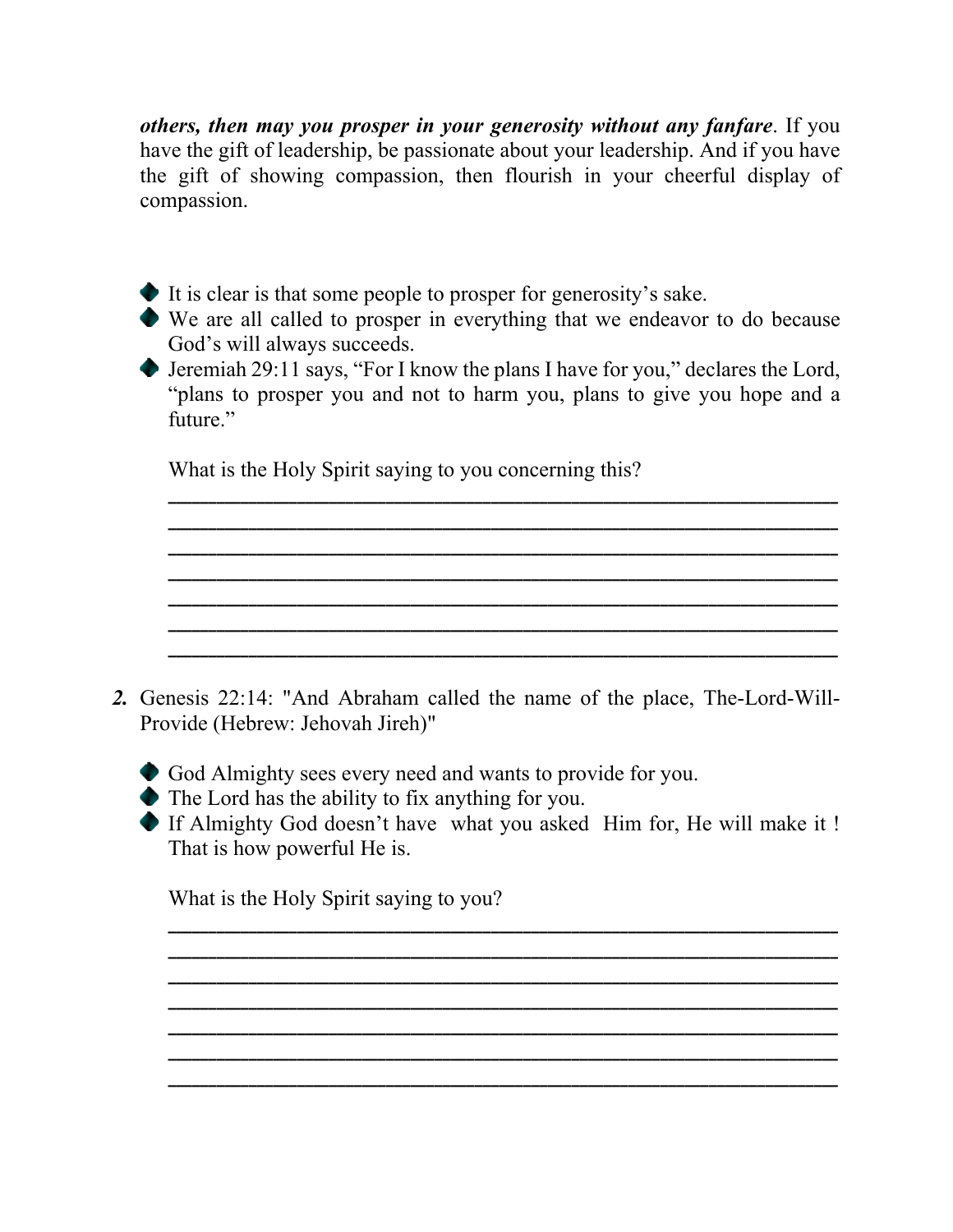***others, then may you prosper in your generosity without any fanfare***. If you have the gift of leadership, be passionate about your leadership. And if you have the gift of showing compassion, then flourish in your cheerful display of compassion.

- It is clear is that some people to prosper for generosity's sake.
- We are all called to prosper in everything that we endeavor to do because God's will always succeeds.
- Jeremiah 29:11 says, "For I know the plans I have for you," declares the Lord, "plans to prosper you and not to harm you, plans to give you hope and a future."

  What is the Holy Spirit saying to you concerning this?

  ______________________________________________________________
  ______________________________________________________________
  ______________________________________________________________
  ______________________________________________________________
  ______________________________________________________________
  ______________________________________________________________
  ______________________________________________________________

***2.*** Genesis 22:14: "And Abraham called the name of the place, The-Lord-Will-Provide (Hebrew: Jehovah Jireh)"

- God Almighty sees every need and wants to provide for you.
- The Lord has the ability to fix anything for you.
- If Almighty God doesn't have what you asked Him for, He will make it ! That is how powerful He is.

  What is the Holy Spirit saying to you?

  ______________________________________________________________
  ______________________________________________________________
  ______________________________________________________________
  ______________________________________________________________
  ______________________________________________________________
  ______________________________________________________________
  ______________________________________________________________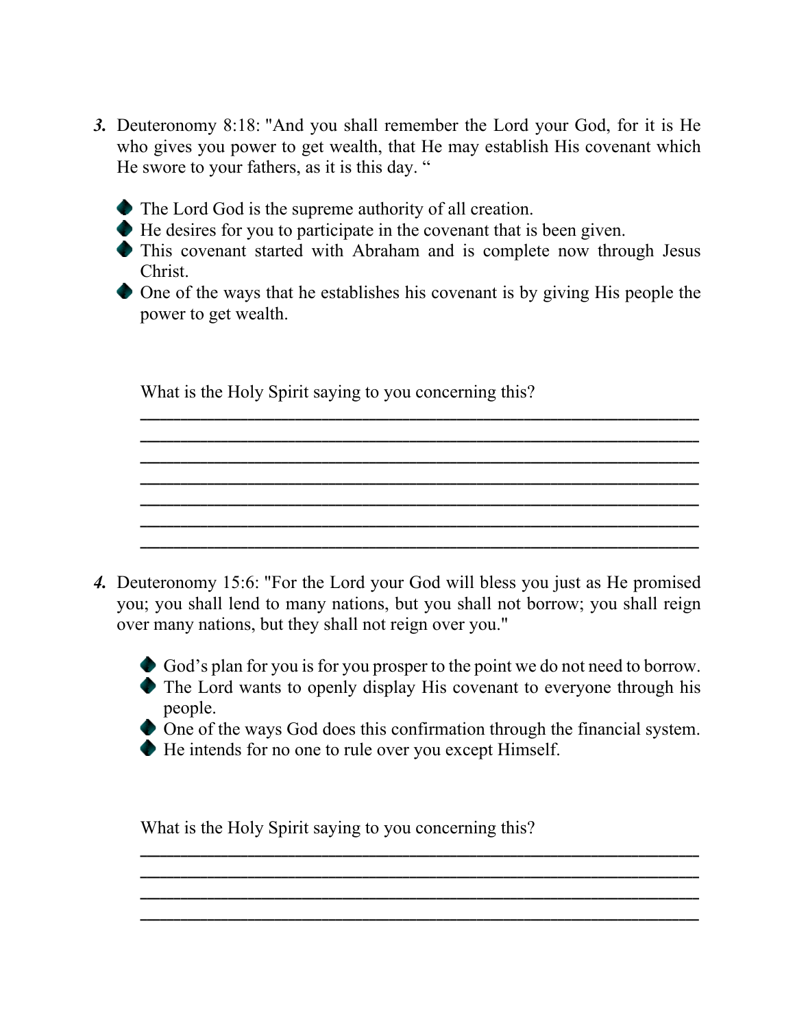3. Deuteronomy 8:18: "And you shall remember the Lord your God, for it is He who gives you power to get wealth, that He may establish His covenant which He swore to your fathers, as it is this day. "

   - The Lord God is the supreme authority of all creation.
   - He desires for you to participate in the covenant that is been given.
   - This covenant started with Abraham and is complete now through Jesus Christ.
   - One of the ways that he establishes his covenant is by giving His people the power to get wealth.

   What is the Holy Spirit saying to you concerning this?

   ______________________________________________________________
   ______________________________________________________________
   ______________________________________________________________
   ______________________________________________________________
   ______________________________________________________________
   ______________________________________________________________
   ______________________________________________________________

4. Deuteronomy 15:6: "For the Lord your God will bless you just as He promised you; you shall lend to many nations, but you shall not borrow; you shall reign over many nations, but they shall not reign over you."

   - God's plan for you is for you prosper to the point we do not need to borrow.
   - The Lord wants to openly display His covenant to everyone through his people.
   - One of the ways God does this confirmation through the financial system.
   - He intends for no one to rule over you except Himself.

   What is the Holy Spirit saying to you concerning this?

   ______________________________________________________________
   ______________________________________________________________
   ______________________________________________________________
   ______________________________________________________________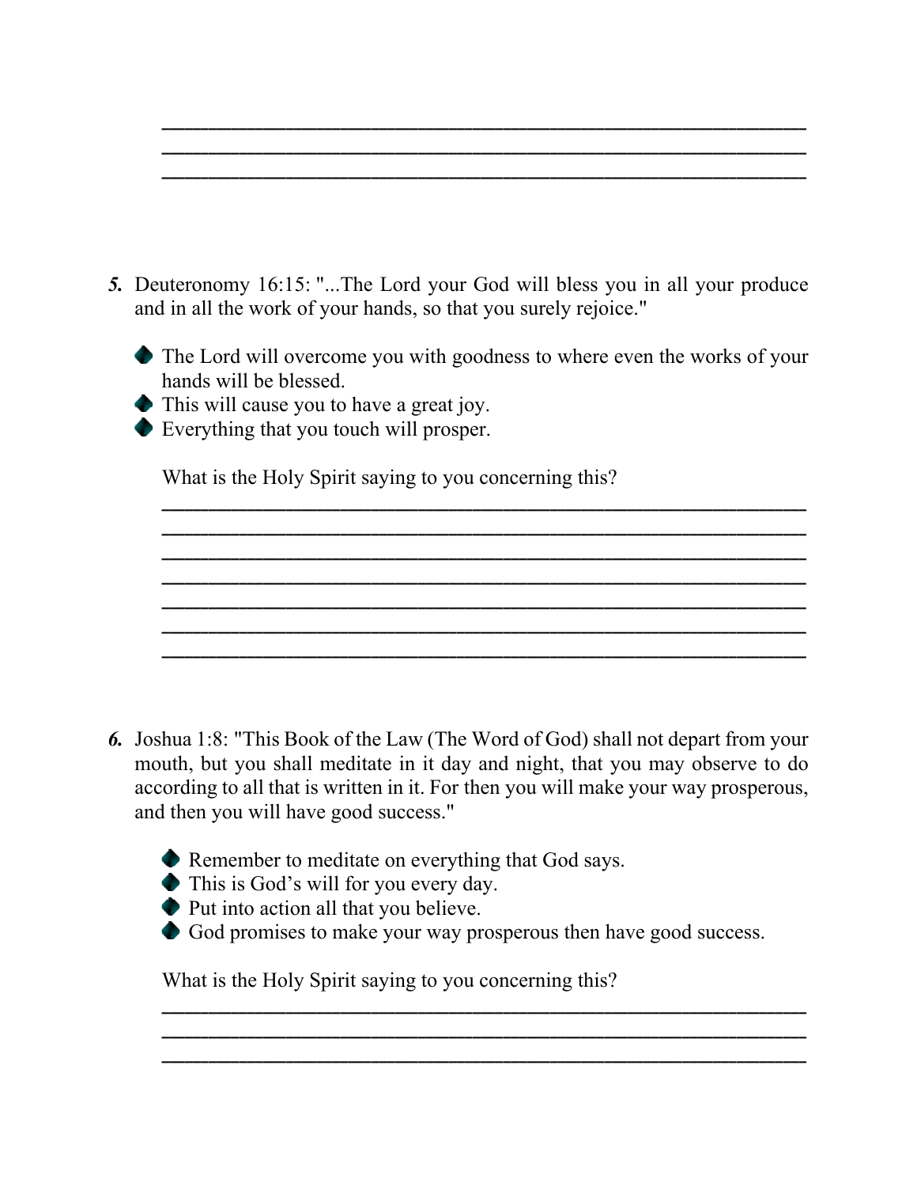_______________________________________________________________
_______________________________________________________________
_______________________________________________________________

***5.*** Deuteronomy 16:15: "...The Lord your God will bless you in all your produce and in all the work of your hands, so that you surely rejoice."

- The Lord will overcome you with goodness to where even the works of your hands will be blessed.
- This will cause you to have a great joy.
- Everything that you touch will prosper.

What is the Holy Spirit saying to you concerning this?

_______________________________________________________________
_______________________________________________________________
_______________________________________________________________
_______________________________________________________________
_______________________________________________________________
_______________________________________________________________
_______________________________________________________________

***6.*** Joshua 1:8: "This Book of the Law (The Word of God) shall not depart from your mouth, but you shall meditate in it day and night, that you may observe to do according to all that is written in it. For then you will make your way prosperous, and then you will have good success."

- Remember to meditate on everything that God says.
- This is God's will for you every day.
- Put into action all that you believe.
- God promises to make your way prosperous then have good success.

What is the Holy Spirit saying to you concerning this?

_______________________________________________________________
_______________________________________________________________
_______________________________________________________________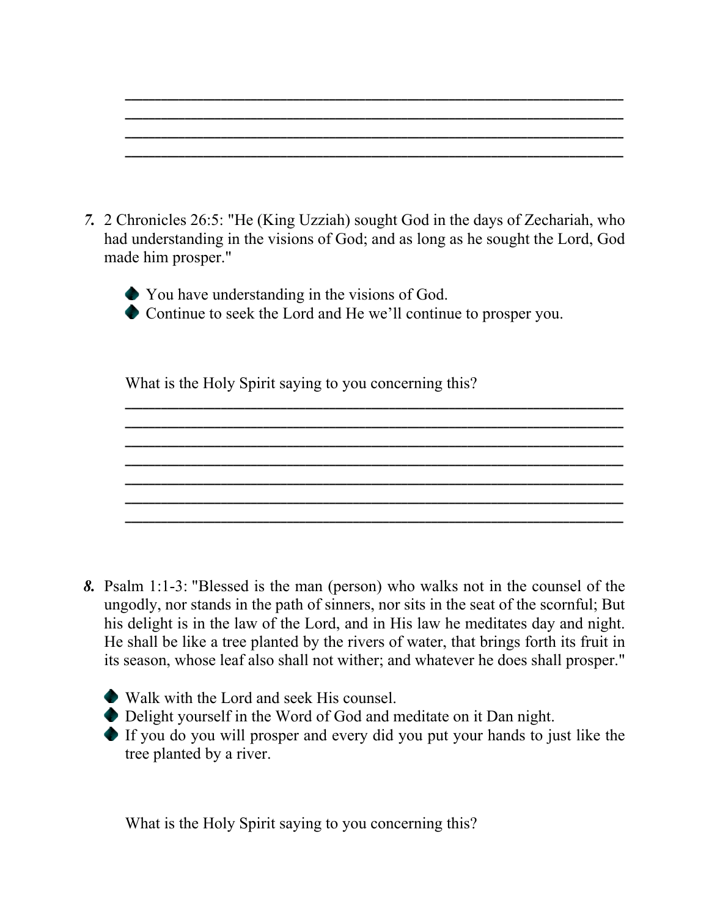\_\_\_\_\_\_\_\_\_\_\_\_\_\_\_\_\_\_\_\_\_\_\_\_\_\_\_\_\_\_\_\_\_\_\_\_\_\_\_\_\_\_\_\_\_\_\_\_\_\_\_\_\_\_\_\_\_\_\_\_
\_\_\_\_\_\_\_\_\_\_\_\_\_\_\_\_\_\_\_\_\_\_\_\_\_\_\_\_\_\_\_\_\_\_\_\_\_\_\_\_\_\_\_\_\_\_\_\_\_\_\_\_\_\_\_\_\_\_\_\_
\_\_\_\_\_\_\_\_\_\_\_\_\_\_\_\_\_\_\_\_\_\_\_\_\_\_\_\_\_\_\_\_\_\_\_\_\_\_\_\_\_\_\_\_\_\_\_\_\_\_\_\_\_\_\_\_\_\_\_\_
\_\_\_\_\_\_\_\_\_\_\_\_\_\_\_\_\_\_\_\_\_\_\_\_\_\_\_\_\_\_\_\_\_\_\_\_\_\_\_\_\_\_\_\_\_\_\_\_\_\_\_\_\_\_\_\_\_\_\_\_

***7.*** 2 Chronicles 26:5: "He (King Uzziah) sought God in the days of Zechariah, who had understanding in the visions of God; and as long as he sought the Lord, God made him prosper."

- You have understanding in the visions of God.
- Continue to seek the Lord and He we'll continue to prosper you.

What is the Holy Spirit saying to you concerning this?

\_\_\_\_\_\_\_\_\_\_\_\_\_\_\_\_\_\_\_\_\_\_\_\_\_\_\_\_\_\_\_\_\_\_\_\_\_\_\_\_\_\_\_\_\_\_\_\_\_\_\_\_\_\_\_\_\_\_\_\_
\_\_\_\_\_\_\_\_\_\_\_\_\_\_\_\_\_\_\_\_\_\_\_\_\_\_\_\_\_\_\_\_\_\_\_\_\_\_\_\_\_\_\_\_\_\_\_\_\_\_\_\_\_\_\_\_\_\_\_\_
\_\_\_\_\_\_\_\_\_\_\_\_\_\_\_\_\_\_\_\_\_\_\_\_\_\_\_\_\_\_\_\_\_\_\_\_\_\_\_\_\_\_\_\_\_\_\_\_\_\_\_\_\_\_\_\_\_\_\_\_
\_\_\_\_\_\_\_\_\_\_\_\_\_\_\_\_\_\_\_\_\_\_\_\_\_\_\_\_\_\_\_\_\_\_\_\_\_\_\_\_\_\_\_\_\_\_\_\_\_\_\_\_\_\_\_\_\_\_\_\_
\_\_\_\_\_\_\_\_\_\_\_\_\_\_\_\_\_\_\_\_\_\_\_\_\_\_\_\_\_\_\_\_\_\_\_\_\_\_\_\_\_\_\_\_\_\_\_\_\_\_\_\_\_\_\_\_\_\_\_\_
\_\_\_\_\_\_\_\_\_\_\_\_\_\_\_\_\_\_\_\_\_\_\_\_\_\_\_\_\_\_\_\_\_\_\_\_\_\_\_\_\_\_\_\_\_\_\_\_\_\_\_\_\_\_\_\_\_\_\_\_
\_\_\_\_\_\_\_\_\_\_\_\_\_\_\_\_\_\_\_\_\_\_\_\_\_\_\_\_\_\_\_\_\_\_\_\_\_\_\_\_\_\_\_\_\_\_\_\_\_\_\_\_\_\_\_\_\_\_\_\_

***8.*** Psalm 1:1-3: "Blessed is the man (person) who walks not in the counsel of the ungodly, nor stands in the path of sinners, nor sits in the seat of the scornful; But his delight is in the law of the Lord, and in His law he meditates day and night. He shall be like a tree planted by the rivers of water, that brings forth its fruit in its season, whose leaf also shall not wither; and whatever he does shall prosper."

- Walk with the Lord and seek His counsel.
- Delight yourself in the Word of God and meditate on it Dan night.
- If you do you will prosper and every did you put your hands to just like the tree planted by a river.

What is the Holy Spirit saying to you concerning this?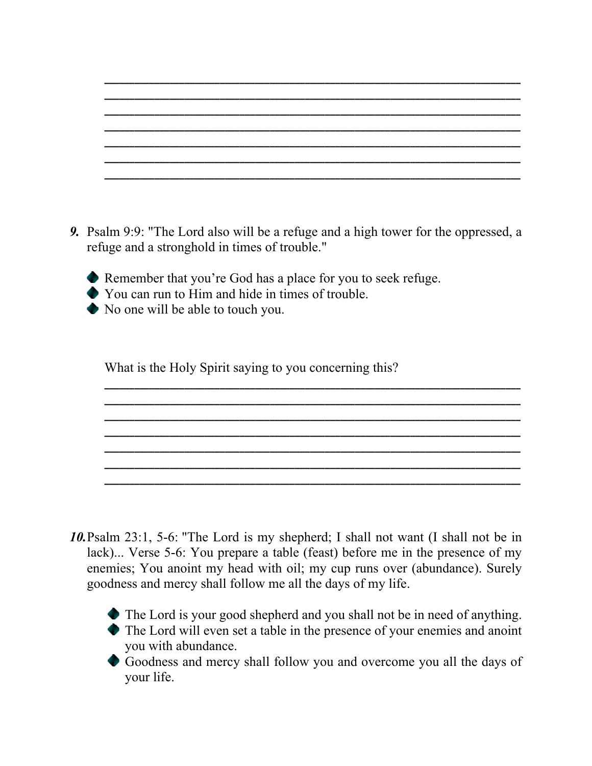_______________________________________________________________
_______________________________________________________________
_______________________________________________________________
_______________________________________________________________
_______________________________________________________________
_______________________________________________________________
_______________________________________________________________

***9.*** Psalm 9:9: "The Lord also will be a refuge and a high tower for the oppressed, a refuge and a stronghold in times of trouble."

- Remember that you're God has a place for you to seek refuge.
- You can run to Him and hide in times of trouble.
- No one will be able to touch you.

What is the Holy Spirit saying to you concerning this?

_______________________________________________________________
_______________________________________________________________
_______________________________________________________________
_______________________________________________________________
_______________________________________________________________
_______________________________________________________________
_______________________________________________________________

***10.*** Psalm 23:1, 5-6: "The Lord is my shepherd; I shall not want (I shall not be in lack)... Verse 5-6: You prepare a table (feast) before me in the presence of my enemies; You anoint my head with oil; my cup runs over (abundance). Surely goodness and mercy shall follow me all the days of my life.

- The Lord is your good shepherd and you shall not be in need of anything.
- The Lord will even set a table in the presence of your enemies and anoint you with abundance.
- Goodness and mercy shall follow you and overcome you all the days of your life.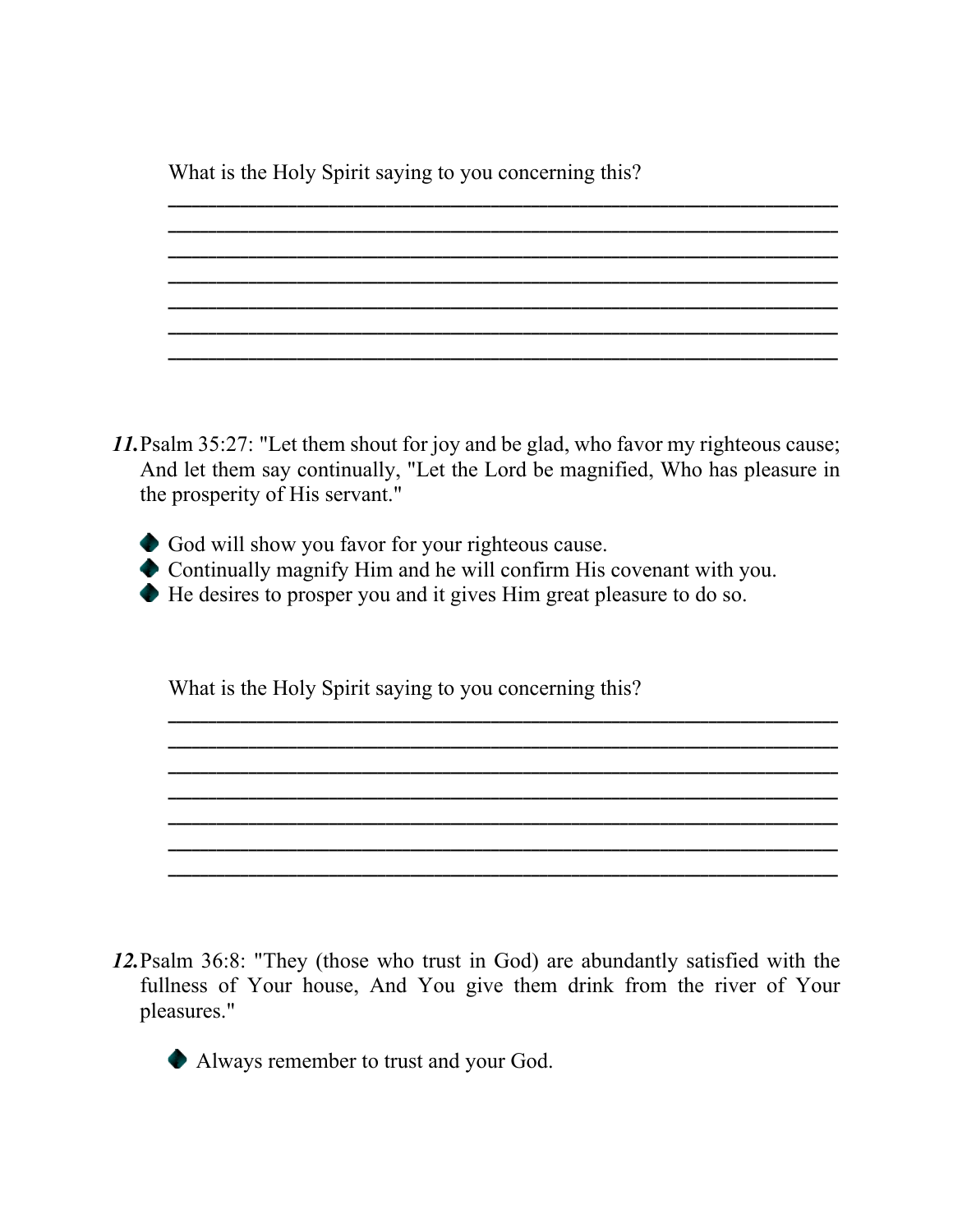What is the Holy Spirit saying to you concerning this?

________________________________________________________________
________________________________________________________________
________________________________________________________________
________________________________________________________________
________________________________________________________________
________________________________________________________________
________________________________________________________________

***11.*** Psalm 35:27: "Let them shout for joy and be glad, who favor my righteous cause; And let them say continually, "Let the Lord be magnified, Who has pleasure in the prosperity of His servant."

- God will show you favor for your righteous cause.
- Continually magnify Him and he will confirm His covenant with you.
- He desires to prosper you and it gives Him great pleasure to do so.

What is the Holy Spirit saying to you concerning this?

________________________________________________________________
________________________________________________________________
________________________________________________________________
________________________________________________________________
________________________________________________________________
________________________________________________________________
________________________________________________________________

***12.*** Psalm 36:8: "They (those who trust in God) are abundantly satisfied with the fullness of Your house, And You give them drink from the river of Your pleasures."

- Always remember to trust and your God.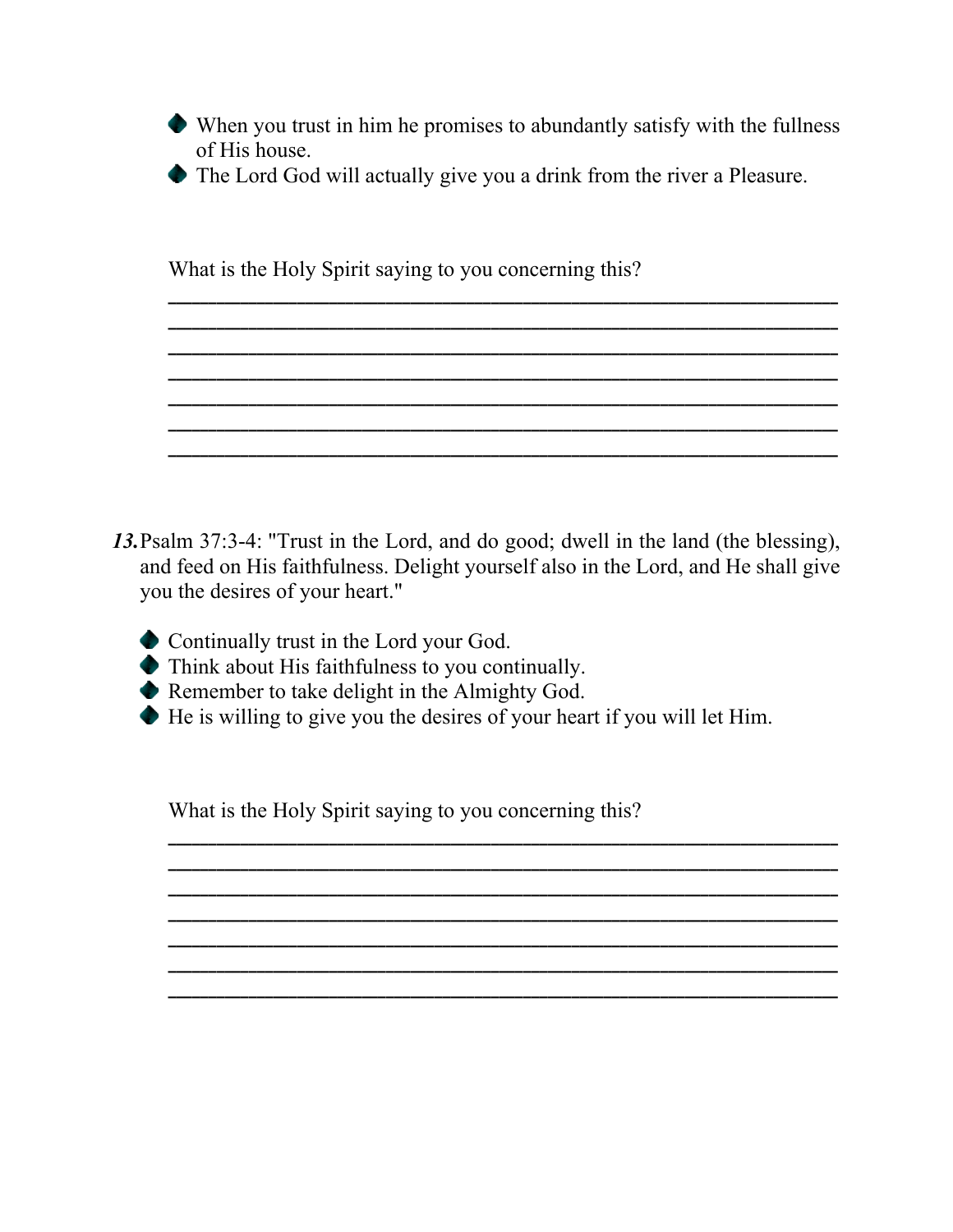- When you trust in him he promises to abundantly satisfy with the fullness of His house.
- The Lord God will actually give you a drink from the river a Pleasure.

What is the Holy Spirit saying to you concerning this?

_______________________________________________________________
_______________________________________________________________
_______________________________________________________________
_______________________________________________________________
_______________________________________________________________
_______________________________________________________________
_______________________________________________________________

***13.*** Psalm 37:3-4: "Trust in the Lord, and do good; dwell in the land (the blessing), and feed on His faithfulness. Delight yourself also in the Lord, and He shall give you the desires of your heart."

- Continually trust in the Lord your God.
- Think about His faithfulness to you continually.
- Remember to take delight in the Almighty God.
- He is willing to give you the desires of your heart if you will let Him.

What is the Holy Spirit saying to you concerning this?

_______________________________________________________________
_______________________________________________________________
_______________________________________________________________
_______________________________________________________________
_______________________________________________________________
_______________________________________________________________
_______________________________________________________________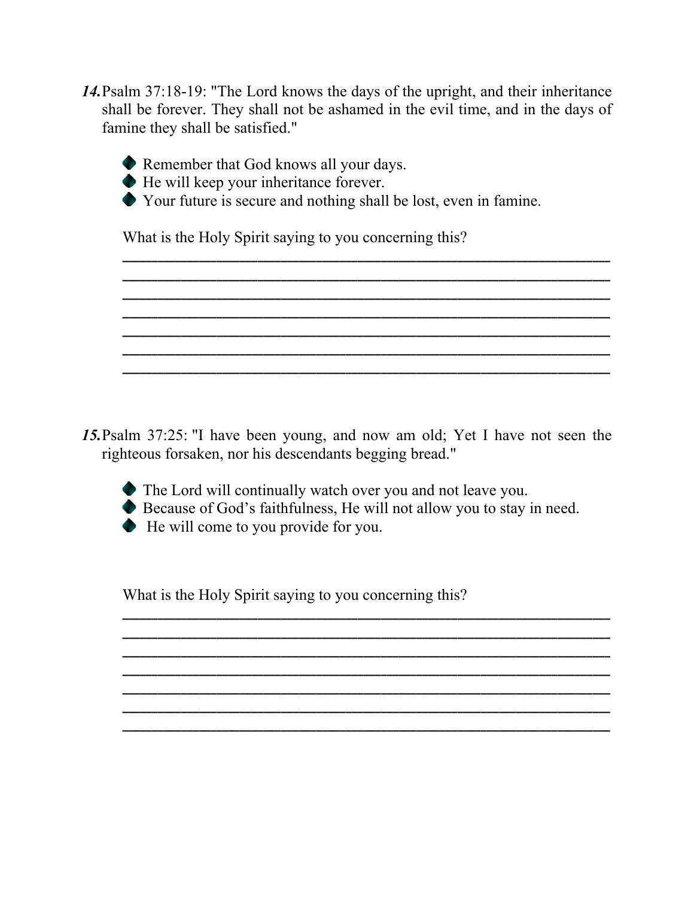***14.*** Psalm 37:18-19: "The Lord knows the days of the upright, and their inheritance shall be forever. They shall not be ashamed in the evil time, and in the days of famine they shall be satisfied."

- Remember that God knows all your days.
- He will keep your inheritance forever.
- Your future is secure and nothing shall be lost, even in famine.

What is the Holy Spirit saying to you concerning this?

_______________________________________________________________

_______________________________________________________________

_______________________________________________________________

_______________________________________________________________

_______________________________________________________________

_______________________________________________________________

_______________________________________________________________

***15.*** Psalm 37:25: "I have been young, and now am old; Yet I have not seen the righteous forsaken, nor his descendants begging bread."

- The Lord will continually watch over you and not leave you.
- Because of God's faithfulness, He will not allow you to stay in need.
- He will come to you provide for you.

What is the Holy Spirit saying to you concerning this?

_______________________________________________________________

_______________________________________________________________

_______________________________________________________________

_______________________________________________________________

_______________________________________________________________

_______________________________________________________________

_______________________________________________________________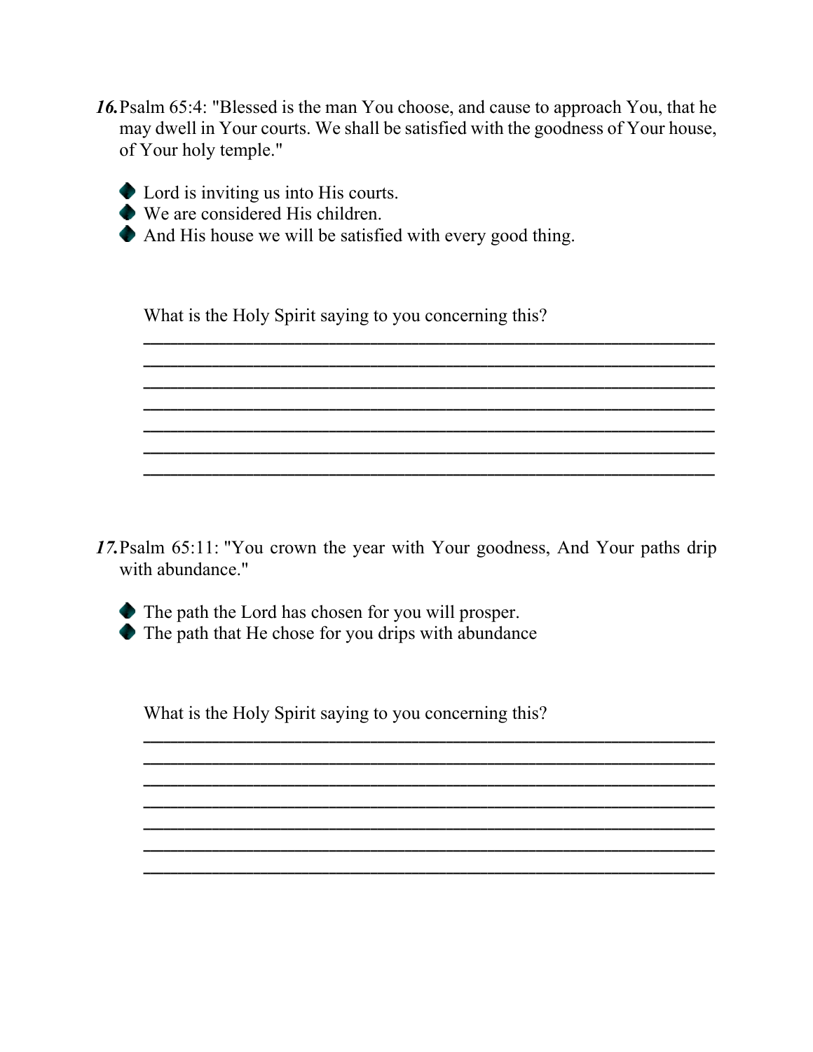**16.** Psalm 65:4: "Blessed is the man You choose, and cause to approach You, that he may dwell in Your courts. We shall be satisfied with the goodness of Your house, of Your holy temple."

- Lord is inviting us into His courts.
- We are considered His children.
- And His house we will be satisfied with every good thing.

What is the Holy Spirit saying to you concerning this?

_______________________________________________________________
_______________________________________________________________
_______________________________________________________________
_______________________________________________________________
_______________________________________________________________
_______________________________________________________________
_______________________________________________________________

**17.** Psalm 65:11: "You crown the year with Your goodness, And Your paths drip with abundance."

- The path the Lord has chosen for you will prosper.
- The path that He chose for you drips with abundance

What is the Holy Spirit saying to you concerning this?

_______________________________________________________________
_______________________________________________________________
_______________________________________________________________
_______________________________________________________________
_______________________________________________________________
_______________________________________________________________
_______________________________________________________________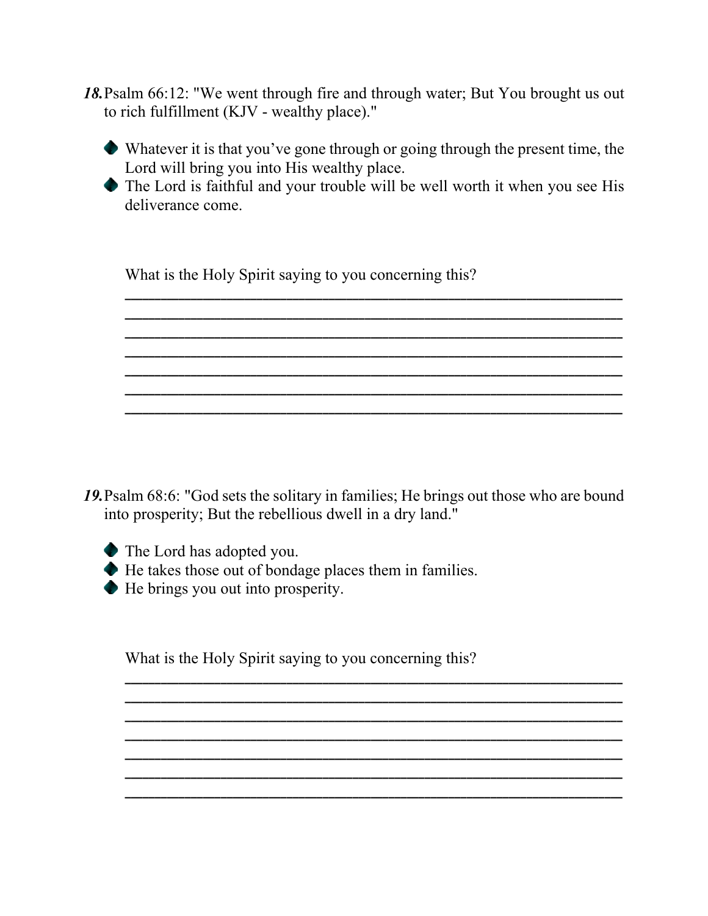**18.** Psalm 66:12: "We went through fire and through water; But You brought us out to rich fulfillment (KJV - wealthy place)."

- Whatever it is that you've gone through or going through the present time, the Lord will bring you into His wealthy place.
- The Lord is faithful and your trouble will be well worth it when you see His deliverance come.

What is the Holy Spirit saying to you concerning this?

___________________________________________________________

___________________________________________________________

___________________________________________________________

___________________________________________________________

___________________________________________________________

___________________________________________________________

___________________________________________________________

**19.** Psalm 68:6: "God sets the solitary in families; He brings out those who are bound into prosperity; But the rebellious dwell in a dry land."

- The Lord has adopted you.
- He takes those out of bondage places them in families.
- He brings you out into prosperity.

What is the Holy Spirit saying to you concerning this?

___________________________________________________________

___________________________________________________________

___________________________________________________________

___________________________________________________________

___________________________________________________________

___________________________________________________________

___________________________________________________________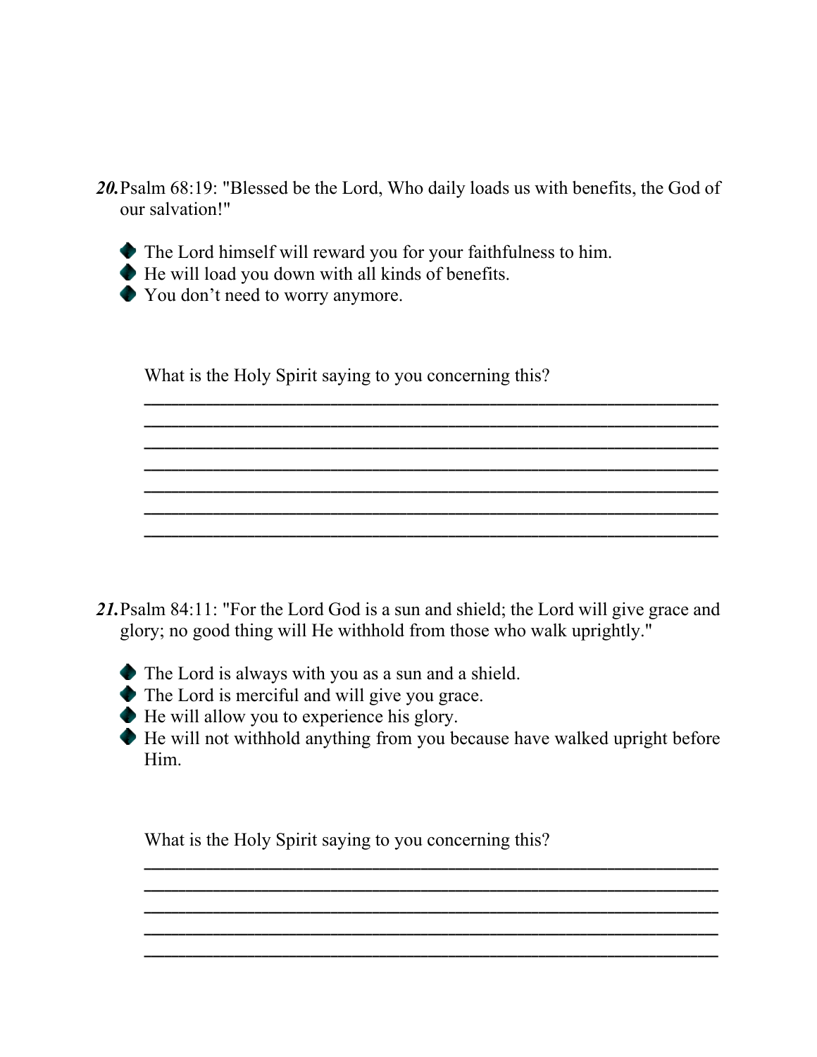***20.*** Psalm 68:19: "Blessed be the Lord, Who daily loads us with benefits, the God of our salvation!"

- The Lord himself will reward you for your faithfulness to him.
- He will load you down with all kinds of benefits.
- You don't need to worry anymore.

What is the Holy Spirit saying to you concerning this?

_______________________________________________________________
_______________________________________________________________
_______________________________________________________________
_______________________________________________________________
_______________________________________________________________
_______________________________________________________________
_______________________________________________________________

***21.*** Psalm 84:11: "For the Lord God is a sun and shield; the Lord will give grace and glory; no good thing will He withhold from those who walk uprightly."

- The Lord is always with you as a sun and a shield.
- The Lord is merciful and will give you grace.
- He will allow you to experience his glory.
- He will not withhold anything from you because have walked upright before Him.

What is the Holy Spirit saying to you concerning this?

_______________________________________________________________
_______________________________________________________________
_______________________________________________________________
_______________________________________________________________
_______________________________________________________________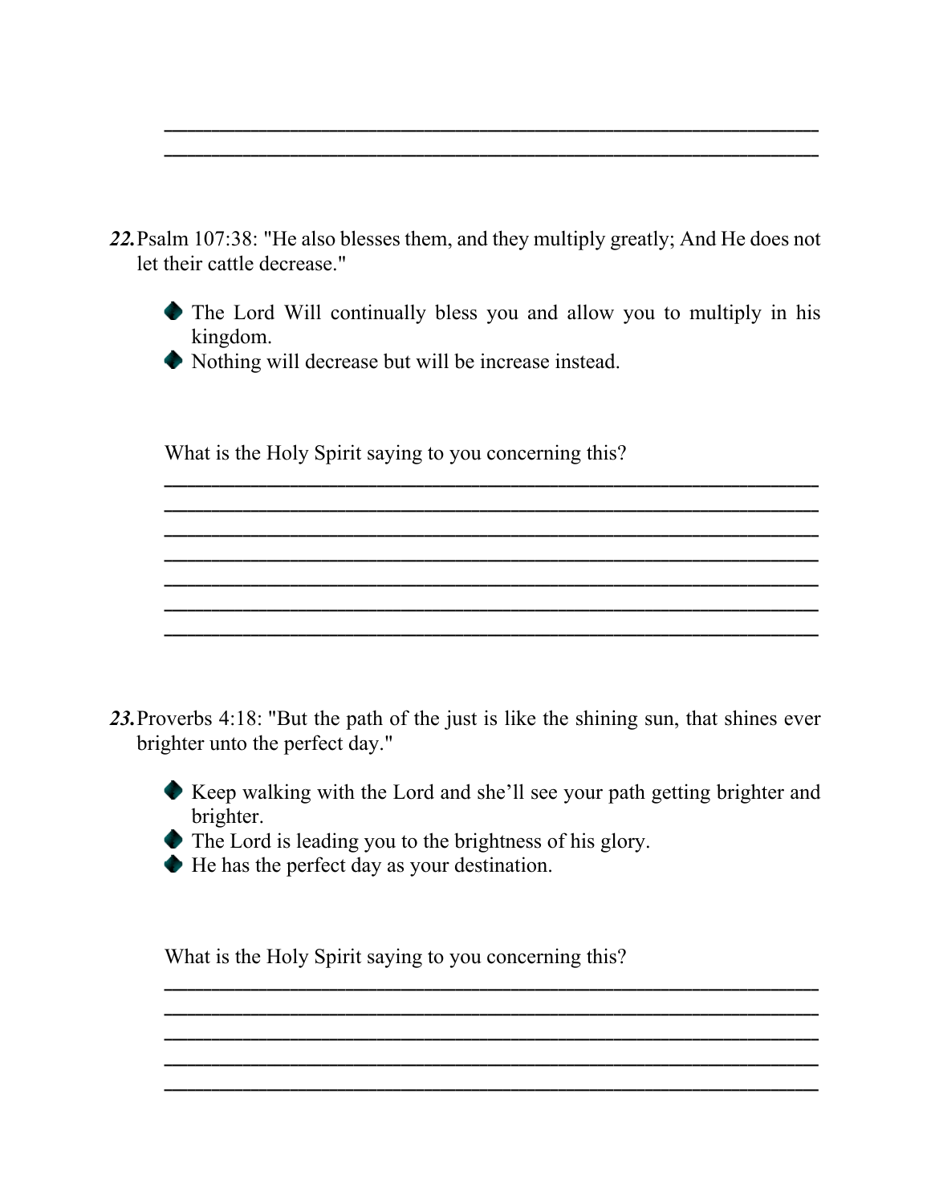\_\_\_\_\_\_\_\_\_\_\_\_\_\_\_\_\_\_\_\_\_\_\_\_\_\_\_\_\_\_\_\_\_\_\_\_\_\_\_\_\_\_\_\_\_\_\_\_\_\_\_\_\_\_\_\_\_\_\_\_\_\_
\_\_\_\_\_\_\_\_\_\_\_\_\_\_\_\_\_\_\_\_\_\_\_\_\_\_\_\_\_\_\_\_\_\_\_\_\_\_\_\_\_\_\_\_\_\_\_\_\_\_\_\_\_\_\_\_\_\_\_\_\_\_

***22.*** Psalm 107:38: "He also blesses them, and they multiply greatly; And He does not let their cattle decrease."

- The Lord Will continually bless you and allow you to multiply in his kingdom.
- Nothing will decrease but will be increase instead.

What is the Holy Spirit saying to you concerning this?

\_\_\_\_\_\_\_\_\_\_\_\_\_\_\_\_\_\_\_\_\_\_\_\_\_\_\_\_\_\_\_\_\_\_\_\_\_\_\_\_\_\_\_\_\_\_\_\_\_\_\_\_\_\_\_\_\_\_\_\_\_\_
\_\_\_\_\_\_\_\_\_\_\_\_\_\_\_\_\_\_\_\_\_\_\_\_\_\_\_\_\_\_\_\_\_\_\_\_\_\_\_\_\_\_\_\_\_\_\_\_\_\_\_\_\_\_\_\_\_\_\_\_\_\_
\_\_\_\_\_\_\_\_\_\_\_\_\_\_\_\_\_\_\_\_\_\_\_\_\_\_\_\_\_\_\_\_\_\_\_\_\_\_\_\_\_\_\_\_\_\_\_\_\_\_\_\_\_\_\_\_\_\_\_\_\_\_
\_\_\_\_\_\_\_\_\_\_\_\_\_\_\_\_\_\_\_\_\_\_\_\_\_\_\_\_\_\_\_\_\_\_\_\_\_\_\_\_\_\_\_\_\_\_\_\_\_\_\_\_\_\_\_\_\_\_\_\_\_\_
\_\_\_\_\_\_\_\_\_\_\_\_\_\_\_\_\_\_\_\_\_\_\_\_\_\_\_\_\_\_\_\_\_\_\_\_\_\_\_\_\_\_\_\_\_\_\_\_\_\_\_\_\_\_\_\_\_\_\_\_\_\_
\_\_\_\_\_\_\_\_\_\_\_\_\_\_\_\_\_\_\_\_\_\_\_\_\_\_\_\_\_\_\_\_\_\_\_\_\_\_\_\_\_\_\_\_\_\_\_\_\_\_\_\_\_\_\_\_\_\_\_\_\_\_
\_\_\_\_\_\_\_\_\_\_\_\_\_\_\_\_\_\_\_\_\_\_\_\_\_\_\_\_\_\_\_\_\_\_\_\_\_\_\_\_\_\_\_\_\_\_\_\_\_\_\_\_\_\_\_\_\_\_\_\_\_\_

***23.*** Proverbs 4:18: "But the path of the just is like the shining sun, that shines ever brighter unto the perfect day."

- Keep walking with the Lord and she'll see your path getting brighter and brighter.
- The Lord is leading you to the brightness of his glory.
- He has the perfect day as your destination.

What is the Holy Spirit saying to you concerning this?

\_\_\_\_\_\_\_\_\_\_\_\_\_\_\_\_\_\_\_\_\_\_\_\_\_\_\_\_\_\_\_\_\_\_\_\_\_\_\_\_\_\_\_\_\_\_\_\_\_\_\_\_\_\_\_\_\_\_\_\_\_\_
\_\_\_\_\_\_\_\_\_\_\_\_\_\_\_\_\_\_\_\_\_\_\_\_\_\_\_\_\_\_\_\_\_\_\_\_\_\_\_\_\_\_\_\_\_\_\_\_\_\_\_\_\_\_\_\_\_\_\_\_\_\_
\_\_\_\_\_\_\_\_\_\_\_\_\_\_\_\_\_\_\_\_\_\_\_\_\_\_\_\_\_\_\_\_\_\_\_\_\_\_\_\_\_\_\_\_\_\_\_\_\_\_\_\_\_\_\_\_\_\_\_\_\_\_
\_\_\_\_\_\_\_\_\_\_\_\_\_\_\_\_\_\_\_\_\_\_\_\_\_\_\_\_\_\_\_\_\_\_\_\_\_\_\_\_\_\_\_\_\_\_\_\_\_\_\_\_\_\_\_\_\_\_\_\_\_\_
\_\_\_\_\_\_\_\_\_\_\_\_\_\_\_\_\_\_\_\_\_\_\_\_\_\_\_\_\_\_\_\_\_\_\_\_\_\_\_\_\_\_\_\_\_\_\_\_\_\_\_\_\_\_\_\_\_\_\_\_\_\_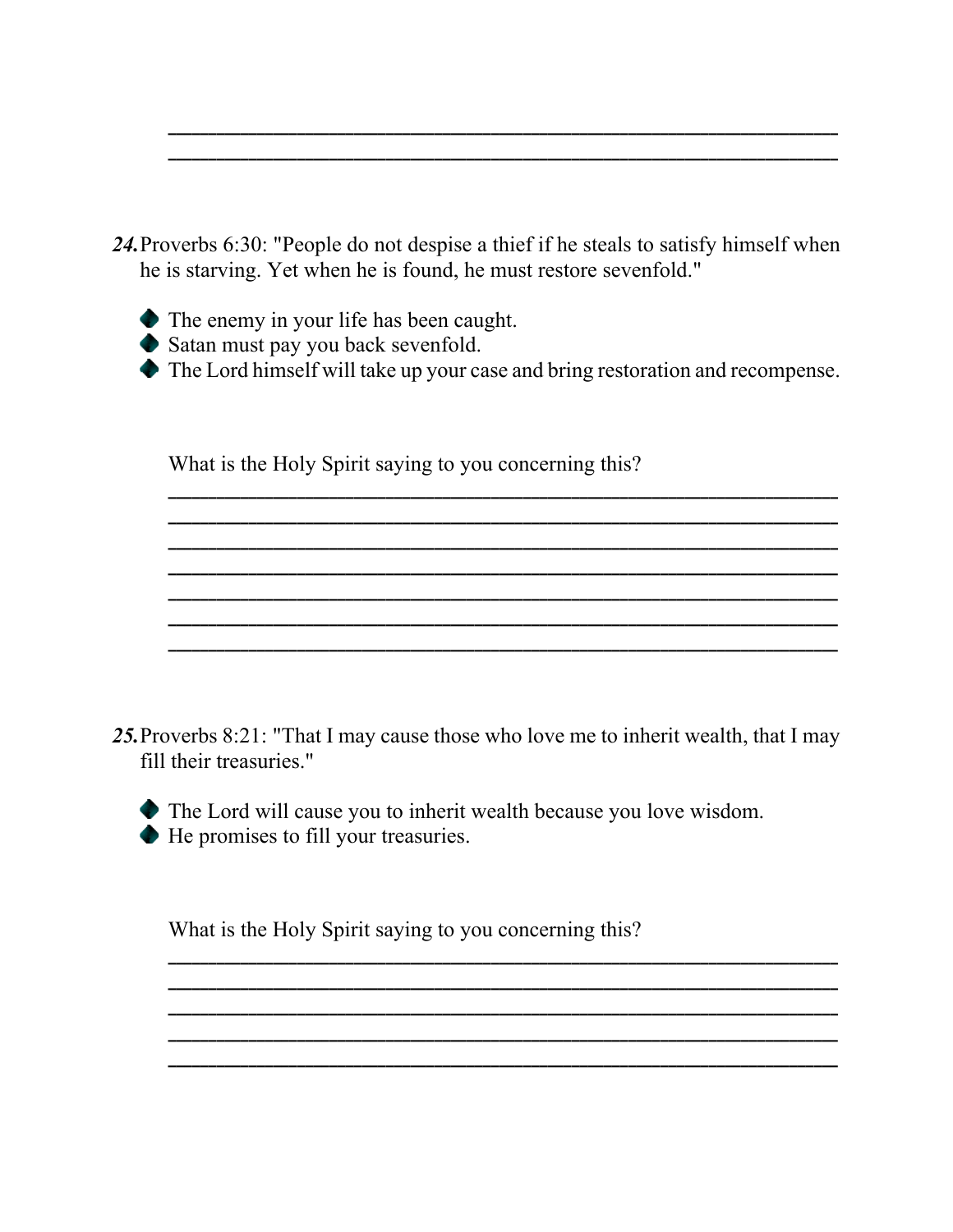\_\_\_\_\_\_\_\_\_\_\_\_\_\_\_\_\_\_\_\_\_\_\_\_\_\_\_\_\_\_\_\_\_\_\_\_\_\_\_\_\_\_\_\_\_\_\_\_\_\_\_\_\_\_\_\_
\_\_\_\_\_\_\_\_\_\_\_\_\_\_\_\_\_\_\_\_\_\_\_\_\_\_\_\_\_\_\_\_\_\_\_\_\_\_\_\_\_\_\_\_\_\_\_\_\_\_\_\_\_\_\_\_

***24.*** Proverbs 6:30: "People do not despise a thief if he steals to satisfy himself when he is starving. Yet when he is found, he must restore sevenfold."

- The enemy in your life has been caught.
- Satan must pay you back sevenfold.
- The Lord himself will take up your case and bring restoration and recompense.

What is the Holy Spirit saying to you concerning this?

\_\_\_\_\_\_\_\_\_\_\_\_\_\_\_\_\_\_\_\_\_\_\_\_\_\_\_\_\_\_\_\_\_\_\_\_\_\_\_\_\_\_\_\_\_\_\_\_\_\_\_\_\_\_\_\_
\_\_\_\_\_\_\_\_\_\_\_\_\_\_\_\_\_\_\_\_\_\_\_\_\_\_\_\_\_\_\_\_\_\_\_\_\_\_\_\_\_\_\_\_\_\_\_\_\_\_\_\_\_\_\_\_
\_\_\_\_\_\_\_\_\_\_\_\_\_\_\_\_\_\_\_\_\_\_\_\_\_\_\_\_\_\_\_\_\_\_\_\_\_\_\_\_\_\_\_\_\_\_\_\_\_\_\_\_\_\_\_\_
\_\_\_\_\_\_\_\_\_\_\_\_\_\_\_\_\_\_\_\_\_\_\_\_\_\_\_\_\_\_\_\_\_\_\_\_\_\_\_\_\_\_\_\_\_\_\_\_\_\_\_\_\_\_\_\_
\_\_\_\_\_\_\_\_\_\_\_\_\_\_\_\_\_\_\_\_\_\_\_\_\_\_\_\_\_\_\_\_\_\_\_\_\_\_\_\_\_\_\_\_\_\_\_\_\_\_\_\_\_\_\_\_
\_\_\_\_\_\_\_\_\_\_\_\_\_\_\_\_\_\_\_\_\_\_\_\_\_\_\_\_\_\_\_\_\_\_\_\_\_\_\_\_\_\_\_\_\_\_\_\_\_\_\_\_\_\_\_\_
\_\_\_\_\_\_\_\_\_\_\_\_\_\_\_\_\_\_\_\_\_\_\_\_\_\_\_\_\_\_\_\_\_\_\_\_\_\_\_\_\_\_\_\_\_\_\_\_\_\_\_\_\_\_\_\_

***25.*** Proverbs 8:21: "That I may cause those who love me to inherit wealth, that I may fill their treasuries."

- The Lord will cause you to inherit wealth because you love wisdom.
- He promises to fill your treasuries.

What is the Holy Spirit saying to you concerning this?

\_\_\_\_\_\_\_\_\_\_\_\_\_\_\_\_\_\_\_\_\_\_\_\_\_\_\_\_\_\_\_\_\_\_\_\_\_\_\_\_\_\_\_\_\_\_\_\_\_\_\_\_\_\_\_\_
\_\_\_\_\_\_\_\_\_\_\_\_\_\_\_\_\_\_\_\_\_\_\_\_\_\_\_\_\_\_\_\_\_\_\_\_\_\_\_\_\_\_\_\_\_\_\_\_\_\_\_\_\_\_\_\_
\_\_\_\_\_\_\_\_\_\_\_\_\_\_\_\_\_\_\_\_\_\_\_\_\_\_\_\_\_\_\_\_\_\_\_\_\_\_\_\_\_\_\_\_\_\_\_\_\_\_\_\_\_\_\_\_
\_\_\_\_\_\_\_\_\_\_\_\_\_\_\_\_\_\_\_\_\_\_\_\_\_\_\_\_\_\_\_\_\_\_\_\_\_\_\_\_\_\_\_\_\_\_\_\_\_\_\_\_\_\_\_\_
\_\_\_\_\_\_\_\_\_\_\_\_\_\_\_\_\_\_\_\_\_\_\_\_\_\_\_\_\_\_\_\_\_\_\_\_\_\_\_\_\_\_\_\_\_\_\_\_\_\_\_\_\_\_\_\_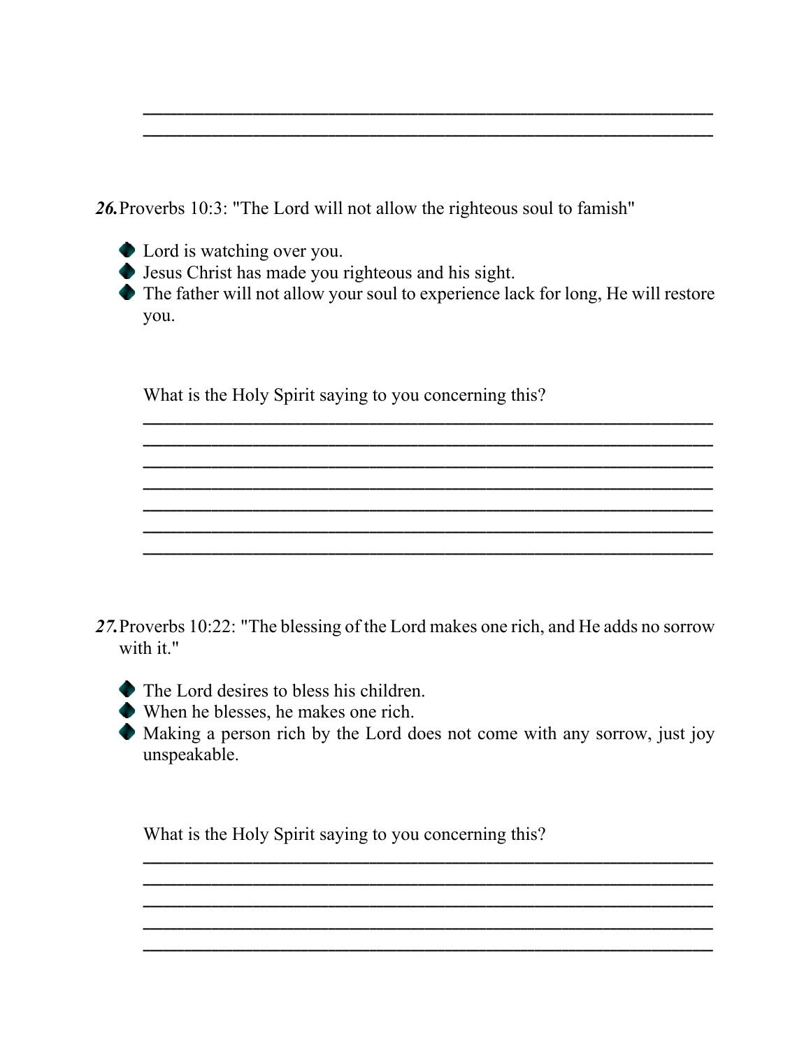\_\_\_\_\_\_\_\_\_\_\_\_\_\_\_\_\_\_\_\_\_\_\_\_\_\_\_\_\_\_\_\_\_\_\_\_\_\_\_\_\_\_\_\_\_\_\_\_\_\_\_\_\_\_\_\_\_\_\_\_
\_\_\_\_\_\_\_\_\_\_\_\_\_\_\_\_\_\_\_\_\_\_\_\_\_\_\_\_\_\_\_\_\_\_\_\_\_\_\_\_\_\_\_\_\_\_\_\_\_\_\_\_\_\_\_\_\_\_\_\_

***26.*** Proverbs 10:3: "The Lord will not allow the righteous soul to famish"

- Lord is watching over you.
- Jesus Christ has made you righteous and his sight.
- The father will not allow your soul to experience lack for long, He will restore you.

What is the Holy Spirit saying to you concerning this?

\_\_\_\_\_\_\_\_\_\_\_\_\_\_\_\_\_\_\_\_\_\_\_\_\_\_\_\_\_\_\_\_\_\_\_\_\_\_\_\_\_\_\_\_\_\_\_\_\_\_\_\_\_\_\_\_\_\_\_\_
\_\_\_\_\_\_\_\_\_\_\_\_\_\_\_\_\_\_\_\_\_\_\_\_\_\_\_\_\_\_\_\_\_\_\_\_\_\_\_\_\_\_\_\_\_\_\_\_\_\_\_\_\_\_\_\_\_\_\_\_
\_\_\_\_\_\_\_\_\_\_\_\_\_\_\_\_\_\_\_\_\_\_\_\_\_\_\_\_\_\_\_\_\_\_\_\_\_\_\_\_\_\_\_\_\_\_\_\_\_\_\_\_\_\_\_\_\_\_\_\_
\_\_\_\_\_\_\_\_\_\_\_\_\_\_\_\_\_\_\_\_\_\_\_\_\_\_\_\_\_\_\_\_\_\_\_\_\_\_\_\_\_\_\_\_\_\_\_\_\_\_\_\_\_\_\_\_\_\_\_\_
\_\_\_\_\_\_\_\_\_\_\_\_\_\_\_\_\_\_\_\_\_\_\_\_\_\_\_\_\_\_\_\_\_\_\_\_\_\_\_\_\_\_\_\_\_\_\_\_\_\_\_\_\_\_\_\_\_\_\_\_
\_\_\_\_\_\_\_\_\_\_\_\_\_\_\_\_\_\_\_\_\_\_\_\_\_\_\_\_\_\_\_\_\_\_\_\_\_\_\_\_\_\_\_\_\_\_\_\_\_\_\_\_\_\_\_\_\_\_\_\_
\_\_\_\_\_\_\_\_\_\_\_\_\_\_\_\_\_\_\_\_\_\_\_\_\_\_\_\_\_\_\_\_\_\_\_\_\_\_\_\_\_\_\_\_\_\_\_\_\_\_\_\_\_\_\_\_\_\_\_\_

***27.*** Proverbs 10:22: "The blessing of the Lord makes one rich, and He adds no sorrow with it."

- The Lord desires to bless his children.
- When he blesses, he makes one rich.
- Making a person rich by the Lord does not come with any sorrow, just joy unspeakable.

What is the Holy Spirit saying to you concerning this?

\_\_\_\_\_\_\_\_\_\_\_\_\_\_\_\_\_\_\_\_\_\_\_\_\_\_\_\_\_\_\_\_\_\_\_\_\_\_\_\_\_\_\_\_\_\_\_\_\_\_\_\_\_\_\_\_\_\_\_\_
\_\_\_\_\_\_\_\_\_\_\_\_\_\_\_\_\_\_\_\_\_\_\_\_\_\_\_\_\_\_\_\_\_\_\_\_\_\_\_\_\_\_\_\_\_\_\_\_\_\_\_\_\_\_\_\_\_\_\_\_
\_\_\_\_\_\_\_\_\_\_\_\_\_\_\_\_\_\_\_\_\_\_\_\_\_\_\_\_\_\_\_\_\_\_\_\_\_\_\_\_\_\_\_\_\_\_\_\_\_\_\_\_\_\_\_\_\_\_\_\_
\_\_\_\_\_\_\_\_\_\_\_\_\_\_\_\_\_\_\_\_\_\_\_\_\_\_\_\_\_\_\_\_\_\_\_\_\_\_\_\_\_\_\_\_\_\_\_\_\_\_\_\_\_\_\_\_\_\_\_\_
\_\_\_\_\_\_\_\_\_\_\_\_\_\_\_\_\_\_\_\_\_\_\_\_\_\_\_\_\_\_\_\_\_\_\_\_\_\_\_\_\_\_\_\_\_\_\_\_\_\_\_\_\_\_\_\_\_\_\_\_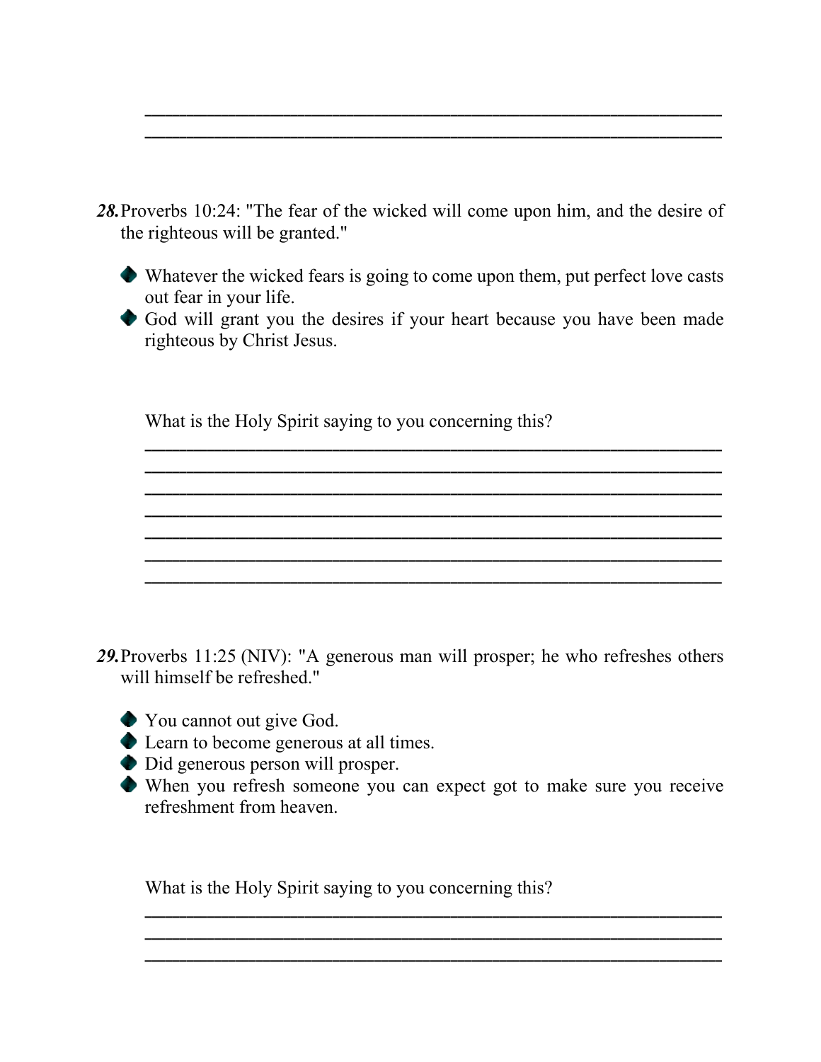_______________________________________________________________
_______________________________________________________________

***28.*** Proverbs 10:24: "The fear of the wicked will come upon him, and the desire of the righteous will be granted."

- Whatever the wicked fears is going to come upon them, put perfect love casts out fear in your life.
- God will grant you the desires if your heart because you have been made righteous by Christ Jesus.

What is the Holy Spirit saying to you concerning this?

_______________________________________________________________
_______________________________________________________________
_______________________________________________________________
_______________________________________________________________
_______________________________________________________________
_______________________________________________________________
_______________________________________________________________

***29.*** Proverbs 11:25 (NIV): "A generous man will prosper; he who refreshes others will himself be refreshed."

- You cannot out give God.
- Learn to become generous at all times.
- Did generous person will prosper.
- When you refresh someone you can expect got to make sure you receive refreshment from heaven.

What is the Holy Spirit saying to you concerning this?

_______________________________________________________________
_______________________________________________________________
_______________________________________________________________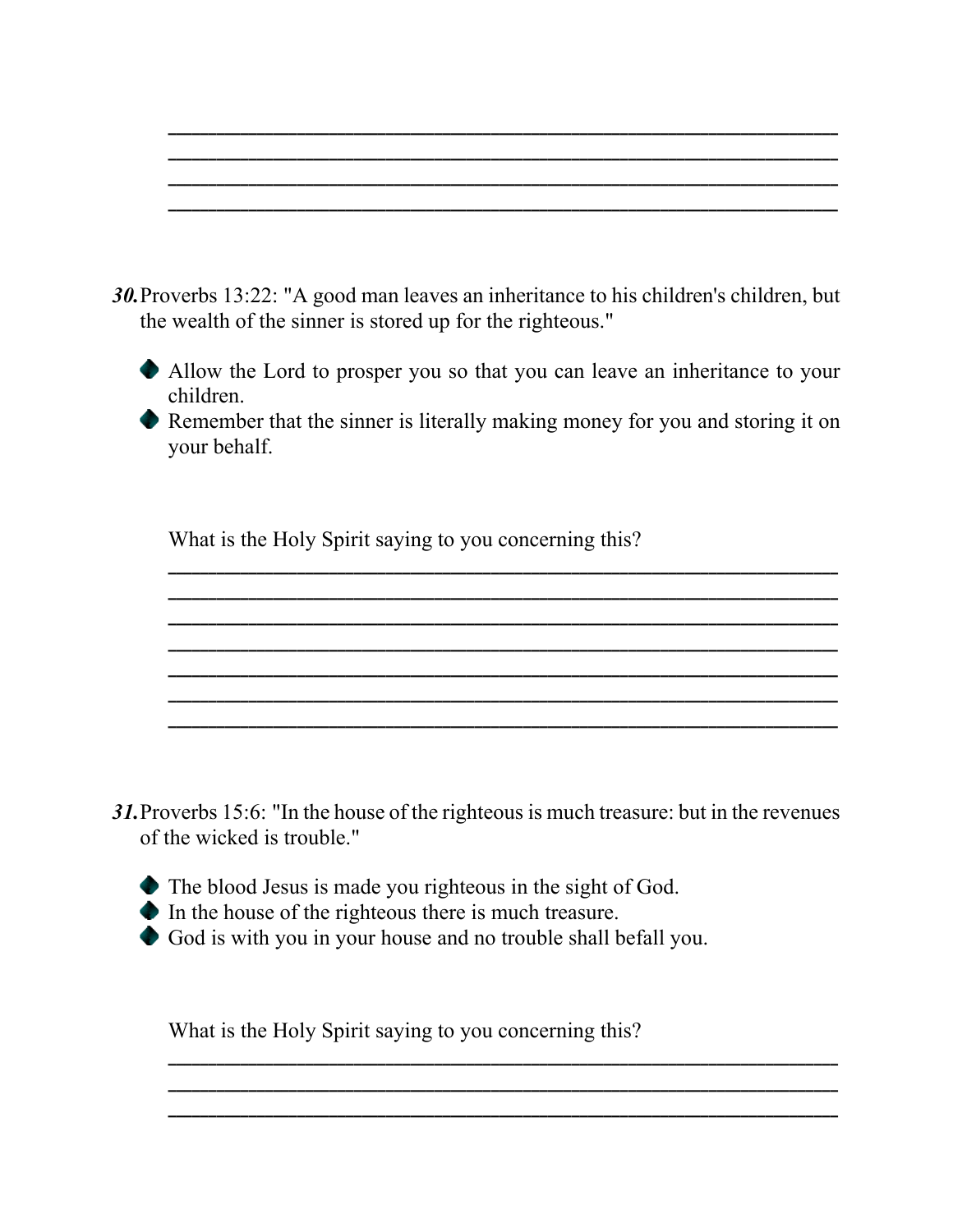________________________________________________________________
________________________________________________________________
________________________________________________________________
________________________________________________________________

***30.*** Proverbs 13:22: "A good man leaves an inheritance to his children's children, but the wealth of the sinner is stored up for the righteous."

- Allow the Lord to prosper you so that you can leave an inheritance to your children.
- Remember that the sinner is literally making money for you and storing it on your behalf.

What is the Holy Spirit saying to you concerning this?

________________________________________________________________
________________________________________________________________
________________________________________________________________
________________________________________________________________
________________________________________________________________
________________________________________________________________
________________________________________________________________

***31.*** Proverbs 15:6: "In the house of the righteous is much treasure: but in the revenues of the wicked is trouble."

- The blood Jesus is made you righteous in the sight of God.
- In the house of the righteous there is much treasure.
- God is with you in your house and no trouble shall befall you.

What is the Holy Spirit saying to you concerning this?

________________________________________________________________
________________________________________________________________
________________________________________________________________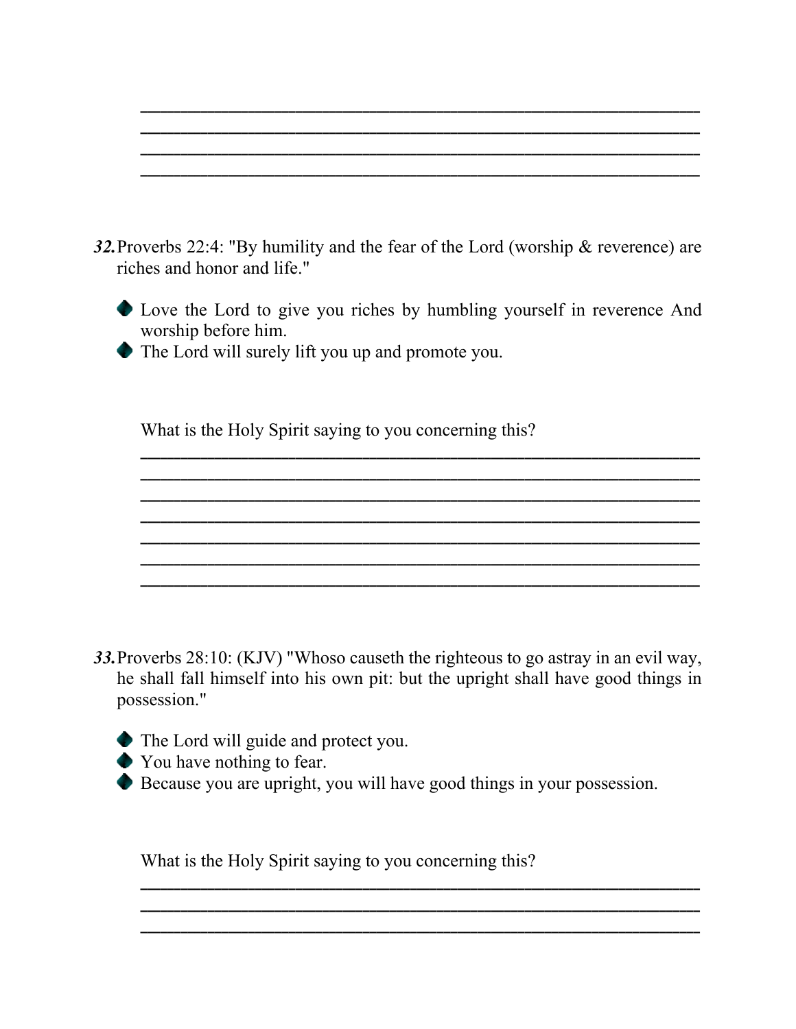\_\_\_\_\_\_\_\_\_\_\_\_\_\_\_\_\_\_\_\_\_\_\_\_\_\_\_\_\_\_\_\_\_\_\_\_\_\_\_\_\_\_\_\_\_\_\_\_\_\_\_\_\_\_\_\_\_\_
\_\_\_\_\_\_\_\_\_\_\_\_\_\_\_\_\_\_\_\_\_\_\_\_\_\_\_\_\_\_\_\_\_\_\_\_\_\_\_\_\_\_\_\_\_\_\_\_\_\_\_\_\_\_\_\_\_\_
\_\_\_\_\_\_\_\_\_\_\_\_\_\_\_\_\_\_\_\_\_\_\_\_\_\_\_\_\_\_\_\_\_\_\_\_\_\_\_\_\_\_\_\_\_\_\_\_\_\_\_\_\_\_\_\_\_\_
\_\_\_\_\_\_\_\_\_\_\_\_\_\_\_\_\_\_\_\_\_\_\_\_\_\_\_\_\_\_\_\_\_\_\_\_\_\_\_\_\_\_\_\_\_\_\_\_\_\_\_\_\_\_\_\_\_\_

***32.*** Proverbs 22:4: "By humility and the fear of the Lord (worship & reverence) are riches and honor and life."

- Love the Lord to give you riches by humbling yourself in reverence And worship before him.
- The Lord will surely lift you up and promote you.

What is the Holy Spirit saying to you concerning this?

\_\_\_\_\_\_\_\_\_\_\_\_\_\_\_\_\_\_\_\_\_\_\_\_\_\_\_\_\_\_\_\_\_\_\_\_\_\_\_\_\_\_\_\_\_\_\_\_\_\_\_\_\_\_\_\_\_\_
\_\_\_\_\_\_\_\_\_\_\_\_\_\_\_\_\_\_\_\_\_\_\_\_\_\_\_\_\_\_\_\_\_\_\_\_\_\_\_\_\_\_\_\_\_\_\_\_\_\_\_\_\_\_\_\_\_\_
\_\_\_\_\_\_\_\_\_\_\_\_\_\_\_\_\_\_\_\_\_\_\_\_\_\_\_\_\_\_\_\_\_\_\_\_\_\_\_\_\_\_\_\_\_\_\_\_\_\_\_\_\_\_\_\_\_\_
\_\_\_\_\_\_\_\_\_\_\_\_\_\_\_\_\_\_\_\_\_\_\_\_\_\_\_\_\_\_\_\_\_\_\_\_\_\_\_\_\_\_\_\_\_\_\_\_\_\_\_\_\_\_\_\_\_\_
\_\_\_\_\_\_\_\_\_\_\_\_\_\_\_\_\_\_\_\_\_\_\_\_\_\_\_\_\_\_\_\_\_\_\_\_\_\_\_\_\_\_\_\_\_\_\_\_\_\_\_\_\_\_\_\_\_\_
\_\_\_\_\_\_\_\_\_\_\_\_\_\_\_\_\_\_\_\_\_\_\_\_\_\_\_\_\_\_\_\_\_\_\_\_\_\_\_\_\_\_\_\_\_\_\_\_\_\_\_\_\_\_\_\_\_\_
\_\_\_\_\_\_\_\_\_\_\_\_\_\_\_\_\_\_\_\_\_\_\_\_\_\_\_\_\_\_\_\_\_\_\_\_\_\_\_\_\_\_\_\_\_\_\_\_\_\_\_\_\_\_\_\_\_\_

***33.*** Proverbs 28:10: (KJV) "Whoso causeth the righteous to go astray in an evil way, he shall fall himself into his own pit: but the upright shall have good things in possession."

- The Lord will guide and protect you.
- You have nothing to fear.
- Because you are upright, you will have good things in your possession.

What is the Holy Spirit saying to you concerning this?

\_\_\_\_\_\_\_\_\_\_\_\_\_\_\_\_\_\_\_\_\_\_\_\_\_\_\_\_\_\_\_\_\_\_\_\_\_\_\_\_\_\_\_\_\_\_\_\_\_\_\_\_\_\_\_\_\_\_
\_\_\_\_\_\_\_\_\_\_\_\_\_\_\_\_\_\_\_\_\_\_\_\_\_\_\_\_\_\_\_\_\_\_\_\_\_\_\_\_\_\_\_\_\_\_\_\_\_\_\_\_\_\_\_\_\_\_
\_\_\_\_\_\_\_\_\_\_\_\_\_\_\_\_\_\_\_\_\_\_\_\_\_\_\_\_\_\_\_\_\_\_\_\_\_\_\_\_\_\_\_\_\_\_\_\_\_\_\_\_\_\_\_\_\_\_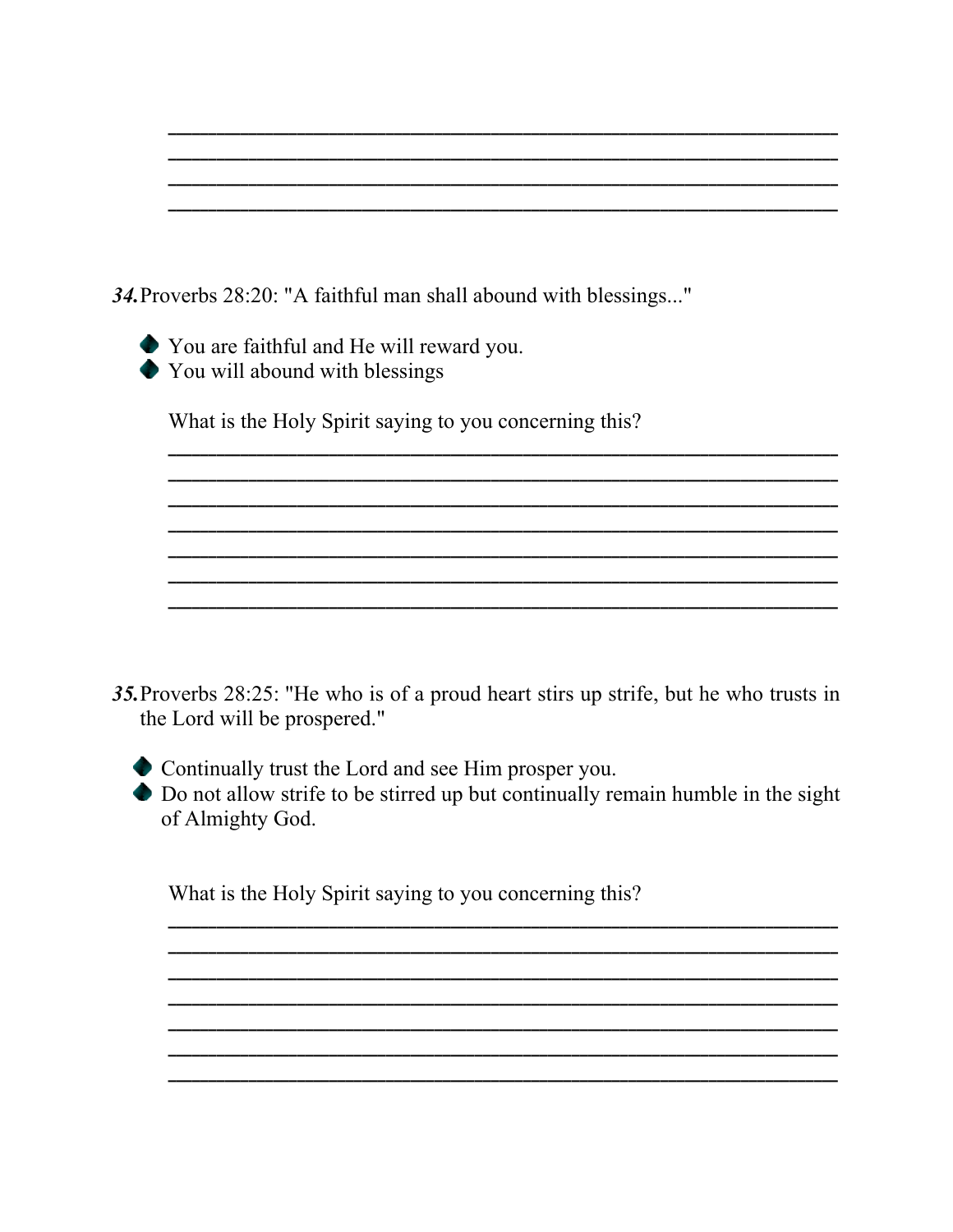\_\_\_\_\_\_\_\_\_\_\_\_\_\_\_\_\_\_\_\_\_\_\_\_\_\_\_\_\_\_\_\_\_\_\_\_\_\_\_\_\_\_\_\_\_\_\_\_\_\_\_\_\_\_\_\_
\_\_\_\_\_\_\_\_\_\_\_\_\_\_\_\_\_\_\_\_\_\_\_\_\_\_\_\_\_\_\_\_\_\_\_\_\_\_\_\_\_\_\_\_\_\_\_\_\_\_\_\_\_\_\_\_
\_\_\_\_\_\_\_\_\_\_\_\_\_\_\_\_\_\_\_\_\_\_\_\_\_\_\_\_\_\_\_\_\_\_\_\_\_\_\_\_\_\_\_\_\_\_\_\_\_\_\_\_\_\_\_\_
\_\_\_\_\_\_\_\_\_\_\_\_\_\_\_\_\_\_\_\_\_\_\_\_\_\_\_\_\_\_\_\_\_\_\_\_\_\_\_\_\_\_\_\_\_\_\_\_\_\_\_\_\_\_\_\_

***34.*** Proverbs 28:20: "A faithful man shall abound with blessings..."

- You are faithful and He will reward you.
- You will abound with blessings

What is the Holy Spirit saying to you concerning this?

\_\_\_\_\_\_\_\_\_\_\_\_\_\_\_\_\_\_\_\_\_\_\_\_\_\_\_\_\_\_\_\_\_\_\_\_\_\_\_\_\_\_\_\_\_\_\_\_\_\_\_\_\_\_\_\_
\_\_\_\_\_\_\_\_\_\_\_\_\_\_\_\_\_\_\_\_\_\_\_\_\_\_\_\_\_\_\_\_\_\_\_\_\_\_\_\_\_\_\_\_\_\_\_\_\_\_\_\_\_\_\_\_
\_\_\_\_\_\_\_\_\_\_\_\_\_\_\_\_\_\_\_\_\_\_\_\_\_\_\_\_\_\_\_\_\_\_\_\_\_\_\_\_\_\_\_\_\_\_\_\_\_\_\_\_\_\_\_\_
\_\_\_\_\_\_\_\_\_\_\_\_\_\_\_\_\_\_\_\_\_\_\_\_\_\_\_\_\_\_\_\_\_\_\_\_\_\_\_\_\_\_\_\_\_\_\_\_\_\_\_\_\_\_\_\_
\_\_\_\_\_\_\_\_\_\_\_\_\_\_\_\_\_\_\_\_\_\_\_\_\_\_\_\_\_\_\_\_\_\_\_\_\_\_\_\_\_\_\_\_\_\_\_\_\_\_\_\_\_\_\_\_
\_\_\_\_\_\_\_\_\_\_\_\_\_\_\_\_\_\_\_\_\_\_\_\_\_\_\_\_\_\_\_\_\_\_\_\_\_\_\_\_\_\_\_\_\_\_\_\_\_\_\_\_\_\_\_\_
\_\_\_\_\_\_\_\_\_\_\_\_\_\_\_\_\_\_\_\_\_\_\_\_\_\_\_\_\_\_\_\_\_\_\_\_\_\_\_\_\_\_\_\_\_\_\_\_\_\_\_\_\_\_\_\_

***35.*** Proverbs 28:25: "He who is of a proud heart stirs up strife, but he who trusts in the Lord will be prospered."

- Continually trust the Lord and see Him prosper you.
- Do not allow strife to be stirred up but continually remain humble in the sight of Almighty God.

What is the Holy Spirit saying to you concerning this?

\_\_\_\_\_\_\_\_\_\_\_\_\_\_\_\_\_\_\_\_\_\_\_\_\_\_\_\_\_\_\_\_\_\_\_\_\_\_\_\_\_\_\_\_\_\_\_\_\_\_\_\_\_\_\_\_
\_\_\_\_\_\_\_\_\_\_\_\_\_\_\_\_\_\_\_\_\_\_\_\_\_\_\_\_\_\_\_\_\_\_\_\_\_\_\_\_\_\_\_\_\_\_\_\_\_\_\_\_\_\_\_\_
\_\_\_\_\_\_\_\_\_\_\_\_\_\_\_\_\_\_\_\_\_\_\_\_\_\_\_\_\_\_\_\_\_\_\_\_\_\_\_\_\_\_\_\_\_\_\_\_\_\_\_\_\_\_\_\_
\_\_\_\_\_\_\_\_\_\_\_\_\_\_\_\_\_\_\_\_\_\_\_\_\_\_\_\_\_\_\_\_\_\_\_\_\_\_\_\_\_\_\_\_\_\_\_\_\_\_\_\_\_\_\_\_
\_\_\_\_\_\_\_\_\_\_\_\_\_\_\_\_\_\_\_\_\_\_\_\_\_\_\_\_\_\_\_\_\_\_\_\_\_\_\_\_\_\_\_\_\_\_\_\_\_\_\_\_\_\_\_\_
\_\_\_\_\_\_\_\_\_\_\_\_\_\_\_\_\_\_\_\_\_\_\_\_\_\_\_\_\_\_\_\_\_\_\_\_\_\_\_\_\_\_\_\_\_\_\_\_\_\_\_\_\_\_\_\_
\_\_\_\_\_\_\_\_\_\_\_\_\_\_\_\_\_\_\_\_\_\_\_\_\_\_\_\_\_\_\_\_\_\_\_\_\_\_\_\_\_\_\_\_\_\_\_\_\_\_\_\_\_\_\_\_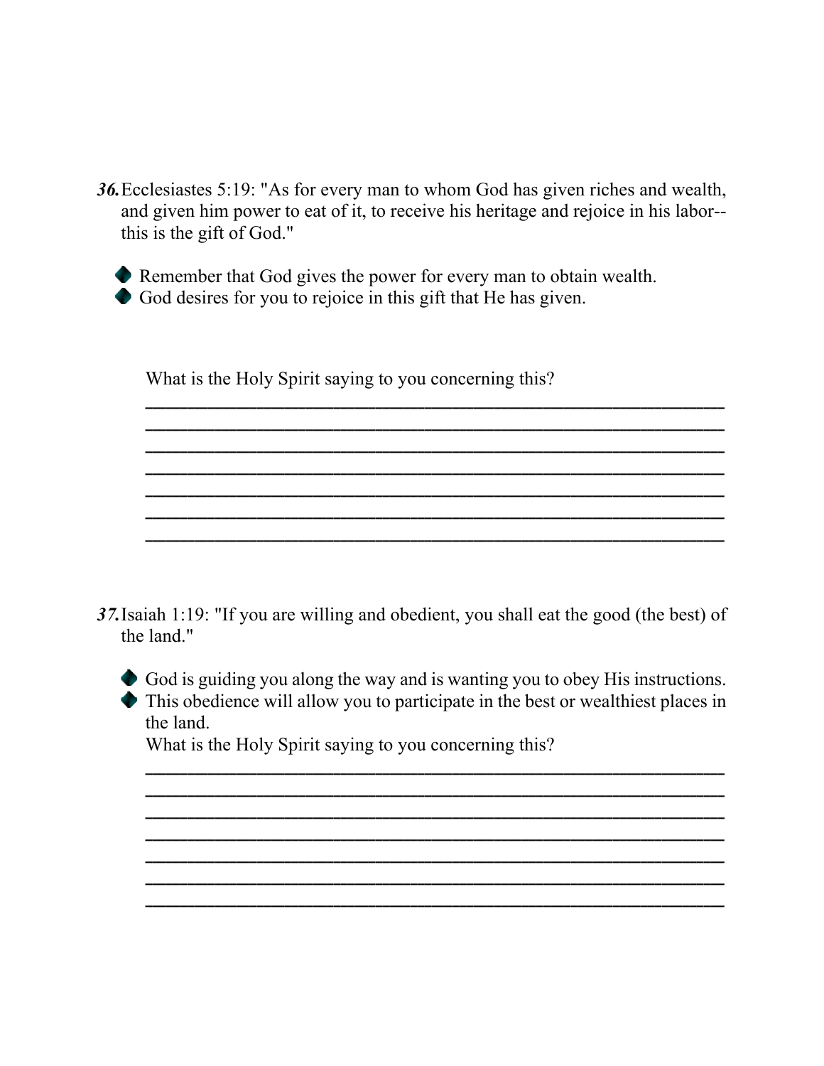***36.*** Ecclesiastes 5:19: "As for every man to whom God has given riches and wealth, and given him power to eat of it, to receive his heritage and rejoice in his labor-- this is the gift of God."

- Remember that God gives the power for every man to obtain wealth.
- God desires for you to rejoice in this gift that He has given.

What is the Holy Spirit saying to you concerning this?

_______________________________________________________________
_______________________________________________________________
_______________________________________________________________
_______________________________________________________________
_______________________________________________________________
_______________________________________________________________
_______________________________________________________________

***37.*** Isaiah 1:19: "If you are willing and obedient, you shall eat the good (the best) of the land."

- God is guiding you along the way and is wanting you to obey His instructions.
- This obedience will allow you to participate in the best or wealthiest places in the land.

What is the Holy Spirit saying to you concerning this?

_______________________________________________________________
_______________________________________________________________
_______________________________________________________________
_______________________________________________________________
_______________________________________________________________
_______________________________________________________________
_______________________________________________________________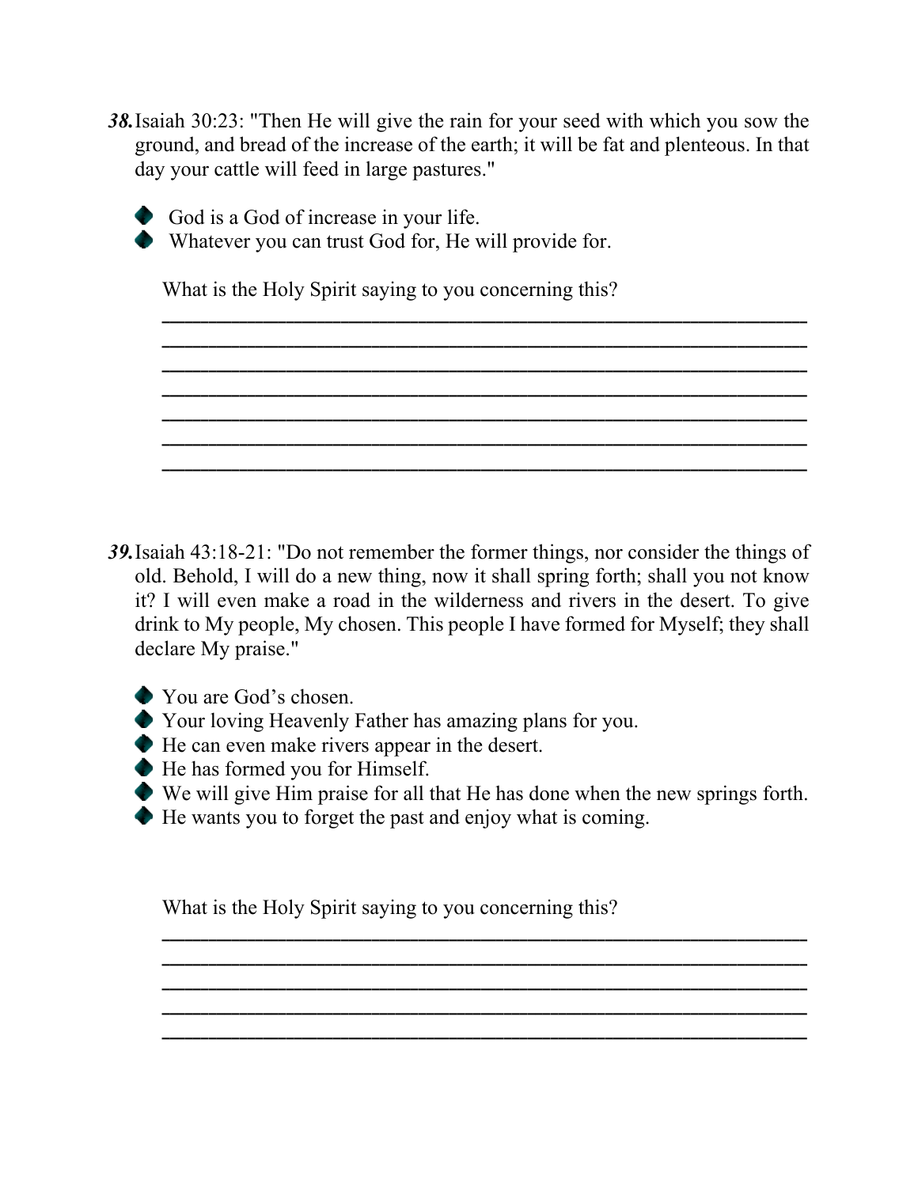***38.*** Isaiah 30:23: "Then He will give the rain for your seed with which you sow the ground, and bread of the increase of the earth; it will be fat and plenteous. In that day your cattle will feed in large pastures."

- God is a God of increase in your life.
- Whatever you can trust God for, He will provide for.

What is the Holy Spirit saying to you concerning this?

\_\_\_\_\_\_\_\_\_\_\_\_\_\_\_\_\_\_\_\_\_\_\_\_\_\_\_\_\_\_\_\_\_\_\_\_\_\_\_\_\_\_\_\_\_\_\_\_\_\_\_\_\_\_\_\_\_\_\_\_
\_\_\_\_\_\_\_\_\_\_\_\_\_\_\_\_\_\_\_\_\_\_\_\_\_\_\_\_\_\_\_\_\_\_\_\_\_\_\_\_\_\_\_\_\_\_\_\_\_\_\_\_\_\_\_\_\_\_\_\_
\_\_\_\_\_\_\_\_\_\_\_\_\_\_\_\_\_\_\_\_\_\_\_\_\_\_\_\_\_\_\_\_\_\_\_\_\_\_\_\_\_\_\_\_\_\_\_\_\_\_\_\_\_\_\_\_\_\_\_\_
\_\_\_\_\_\_\_\_\_\_\_\_\_\_\_\_\_\_\_\_\_\_\_\_\_\_\_\_\_\_\_\_\_\_\_\_\_\_\_\_\_\_\_\_\_\_\_\_\_\_\_\_\_\_\_\_\_\_\_\_
\_\_\_\_\_\_\_\_\_\_\_\_\_\_\_\_\_\_\_\_\_\_\_\_\_\_\_\_\_\_\_\_\_\_\_\_\_\_\_\_\_\_\_\_\_\_\_\_\_\_\_\_\_\_\_\_\_\_\_\_
\_\_\_\_\_\_\_\_\_\_\_\_\_\_\_\_\_\_\_\_\_\_\_\_\_\_\_\_\_\_\_\_\_\_\_\_\_\_\_\_\_\_\_\_\_\_\_\_\_\_\_\_\_\_\_\_\_\_\_\_
\_\_\_\_\_\_\_\_\_\_\_\_\_\_\_\_\_\_\_\_\_\_\_\_\_\_\_\_\_\_\_\_\_\_\_\_\_\_\_\_\_\_\_\_\_\_\_\_\_\_\_\_\_\_\_\_\_\_\_\_

***39.*** Isaiah 43:18-21: "Do not remember the former things, nor consider the things of old. Behold, I will do a new thing, now it shall spring forth; shall you not know it? I will even make a road in the wilderness and rivers in the desert. To give drink to My people, My chosen. This people I have formed for Myself; they shall declare My praise."

- You are God's chosen.
- Your loving Heavenly Father has amazing plans for you.
- He can even make rivers appear in the desert.
- He has formed you for Himself.
- We will give Him praise for all that He has done when the new springs forth.
- He wants you to forget the past and enjoy what is coming.

What is the Holy Spirit saying to you concerning this?

\_\_\_\_\_\_\_\_\_\_\_\_\_\_\_\_\_\_\_\_\_\_\_\_\_\_\_\_\_\_\_\_\_\_\_\_\_\_\_\_\_\_\_\_\_\_\_\_\_\_\_\_\_\_\_\_\_\_\_\_
\_\_\_\_\_\_\_\_\_\_\_\_\_\_\_\_\_\_\_\_\_\_\_\_\_\_\_\_\_\_\_\_\_\_\_\_\_\_\_\_\_\_\_\_\_\_\_\_\_\_\_\_\_\_\_\_\_\_\_\_
\_\_\_\_\_\_\_\_\_\_\_\_\_\_\_\_\_\_\_\_\_\_\_\_\_\_\_\_\_\_\_\_\_\_\_\_\_\_\_\_\_\_\_\_\_\_\_\_\_\_\_\_\_\_\_\_\_\_\_\_
\_\_\_\_\_\_\_\_\_\_\_\_\_\_\_\_\_\_\_\_\_\_\_\_\_\_\_\_\_\_\_\_\_\_\_\_\_\_\_\_\_\_\_\_\_\_\_\_\_\_\_\_\_\_\_\_\_\_\_\_
\_\_\_\_\_\_\_\_\_\_\_\_\_\_\_\_\_\_\_\_\_\_\_\_\_\_\_\_\_\_\_\_\_\_\_\_\_\_\_\_\_\_\_\_\_\_\_\_\_\_\_\_\_\_\_\_\_\_\_\_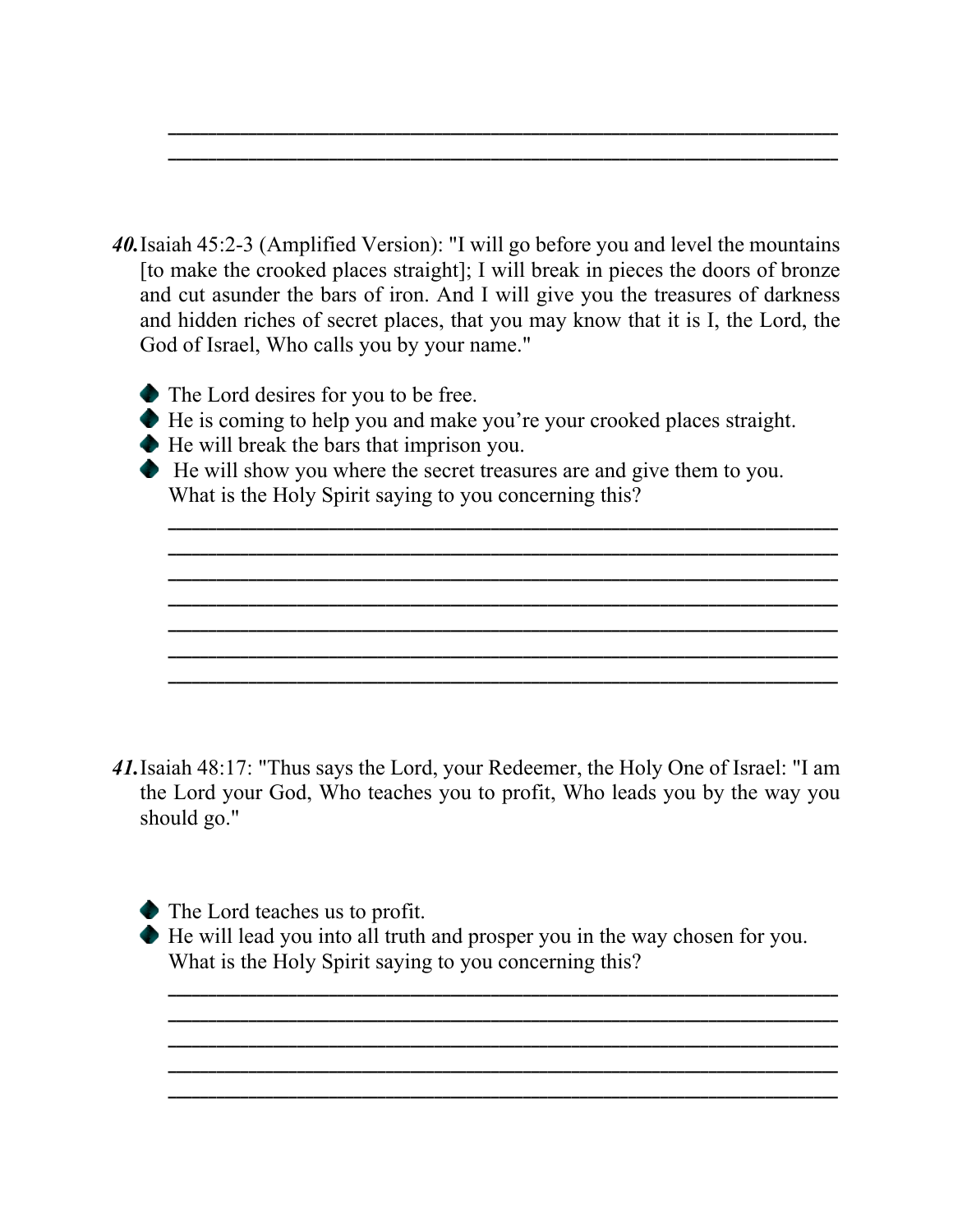\_\_\_\_\_\_\_\_\_\_\_\_\_\_\_\_\_\_\_\_\_\_\_\_\_\_\_\_\_\_\_\_\_\_\_\_\_\_\_\_\_\_\_\_\_\_\_\_\_\_\_\_\_\_\_\_
\_\_\_\_\_\_\_\_\_\_\_\_\_\_\_\_\_\_\_\_\_\_\_\_\_\_\_\_\_\_\_\_\_\_\_\_\_\_\_\_\_\_\_\_\_\_\_\_\_\_\_\_\_\_\_\_

***40.*** Isaiah 45:2-3 (Amplified Version): "I will go before you and level the mountains [to make the crooked places straight]; I will break in pieces the doors of bronze and cut asunder the bars of iron. And I will give you the treasures of darkness and hidden riches of secret places, that you may know that it is I, the Lord, the God of Israel, Who calls you by your name."

- The Lord desires for you to be free.
- He is coming to help you and make you're your crooked places straight.
- He will break the bars that imprison you.
- He will show you where the secret treasures are and give them to you.

What is the Holy Spirit saying to you concerning this?

\_\_\_\_\_\_\_\_\_\_\_\_\_\_\_\_\_\_\_\_\_\_\_\_\_\_\_\_\_\_\_\_\_\_\_\_\_\_\_\_\_\_\_\_\_\_\_\_\_\_\_\_\_\_\_\_
\_\_\_\_\_\_\_\_\_\_\_\_\_\_\_\_\_\_\_\_\_\_\_\_\_\_\_\_\_\_\_\_\_\_\_\_\_\_\_\_\_\_\_\_\_\_\_\_\_\_\_\_\_\_\_\_
\_\_\_\_\_\_\_\_\_\_\_\_\_\_\_\_\_\_\_\_\_\_\_\_\_\_\_\_\_\_\_\_\_\_\_\_\_\_\_\_\_\_\_\_\_\_\_\_\_\_\_\_\_\_\_\_
\_\_\_\_\_\_\_\_\_\_\_\_\_\_\_\_\_\_\_\_\_\_\_\_\_\_\_\_\_\_\_\_\_\_\_\_\_\_\_\_\_\_\_\_\_\_\_\_\_\_\_\_\_\_\_\_
\_\_\_\_\_\_\_\_\_\_\_\_\_\_\_\_\_\_\_\_\_\_\_\_\_\_\_\_\_\_\_\_\_\_\_\_\_\_\_\_\_\_\_\_\_\_\_\_\_\_\_\_\_\_\_\_
\_\_\_\_\_\_\_\_\_\_\_\_\_\_\_\_\_\_\_\_\_\_\_\_\_\_\_\_\_\_\_\_\_\_\_\_\_\_\_\_\_\_\_\_\_\_\_\_\_\_\_\_\_\_\_\_
\_\_\_\_\_\_\_\_\_\_\_\_\_\_\_\_\_\_\_\_\_\_\_\_\_\_\_\_\_\_\_\_\_\_\_\_\_\_\_\_\_\_\_\_\_\_\_\_\_\_\_\_\_\_\_\_

***41.*** Isaiah 48:17: "Thus says the Lord, your Redeemer, the Holy One of Israel: "I am the Lord your God, Who teaches you to profit, Who leads you by the way you should go."

- The Lord teaches us to profit.
- He will lead you into all truth and prosper you in the way chosen for you.

What is the Holy Spirit saying to you concerning this?

\_\_\_\_\_\_\_\_\_\_\_\_\_\_\_\_\_\_\_\_\_\_\_\_\_\_\_\_\_\_\_\_\_\_\_\_\_\_\_\_\_\_\_\_\_\_\_\_\_\_\_\_\_\_\_\_
\_\_\_\_\_\_\_\_\_\_\_\_\_\_\_\_\_\_\_\_\_\_\_\_\_\_\_\_\_\_\_\_\_\_\_\_\_\_\_\_\_\_\_\_\_\_\_\_\_\_\_\_\_\_\_\_
\_\_\_\_\_\_\_\_\_\_\_\_\_\_\_\_\_\_\_\_\_\_\_\_\_\_\_\_\_\_\_\_\_\_\_\_\_\_\_\_\_\_\_\_\_\_\_\_\_\_\_\_\_\_\_\_
\_\_\_\_\_\_\_\_\_\_\_\_\_\_\_\_\_\_\_\_\_\_\_\_\_\_\_\_\_\_\_\_\_\_\_\_\_\_\_\_\_\_\_\_\_\_\_\_\_\_\_\_\_\_\_\_
\_\_\_\_\_\_\_\_\_\_\_\_\_\_\_\_\_\_\_\_\_\_\_\_\_\_\_\_\_\_\_\_\_\_\_\_\_\_\_\_\_\_\_\_\_\_\_\_\_\_\_\_\_\_\_\_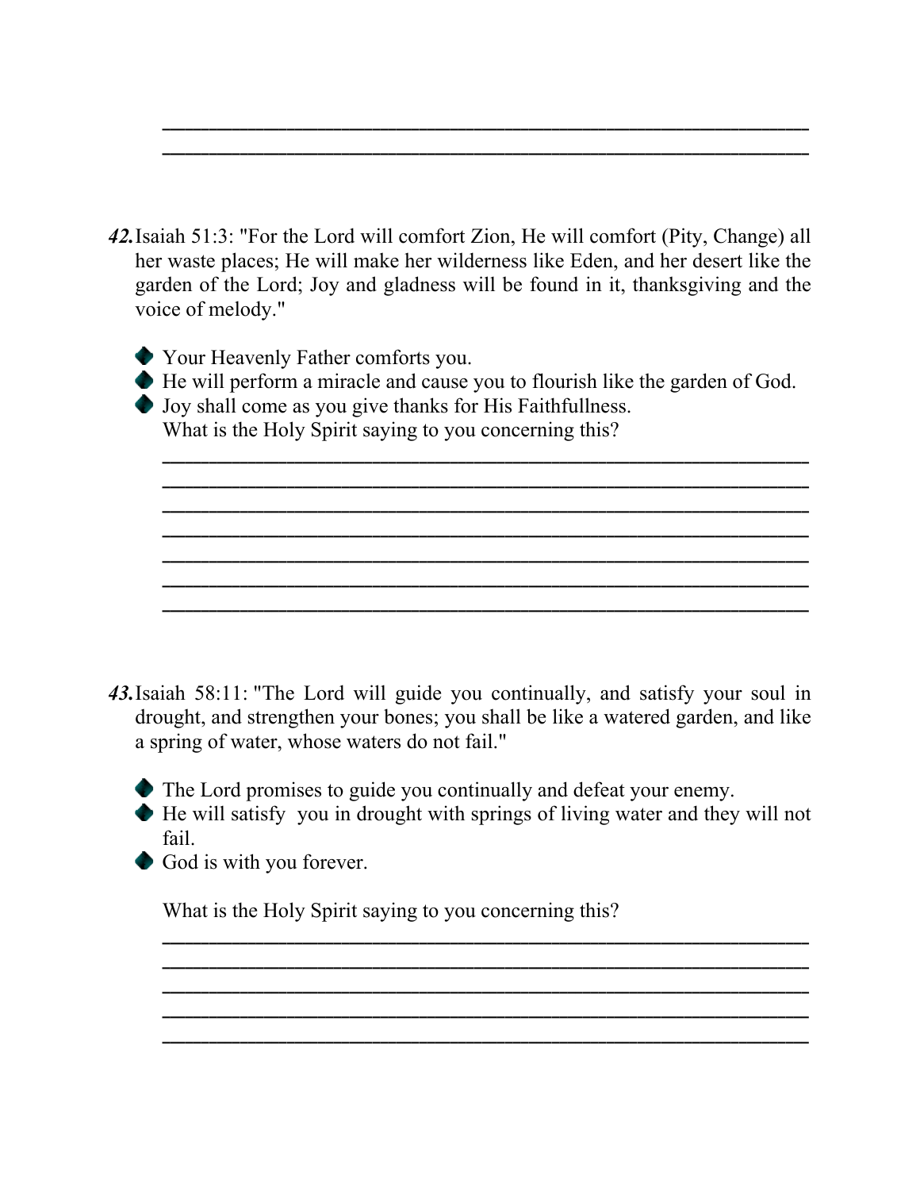______________________________________________________________
______________________________________________________________

***42.*** Isaiah 51:3: "For the Lord will comfort Zion, He will comfort (Pity, Change) all her waste places; He will make her wilderness like Eden, and her desert like the garden of the Lord; Joy and gladness will be found in it, thanksgiving and the voice of melody."

- Your Heavenly Father comforts you.
- He will perform a miracle and cause you to flourish like the garden of God.
- Joy shall come as you give thanks for His Faithfullness.

What is the Holy Spirit saying to you concerning this?

______________________________________________________________
______________________________________________________________
______________________________________________________________
______________________________________________________________
______________________________________________________________
______________________________________________________________
______________________________________________________________

***43.*** Isaiah 58:11: "The Lord will guide you continually, and satisfy your soul in drought, and strengthen your bones; you shall be like a watered garden, and like a spring of water, whose waters do not fail."

- The Lord promises to guide you continually and defeat your enemy.
- He will satisfy you in drought with springs of living water and they will not fail.
- God is with you forever.

What is the Holy Spirit saying to you concerning this?

______________________________________________________________
______________________________________________________________
______________________________________________________________
______________________________________________________________
______________________________________________________________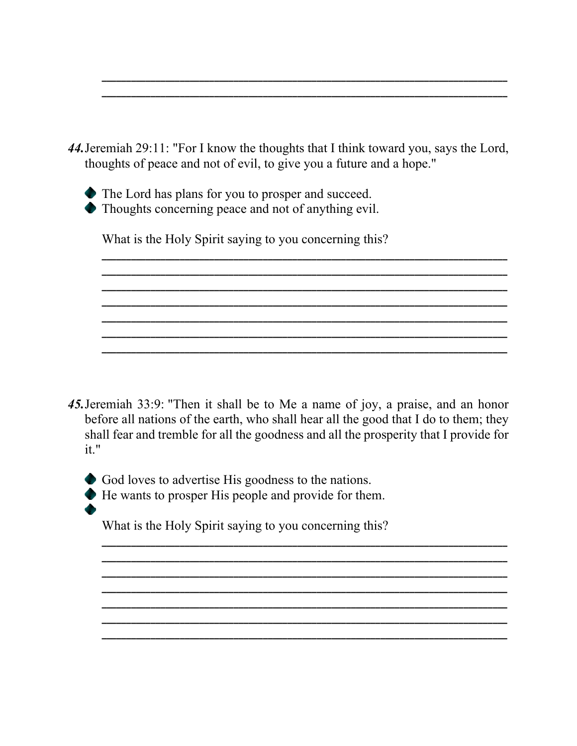\_\_\_\_\_\_\_\_\_\_\_\_\_\_\_\_\_\_\_\_\_\_\_\_\_\_\_\_\_\_\_\_\_\_\_\_\_\_\_\_\_\_\_\_\_\_\_\_\_\_\_\_\_\_
\_\_\_\_\_\_\_\_\_\_\_\_\_\_\_\_\_\_\_\_\_\_\_\_\_\_\_\_\_\_\_\_\_\_\_\_\_\_\_\_\_\_\_\_\_\_\_\_\_\_\_\_\_\_

***44.*** Jeremiah 29:11: "For I know the thoughts that I think toward you, says the Lord, thoughts of peace and not of evil, to give you a future and a hope."

- The Lord has plans for you to prosper and succeed.
- Thoughts concerning peace and not of anything evil.

What is the Holy Spirit saying to you concerning this?

\_\_\_\_\_\_\_\_\_\_\_\_\_\_\_\_\_\_\_\_\_\_\_\_\_\_\_\_\_\_\_\_\_\_\_\_\_\_\_\_\_\_\_\_\_\_\_\_\_\_\_\_\_\_
\_\_\_\_\_\_\_\_\_\_\_\_\_\_\_\_\_\_\_\_\_\_\_\_\_\_\_\_\_\_\_\_\_\_\_\_\_\_\_\_\_\_\_\_\_\_\_\_\_\_\_\_\_\_
\_\_\_\_\_\_\_\_\_\_\_\_\_\_\_\_\_\_\_\_\_\_\_\_\_\_\_\_\_\_\_\_\_\_\_\_\_\_\_\_\_\_\_\_\_\_\_\_\_\_\_\_\_\_
\_\_\_\_\_\_\_\_\_\_\_\_\_\_\_\_\_\_\_\_\_\_\_\_\_\_\_\_\_\_\_\_\_\_\_\_\_\_\_\_\_\_\_\_\_\_\_\_\_\_\_\_\_\_
\_\_\_\_\_\_\_\_\_\_\_\_\_\_\_\_\_\_\_\_\_\_\_\_\_\_\_\_\_\_\_\_\_\_\_\_\_\_\_\_\_\_\_\_\_\_\_\_\_\_\_\_\_\_
\_\_\_\_\_\_\_\_\_\_\_\_\_\_\_\_\_\_\_\_\_\_\_\_\_\_\_\_\_\_\_\_\_\_\_\_\_\_\_\_\_\_\_\_\_\_\_\_\_\_\_\_\_\_
\_\_\_\_\_\_\_\_\_\_\_\_\_\_\_\_\_\_\_\_\_\_\_\_\_\_\_\_\_\_\_\_\_\_\_\_\_\_\_\_\_\_\_\_\_\_\_\_\_\_\_\_\_\_

***45.*** Jeremiah 33:9: "Then it shall be to Me a name of joy, a praise, and an honor before all nations of the earth, who shall hear all the good that I do to them; they shall fear and tremble for all the goodness and all the prosperity that I provide for it."

- God loves to advertise His goodness to the nations.
- He wants to prosper His people and provide for them.
- 

What is the Holy Spirit saying to you concerning this?

\_\_\_\_\_\_\_\_\_\_\_\_\_\_\_\_\_\_\_\_\_\_\_\_\_\_\_\_\_\_\_\_\_\_\_\_\_\_\_\_\_\_\_\_\_\_\_\_\_\_\_\_\_\_
\_\_\_\_\_\_\_\_\_\_\_\_\_\_\_\_\_\_\_\_\_\_\_\_\_\_\_\_\_\_\_\_\_\_\_\_\_\_\_\_\_\_\_\_\_\_\_\_\_\_\_\_\_\_
\_\_\_\_\_\_\_\_\_\_\_\_\_\_\_\_\_\_\_\_\_\_\_\_\_\_\_\_\_\_\_\_\_\_\_\_\_\_\_\_\_\_\_\_\_\_\_\_\_\_\_\_\_\_
\_\_\_\_\_\_\_\_\_\_\_\_\_\_\_\_\_\_\_\_\_\_\_\_\_\_\_\_\_\_\_\_\_\_\_\_\_\_\_\_\_\_\_\_\_\_\_\_\_\_\_\_\_\_
\_\_\_\_\_\_\_\_\_\_\_\_\_\_\_\_\_\_\_\_\_\_\_\_\_\_\_\_\_\_\_\_\_\_\_\_\_\_\_\_\_\_\_\_\_\_\_\_\_\_\_\_\_\_
\_\_\_\_\_\_\_\_\_\_\_\_\_\_\_\_\_\_\_\_\_\_\_\_\_\_\_\_\_\_\_\_\_\_\_\_\_\_\_\_\_\_\_\_\_\_\_\_\_\_\_\_\_\_
\_\_\_\_\_\_\_\_\_\_\_\_\_\_\_\_\_\_\_\_\_\_\_\_\_\_\_\_\_\_\_\_\_\_\_\_\_\_\_\_\_\_\_\_\_\_\_\_\_\_\_\_\_\_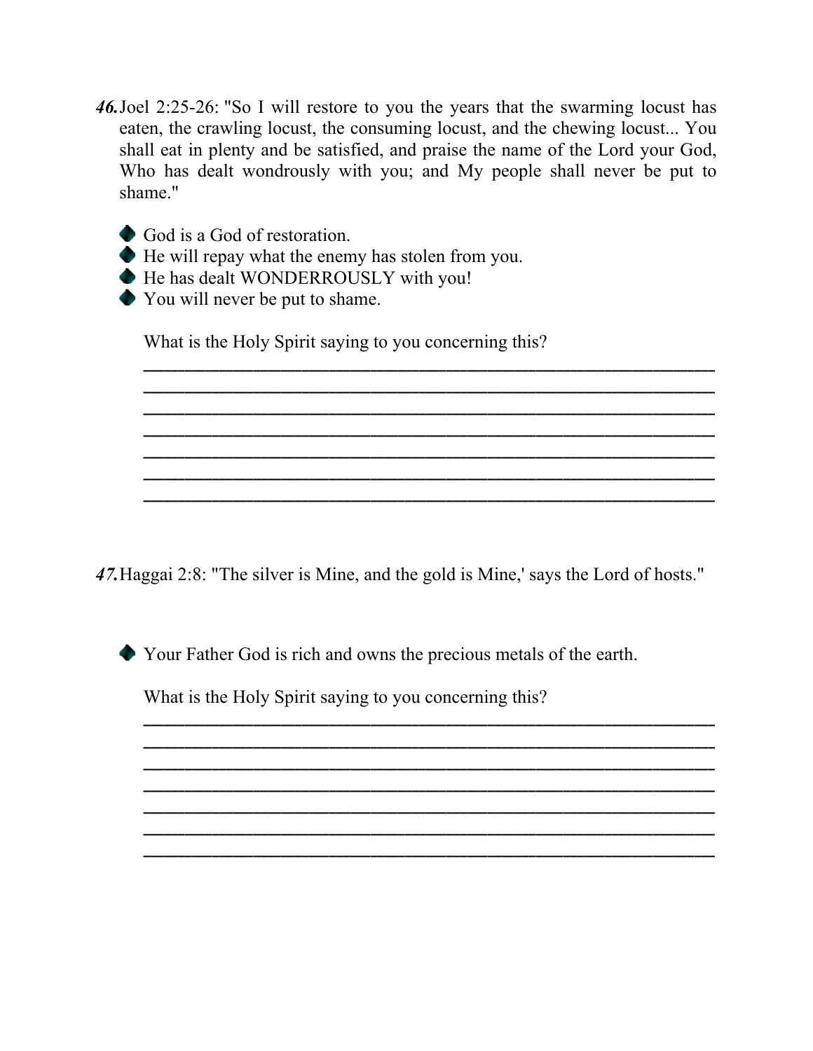**46.** Joel 2:25-26: "So I will restore to you the years that the swarming locust has eaten, the crawling locust, the consuming locust, and the chewing locust... You shall eat in plenty and be satisfied, and praise the name of the Lord your God, Who has dealt wondrously with you; and My people shall never be put to shame."

- God is a God of restoration.
- He will repay what the enemy has stolen from you.
- He has dealt WONDERROUSLY with you!
- You will never be put to shame.

What is the Holy Spirit saying to you concerning this?

______________________________________________________________
______________________________________________________________
______________________________________________________________
______________________________________________________________
______________________________________________________________
______________________________________________________________
______________________________________________________________

**47.** Haggai 2:8: "The silver is Mine, and the gold is Mine,' says the Lord of hosts."

- Your Father God is rich and owns the precious metals of the earth.

What is the Holy Spirit saying to you concerning this?

______________________________________________________________
______________________________________________________________
______________________________________________________________
______________________________________________________________
______________________________________________________________
______________________________________________________________
______________________________________________________________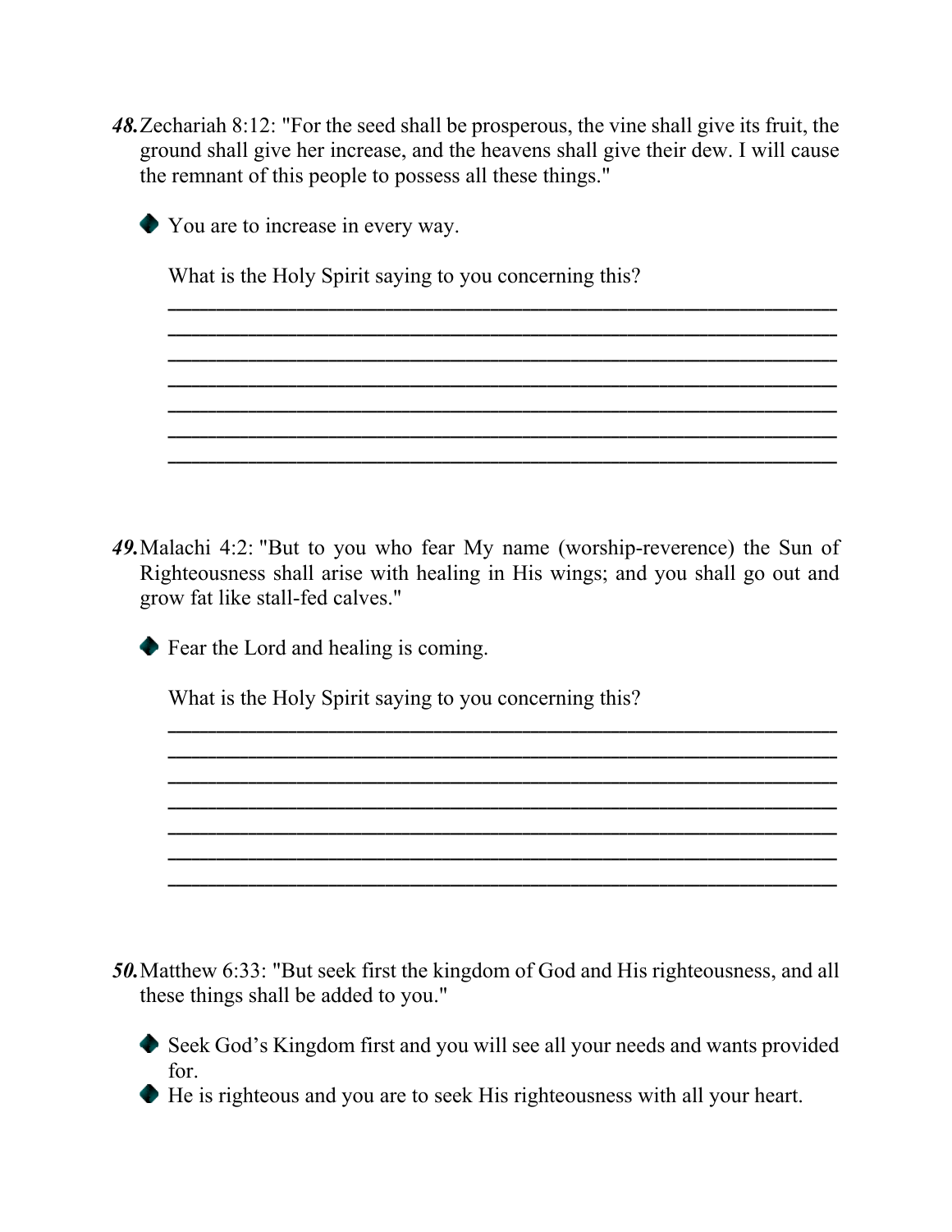***48.*** Zechariah 8:12: "For the seed shall be prosperous, the vine shall give its fruit, the ground shall give her increase, and the heavens shall give their dew. I will cause the remnant of this people to possess all these things."

- You are to increase in every way.

  What is the Holy Spirit saying to you concerning this?

  ________________________________________________________________
  ________________________________________________________________
  ________________________________________________________________
  ________________________________________________________________
  ________________________________________________________________
  ________________________________________________________________
  ________________________________________________________________

***49.*** Malachi 4:2: "But to you who fear My name (worship-reverence) the Sun of Righteousness shall arise with healing in His wings; and you shall go out and grow fat like stall-fed calves."

- Fear the Lord and healing is coming.

  What is the Holy Spirit saying to you concerning this?

  ________________________________________________________________
  ________________________________________________________________
  ________________________________________________________________
  ________________________________________________________________
  ________________________________________________________________
  ________________________________________________________________
  ________________________________________________________________

***50.*** Matthew 6:33: "But seek first the kingdom of God and His righteousness, and all these things shall be added to you."

- Seek God's Kingdom first and you will see all your needs and wants provided for.
- He is righteous and you are to seek His righteousness with all your heart.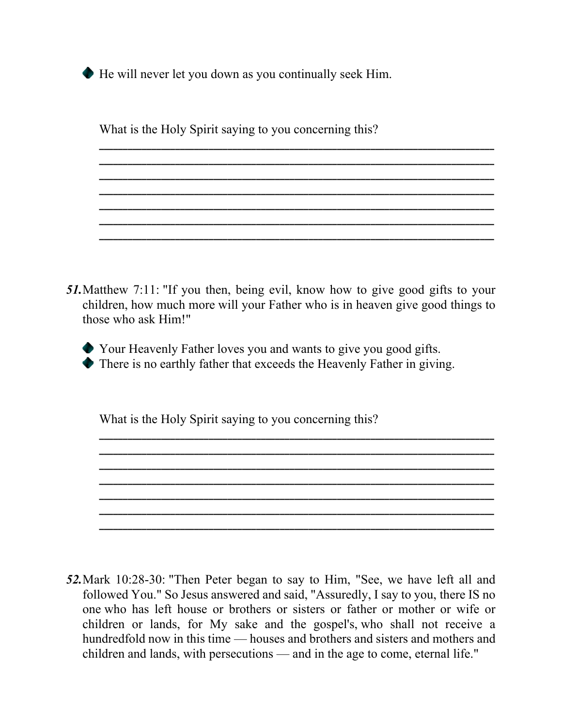- He will never let you down as you continually seek Him.

What is the Holy Spirit saying to you concerning this?

______________________________________________________________
______________________________________________________________
______________________________________________________________
______________________________________________________________
______________________________________________________________
______________________________________________________________
______________________________________________________________

***51.*** Matthew 7:11: "If you then, being evil, know how to give good gifts to your children, how much more will your Father who is in heaven give good things to those who ask Him!"

- Your Heavenly Father loves you and wants to give you good gifts.
- There is no earthly father that exceeds the Heavenly Father in giving.

What is the Holy Spirit saying to you concerning this?

______________________________________________________________
______________________________________________________________
______________________________________________________________
______________________________________________________________
______________________________________________________________
______________________________________________________________
______________________________________________________________

***52.*** Mark 10:28-30: "Then Peter began to say to Him, "See, we have left all and followed You." So Jesus answered and said, "Assuredly, I say to you, there IS no one who has left house or brothers or sisters or father or mother or wife or children or lands, for My sake and the gospel's, who shall not receive a hundredfold now in this time — houses and brothers and sisters and mothers and children and lands, with persecutions — and in the age to come, eternal life."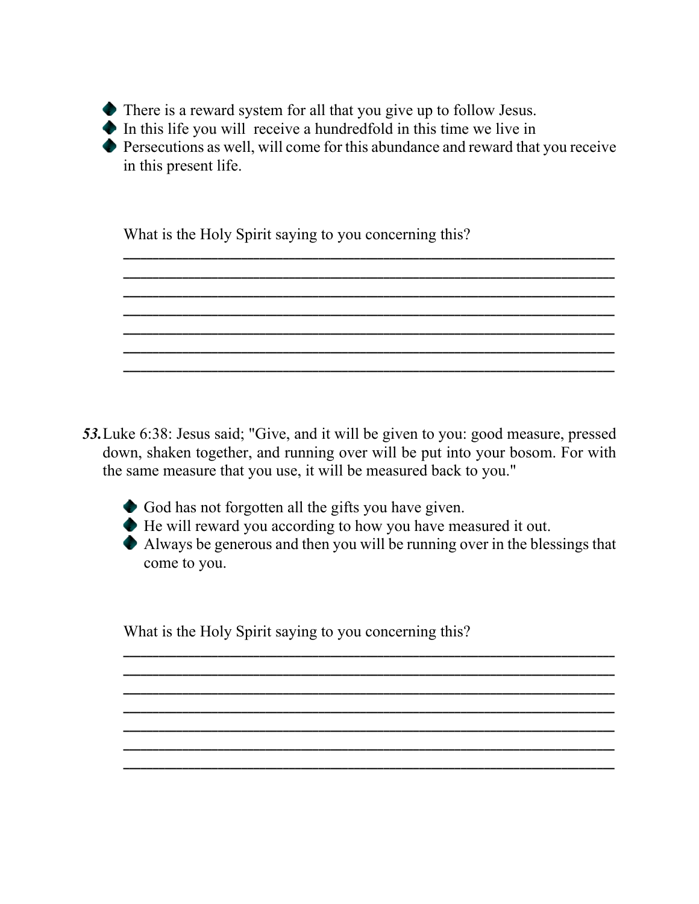- There is a reward system for all that you give up to follow Jesus.
- In this life you will  receive a hundredfold in this time we live in
- Persecutions as well, will come for this abundance and reward that you receive in this present life.

What is the Holy Spirit saying to you concerning this?

_______________________________________________________________

_______________________________________________________________

_______________________________________________________________

_______________________________________________________________

_______________________________________________________________

_______________________________________________________________

_______________________________________________________________

***53.*** Luke 6:38: Jesus said; "Give, and it will be given to you: good measure, pressed down, shaken together, and running over will be put into your bosom. For with the same measure that you use, it will be measured back to you."

- God has not forgotten all the gifts you have given.
- He will reward you according to how you have measured it out.
- Always be generous and then you will be running over in the blessings that come to you.

What is the Holy Spirit saying to you concerning this?

_______________________________________________________________

_______________________________________________________________

_______________________________________________________________

_______________________________________________________________

_______________________________________________________________

_______________________________________________________________

_______________________________________________________________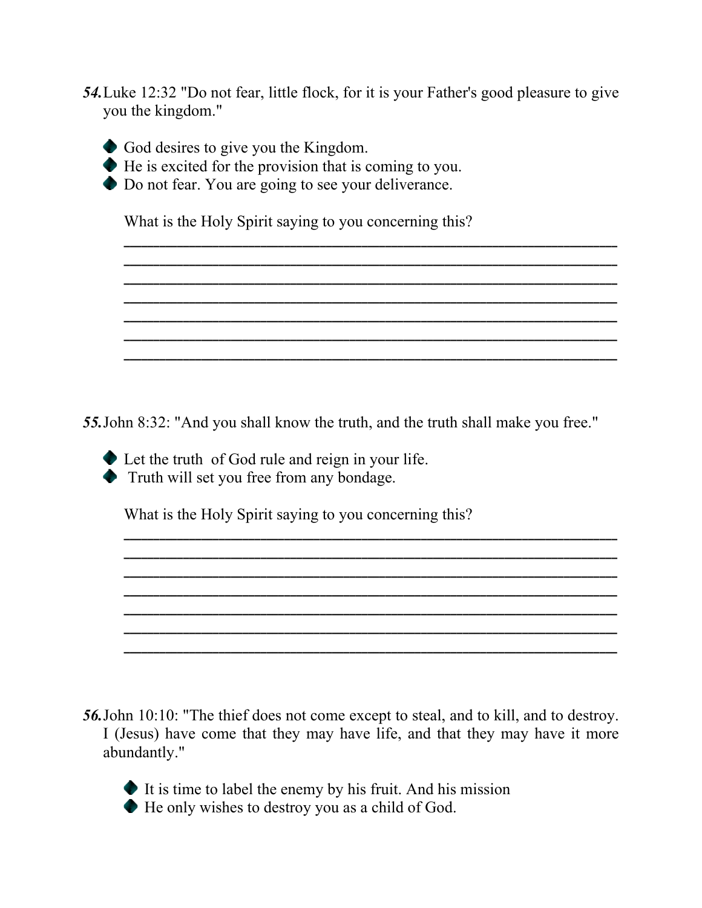***54.*** Luke 12:32 "Do not fear, little flock, for it is your Father's good pleasure to give you the kingdom."

- God desires to give you the Kingdom.
- He is excited for the provision that is coming to you.
- Do not fear. You are going to see your deliverance.

What is the Holy Spirit saying to you concerning this?

_______________________________________________________________
_______________________________________________________________
_______________________________________________________________
_______________________________________________________________
_______________________________________________________________
_______________________________________________________________
_______________________________________________________________

***55.*** John 8:32: "And you shall know the truth, and the truth shall make you free."

- Let the truth of God rule and reign in your life.
- Truth will set you free from any bondage.

What is the Holy Spirit saying to you concerning this?

_______________________________________________________________
_______________________________________________________________
_______________________________________________________________
_______________________________________________________________
_______________________________________________________________
_______________________________________________________________
_______________________________________________________________

***56.*** John 10:10: "The thief does not come except to steal, and to kill, and to destroy. I (Jesus) have come that they may have life, and that they may have it more abundantly."

- It is time to label the enemy by his fruit. And his mission
- He only wishes to destroy you as a child of God.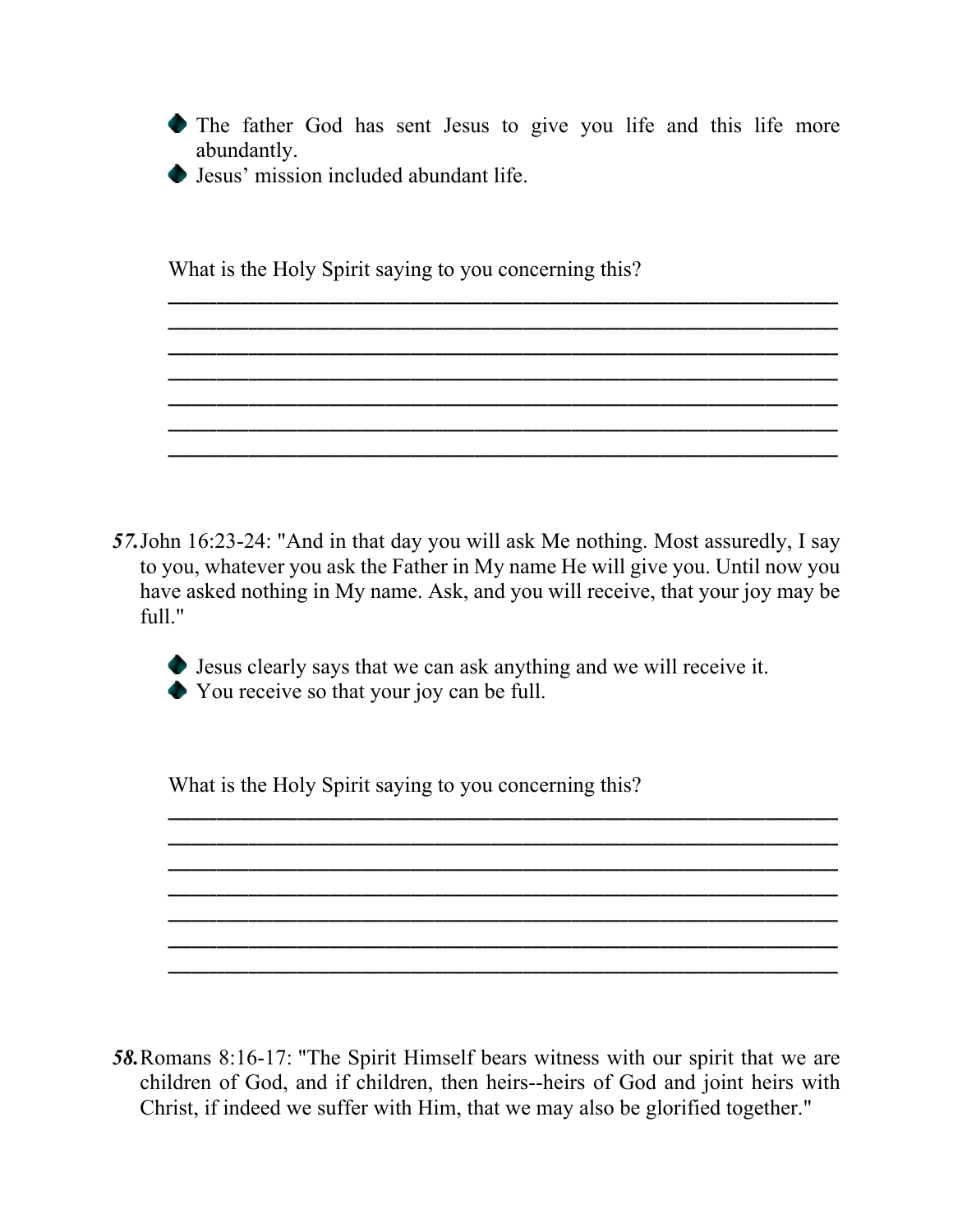- The father God has sent Jesus to give you life and this life more abundantly.
- Jesus' mission included abundant life.

What is the Holy Spirit saying to you concerning this?

_______________________________________________________________
_______________________________________________________________
_______________________________________________________________
_______________________________________________________________
_______________________________________________________________
_______________________________________________________________
_______________________________________________________________

***57.*** John 16:23-24: "And in that day you will ask Me nothing. Most assuredly, I say to you, whatever you ask the Father in My name He will give you. Until now you have asked nothing in My name. Ask, and you will receive, that your joy may be full."

- Jesus clearly says that we can ask anything and we will receive it.
- You receive so that your joy can be full.

What is the Holy Spirit saying to you concerning this?

_______________________________________________________________
_______________________________________________________________
_______________________________________________________________
_______________________________________________________________
_______________________________________________________________
_______________________________________________________________
_______________________________________________________________

***58.*** Romans 8:16-17: "The Spirit Himself bears witness with our spirit that we are children of God, and if children, then heirs--heirs of God and joint heirs with Christ, if indeed we suffer with Him, that we may also be glorified together."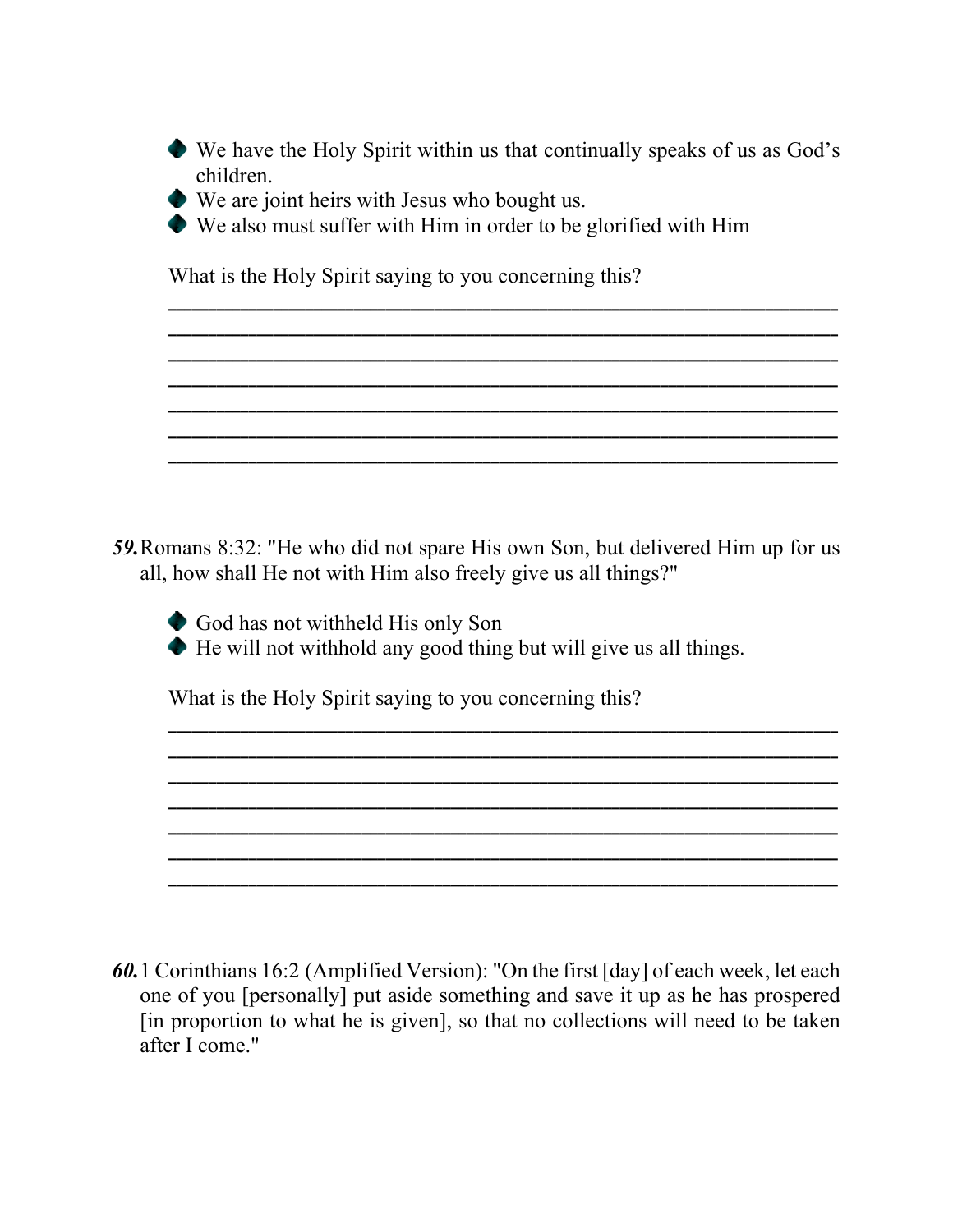- We have the Holy Spirit within us that continually speaks of us as God's children.
- We are joint heirs with Jesus who bought us.
- We also must suffer with Him in order to be glorified with Him

What is the Holy Spirit saying to you concerning this?

_______________________________________________________________
_______________________________________________________________
_______________________________________________________________
_______________________________________________________________
_______________________________________________________________
_______________________________________________________________
_______________________________________________________________

***59.*** Romans 8:32: "He who did not spare His own Son, but delivered Him up for us all, how shall He not with Him also freely give us all things?"

- God has not withheld His only Son
- He will not withhold any good thing but will give us all things.

What is the Holy Spirit saying to you concerning this?

_______________________________________________________________
_______________________________________________________________
_______________________________________________________________
_______________________________________________________________
_______________________________________________________________
_______________________________________________________________
_______________________________________________________________

***60.*** 1 Corinthians 16:2 (Amplified Version): "On the first [day] of each week, let each one of you [personally] put aside something and save it up as he has prospered [in proportion to what he is given], so that no collections will need to be taken after I come."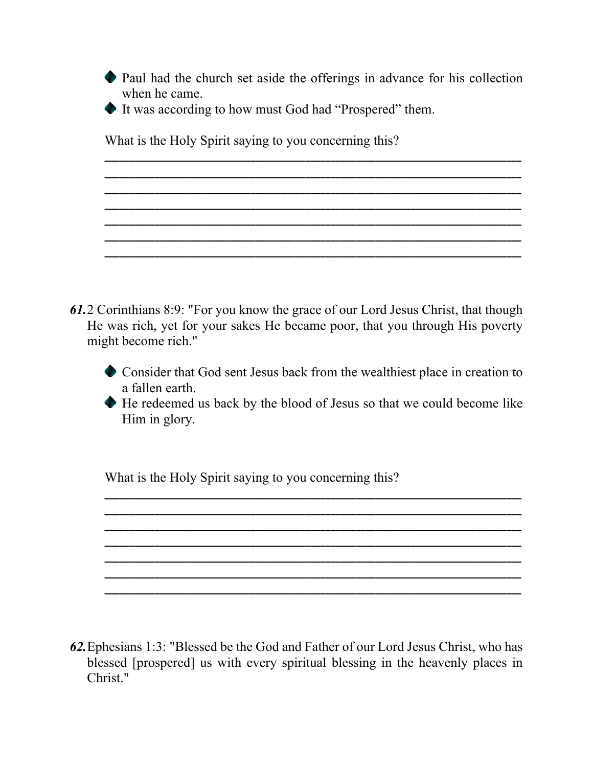- Paul had the church set aside the offerings in advance for his collection when he came.
- It was according to how must God had "Prospered" them.

What is the Holy Spirit saying to you concerning this?

______________________________________________________________
______________________________________________________________
______________________________________________________________
______________________________________________________________
______________________________________________________________
______________________________________________________________
______________________________________________________________

***61.*** 2 Corinthians 8:9: "For you know the grace of our Lord Jesus Christ, that though He was rich, yet for your sakes He became poor, that you through His poverty might become rich."

- Consider that God sent Jesus back from the wealthiest place in creation to a fallen earth.
- He redeemed us back by the blood of Jesus so that we could become like Him in glory.

What is the Holy Spirit saying to you concerning this?

______________________________________________________________
______________________________________________________________
______________________________________________________________
______________________________________________________________
______________________________________________________________
______________________________________________________________
______________________________________________________________

***62.*** Ephesians 1:3: "Blessed be the God and Father of our Lord Jesus Christ, who has blessed [prospered] us with every spiritual blessing in the heavenly places in Christ."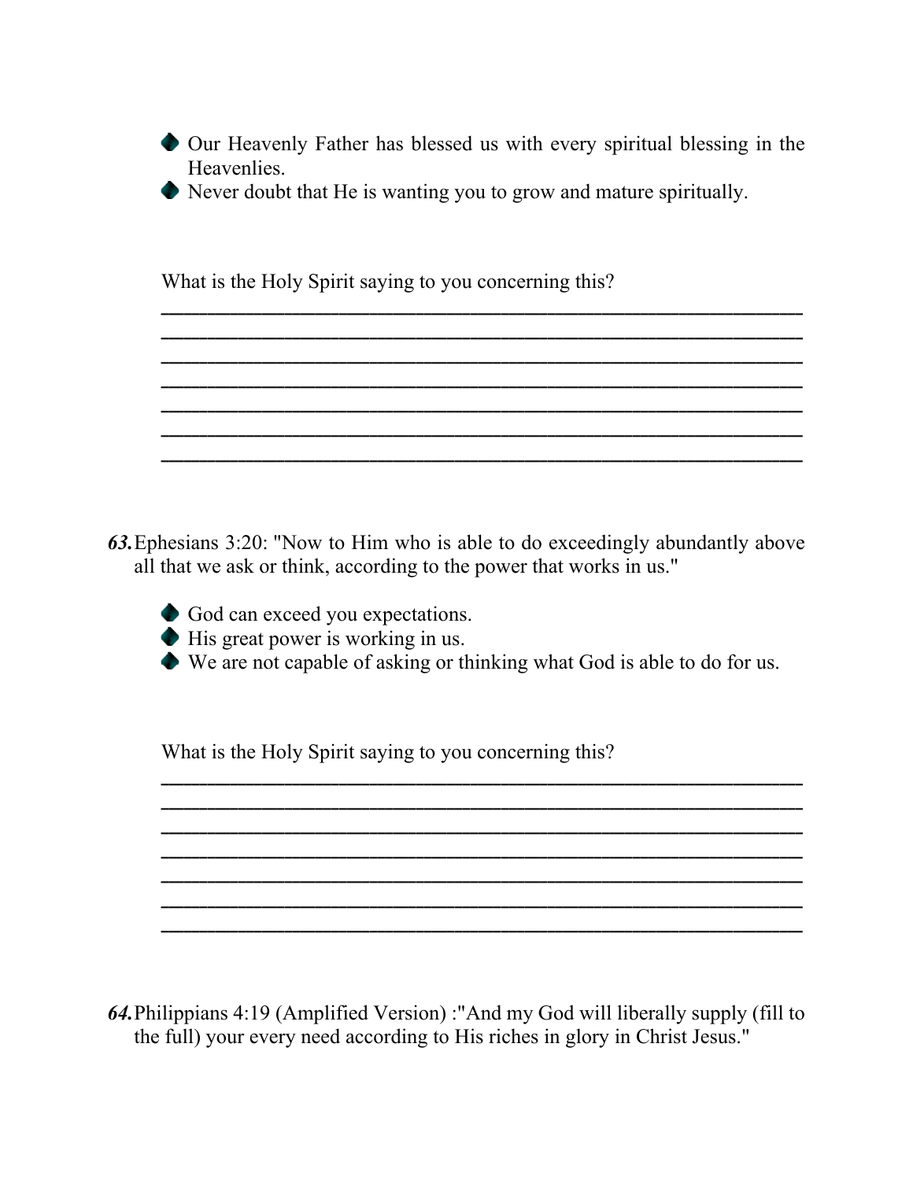- Our Heavenly Father has blessed us with every spiritual blessing in the Heavenlies.
- Never doubt that He is wanting you to grow and mature spiritually.

What is the Holy Spirit saying to you concerning this?

______________________________________________________________
______________________________________________________________
______________________________________________________________
______________________________________________________________
______________________________________________________________
______________________________________________________________
______________________________________________________________

***63.*** Ephesians 3:20: "Now to Him who is able to do exceedingly abundantly above all that we ask or think, according to the power that works in us."

- God can exceed you expectations.
- His great power is working in us.
- We are not capable of asking or thinking what God is able to do for us.

What is the Holy Spirit saying to you concerning this?

______________________________________________________________
______________________________________________________________
______________________________________________________________
______________________________________________________________
______________________________________________________________
______________________________________________________________
______________________________________________________________

***64.*** Philippians 4:19 (Amplified Version) :"And my God will liberally supply (fill to the full) your every need according to His riches in glory in Christ Jesus."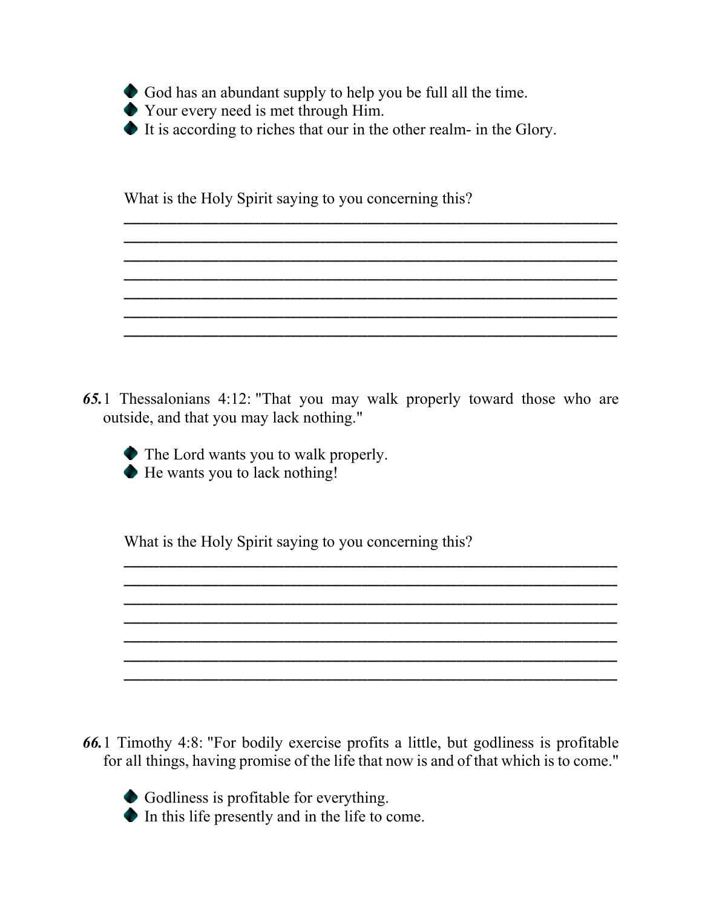- God has an abundant supply to help you be full all the time.
- Your every need is met through Him.
- It is according to riches that our in the other realm- in the Glory.

What is the Holy Spirit saying to you concerning this?

\_\_\_\_\_\_\_\_\_\_\_\_\_\_\_\_\_\_\_\_\_\_\_\_\_\_\_\_\_\_\_\_\_\_\_\_\_\_\_\_\_\_\_\_\_\_\_\_\_\_\_\_\_\_\_\_\_\_\_\_
\_\_\_\_\_\_\_\_\_\_\_\_\_\_\_\_\_\_\_\_\_\_\_\_\_\_\_\_\_\_\_\_\_\_\_\_\_\_\_\_\_\_\_\_\_\_\_\_\_\_\_\_\_\_\_\_\_\_\_\_
\_\_\_\_\_\_\_\_\_\_\_\_\_\_\_\_\_\_\_\_\_\_\_\_\_\_\_\_\_\_\_\_\_\_\_\_\_\_\_\_\_\_\_\_\_\_\_\_\_\_\_\_\_\_\_\_\_\_\_\_
\_\_\_\_\_\_\_\_\_\_\_\_\_\_\_\_\_\_\_\_\_\_\_\_\_\_\_\_\_\_\_\_\_\_\_\_\_\_\_\_\_\_\_\_\_\_\_\_\_\_\_\_\_\_\_\_\_\_\_\_
\_\_\_\_\_\_\_\_\_\_\_\_\_\_\_\_\_\_\_\_\_\_\_\_\_\_\_\_\_\_\_\_\_\_\_\_\_\_\_\_\_\_\_\_\_\_\_\_\_\_\_\_\_\_\_\_\_\_\_\_
\_\_\_\_\_\_\_\_\_\_\_\_\_\_\_\_\_\_\_\_\_\_\_\_\_\_\_\_\_\_\_\_\_\_\_\_\_\_\_\_\_\_\_\_\_\_\_\_\_\_\_\_\_\_\_\_\_\_\_\_
\_\_\_\_\_\_\_\_\_\_\_\_\_\_\_\_\_\_\_\_\_\_\_\_\_\_\_\_\_\_\_\_\_\_\_\_\_\_\_\_\_\_\_\_\_\_\_\_\_\_\_\_\_\_\_\_\_\_\_\_

***65.*** 1 Thessalonians 4:12: "That you may walk properly toward those who are outside, and that you may lack nothing."

- The Lord wants you to walk properly.
- He wants you to lack nothing!

What is the Holy Spirit saying to you concerning this?

\_\_\_\_\_\_\_\_\_\_\_\_\_\_\_\_\_\_\_\_\_\_\_\_\_\_\_\_\_\_\_\_\_\_\_\_\_\_\_\_\_\_\_\_\_\_\_\_\_\_\_\_\_\_\_\_\_\_\_\_
\_\_\_\_\_\_\_\_\_\_\_\_\_\_\_\_\_\_\_\_\_\_\_\_\_\_\_\_\_\_\_\_\_\_\_\_\_\_\_\_\_\_\_\_\_\_\_\_\_\_\_\_\_\_\_\_\_\_\_\_
\_\_\_\_\_\_\_\_\_\_\_\_\_\_\_\_\_\_\_\_\_\_\_\_\_\_\_\_\_\_\_\_\_\_\_\_\_\_\_\_\_\_\_\_\_\_\_\_\_\_\_\_\_\_\_\_\_\_\_\_
\_\_\_\_\_\_\_\_\_\_\_\_\_\_\_\_\_\_\_\_\_\_\_\_\_\_\_\_\_\_\_\_\_\_\_\_\_\_\_\_\_\_\_\_\_\_\_\_\_\_\_\_\_\_\_\_\_\_\_\_
\_\_\_\_\_\_\_\_\_\_\_\_\_\_\_\_\_\_\_\_\_\_\_\_\_\_\_\_\_\_\_\_\_\_\_\_\_\_\_\_\_\_\_\_\_\_\_\_\_\_\_\_\_\_\_\_\_\_\_\_
\_\_\_\_\_\_\_\_\_\_\_\_\_\_\_\_\_\_\_\_\_\_\_\_\_\_\_\_\_\_\_\_\_\_\_\_\_\_\_\_\_\_\_\_\_\_\_\_\_\_\_\_\_\_\_\_\_\_\_\_
\_\_\_\_\_\_\_\_\_\_\_\_\_\_\_\_\_\_\_\_\_\_\_\_\_\_\_\_\_\_\_\_\_\_\_\_\_\_\_\_\_\_\_\_\_\_\_\_\_\_\_\_\_\_\_\_\_\_\_\_

***66.*** 1 Timothy 4:8: "For bodily exercise profits a little, but godliness is profitable for all things, having promise of the life that now is and of that which is to come."

- Godliness is profitable for everything.
- In this life presently and in the life to come.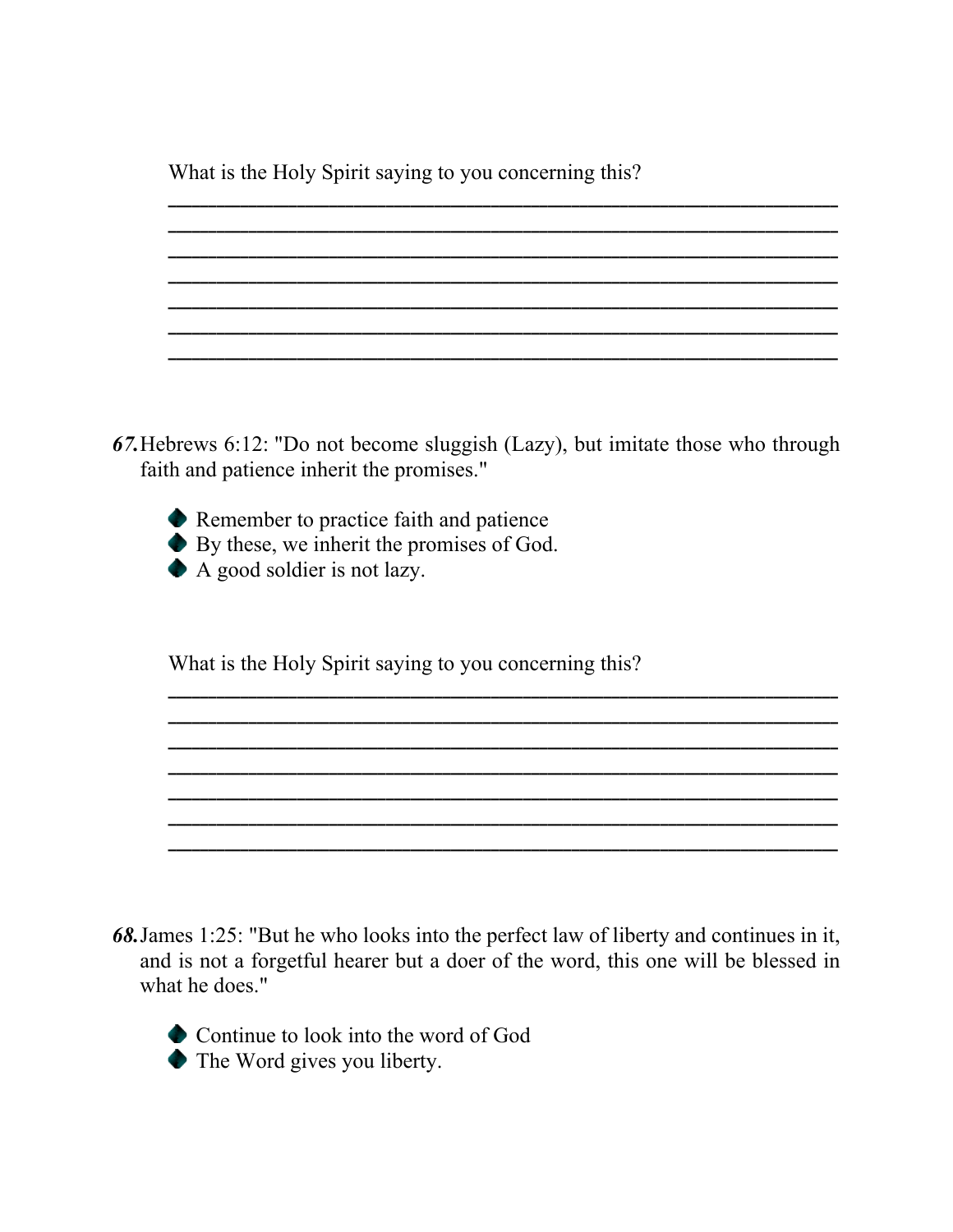What is the Holy Spirit saying to you concerning this?

\_\_\_\_\_\_\_\_\_\_\_\_\_\_\_\_\_\_\_\_\_\_\_\_\_\_\_\_\_\_\_\_\_\_\_\_\_\_\_\_\_\_\_\_\_\_\_\_\_\_\_\_\_\_\_\_\_\_\_\_
\_\_\_\_\_\_\_\_\_\_\_\_\_\_\_\_\_\_\_\_\_\_\_\_\_\_\_\_\_\_\_\_\_\_\_\_\_\_\_\_\_\_\_\_\_\_\_\_\_\_\_\_\_\_\_\_\_\_\_\_
\_\_\_\_\_\_\_\_\_\_\_\_\_\_\_\_\_\_\_\_\_\_\_\_\_\_\_\_\_\_\_\_\_\_\_\_\_\_\_\_\_\_\_\_\_\_\_\_\_\_\_\_\_\_\_\_\_\_\_\_
\_\_\_\_\_\_\_\_\_\_\_\_\_\_\_\_\_\_\_\_\_\_\_\_\_\_\_\_\_\_\_\_\_\_\_\_\_\_\_\_\_\_\_\_\_\_\_\_\_\_\_\_\_\_\_\_\_\_\_\_
\_\_\_\_\_\_\_\_\_\_\_\_\_\_\_\_\_\_\_\_\_\_\_\_\_\_\_\_\_\_\_\_\_\_\_\_\_\_\_\_\_\_\_\_\_\_\_\_\_\_\_\_\_\_\_\_\_\_\_\_
\_\_\_\_\_\_\_\_\_\_\_\_\_\_\_\_\_\_\_\_\_\_\_\_\_\_\_\_\_\_\_\_\_\_\_\_\_\_\_\_\_\_\_\_\_\_\_\_\_\_\_\_\_\_\_\_\_\_\_\_
\_\_\_\_\_\_\_\_\_\_\_\_\_\_\_\_\_\_\_\_\_\_\_\_\_\_\_\_\_\_\_\_\_\_\_\_\_\_\_\_\_\_\_\_\_\_\_\_\_\_\_\_\_\_\_\_\_\_\_\_

***67.*** Hebrews 6:12: "Do not become sluggish (Lazy), but imitate those who through faith and patience inherit the promises."

- Remember to practice faith and patience
- By these, we inherit the promises of God.
- A good soldier is not lazy.

What is the Holy Spirit saying to you concerning this?

\_\_\_\_\_\_\_\_\_\_\_\_\_\_\_\_\_\_\_\_\_\_\_\_\_\_\_\_\_\_\_\_\_\_\_\_\_\_\_\_\_\_\_\_\_\_\_\_\_\_\_\_\_\_\_\_\_\_\_\_
\_\_\_\_\_\_\_\_\_\_\_\_\_\_\_\_\_\_\_\_\_\_\_\_\_\_\_\_\_\_\_\_\_\_\_\_\_\_\_\_\_\_\_\_\_\_\_\_\_\_\_\_\_\_\_\_\_\_\_\_
\_\_\_\_\_\_\_\_\_\_\_\_\_\_\_\_\_\_\_\_\_\_\_\_\_\_\_\_\_\_\_\_\_\_\_\_\_\_\_\_\_\_\_\_\_\_\_\_\_\_\_\_\_\_\_\_\_\_\_\_
\_\_\_\_\_\_\_\_\_\_\_\_\_\_\_\_\_\_\_\_\_\_\_\_\_\_\_\_\_\_\_\_\_\_\_\_\_\_\_\_\_\_\_\_\_\_\_\_\_\_\_\_\_\_\_\_\_\_\_\_
\_\_\_\_\_\_\_\_\_\_\_\_\_\_\_\_\_\_\_\_\_\_\_\_\_\_\_\_\_\_\_\_\_\_\_\_\_\_\_\_\_\_\_\_\_\_\_\_\_\_\_\_\_\_\_\_\_\_\_\_
\_\_\_\_\_\_\_\_\_\_\_\_\_\_\_\_\_\_\_\_\_\_\_\_\_\_\_\_\_\_\_\_\_\_\_\_\_\_\_\_\_\_\_\_\_\_\_\_\_\_\_\_\_\_\_\_\_\_\_\_
\_\_\_\_\_\_\_\_\_\_\_\_\_\_\_\_\_\_\_\_\_\_\_\_\_\_\_\_\_\_\_\_\_\_\_\_\_\_\_\_\_\_\_\_\_\_\_\_\_\_\_\_\_\_\_\_\_\_\_\_

***68.*** James 1:25: "But he who looks into the perfect law of liberty and continues in it, and is not a forgetful hearer but a doer of the word, this one will be blessed in what he does."

- Continue to look into the word of God
- The Word gives you liberty.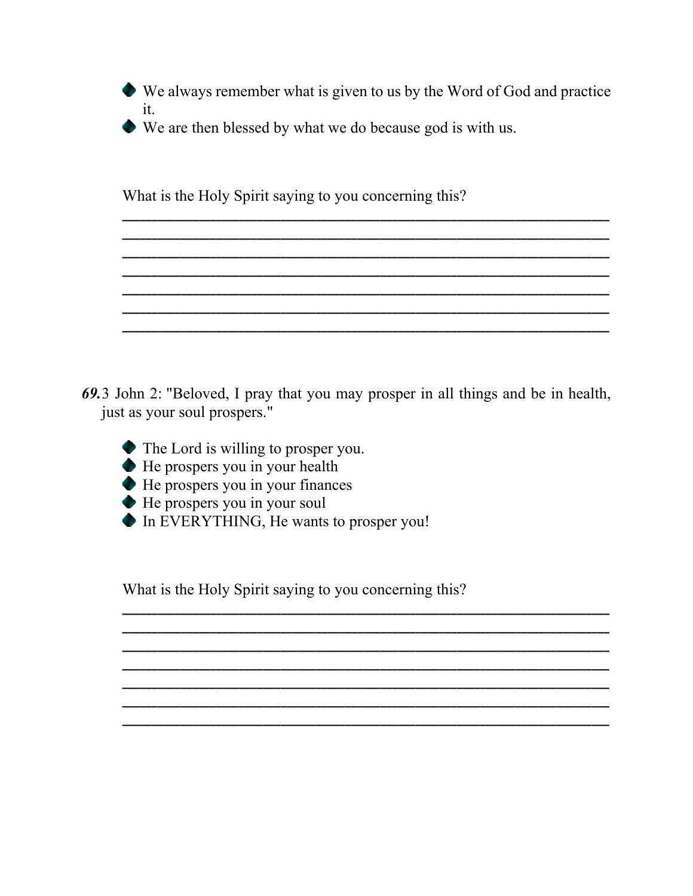- We always remember what is given to us by the Word of God and practice it.
- We are then blessed by what we do because god is with us.

What is the Holy Spirit saying to you concerning this?

\_\_\_\_\_\_\_\_\_\_\_\_\_\_\_\_\_\_\_\_\_\_\_\_\_\_\_\_\_\_\_\_\_\_\_\_\_\_\_\_\_\_\_\_\_\_\_\_\_\_\_\_\_\_\_\_\_\_
\_\_\_\_\_\_\_\_\_\_\_\_\_\_\_\_\_\_\_\_\_\_\_\_\_\_\_\_\_\_\_\_\_\_\_\_\_\_\_\_\_\_\_\_\_\_\_\_\_\_\_\_\_\_\_\_\_\_
\_\_\_\_\_\_\_\_\_\_\_\_\_\_\_\_\_\_\_\_\_\_\_\_\_\_\_\_\_\_\_\_\_\_\_\_\_\_\_\_\_\_\_\_\_\_\_\_\_\_\_\_\_\_\_\_\_\_
\_\_\_\_\_\_\_\_\_\_\_\_\_\_\_\_\_\_\_\_\_\_\_\_\_\_\_\_\_\_\_\_\_\_\_\_\_\_\_\_\_\_\_\_\_\_\_\_\_\_\_\_\_\_\_\_\_\_
\_\_\_\_\_\_\_\_\_\_\_\_\_\_\_\_\_\_\_\_\_\_\_\_\_\_\_\_\_\_\_\_\_\_\_\_\_\_\_\_\_\_\_\_\_\_\_\_\_\_\_\_\_\_\_\_\_\_
\_\_\_\_\_\_\_\_\_\_\_\_\_\_\_\_\_\_\_\_\_\_\_\_\_\_\_\_\_\_\_\_\_\_\_\_\_\_\_\_\_\_\_\_\_\_\_\_\_\_\_\_\_\_\_\_\_\_
\_\_\_\_\_\_\_\_\_\_\_\_\_\_\_\_\_\_\_\_\_\_\_\_\_\_\_\_\_\_\_\_\_\_\_\_\_\_\_\_\_\_\_\_\_\_\_\_\_\_\_\_\_\_\_\_\_\_

***69.*** 3 John 2: "Beloved, I pray that you may prosper in all things and be in health, just as your soul prospers."

- The Lord is willing to prosper you.
- He prospers you in your health
- He prospers you in your finances
- He prospers you in your soul
- In EVERYTHING, He wants to prosper you!

What is the Holy Spirit saying to you concerning this?

\_\_\_\_\_\_\_\_\_\_\_\_\_\_\_\_\_\_\_\_\_\_\_\_\_\_\_\_\_\_\_\_\_\_\_\_\_\_\_\_\_\_\_\_\_\_\_\_\_\_\_\_\_\_\_\_\_\_
\_\_\_\_\_\_\_\_\_\_\_\_\_\_\_\_\_\_\_\_\_\_\_\_\_\_\_\_\_\_\_\_\_\_\_\_\_\_\_\_\_\_\_\_\_\_\_\_\_\_\_\_\_\_\_\_\_\_
\_\_\_\_\_\_\_\_\_\_\_\_\_\_\_\_\_\_\_\_\_\_\_\_\_\_\_\_\_\_\_\_\_\_\_\_\_\_\_\_\_\_\_\_\_\_\_\_\_\_\_\_\_\_\_\_\_\_
\_\_\_\_\_\_\_\_\_\_\_\_\_\_\_\_\_\_\_\_\_\_\_\_\_\_\_\_\_\_\_\_\_\_\_\_\_\_\_\_\_\_\_\_\_\_\_\_\_\_\_\_\_\_\_\_\_\_
\_\_\_\_\_\_\_\_\_\_\_\_\_\_\_\_\_\_\_\_\_\_\_\_\_\_\_\_\_\_\_\_\_\_\_\_\_\_\_\_\_\_\_\_\_\_\_\_\_\_\_\_\_\_\_\_\_\_
\_\_\_\_\_\_\_\_\_\_\_\_\_\_\_\_\_\_\_\_\_\_\_\_\_\_\_\_\_\_\_\_\_\_\_\_\_\_\_\_\_\_\_\_\_\_\_\_\_\_\_\_\_\_\_\_\_\_
\_\_\_\_\_\_\_\_\_\_\_\_\_\_\_\_\_\_\_\_\_\_\_\_\_\_\_\_\_\_\_\_\_\_\_\_\_\_\_\_\_\_\_\_\_\_\_\_\_\_\_\_\_\_\_\_\_\_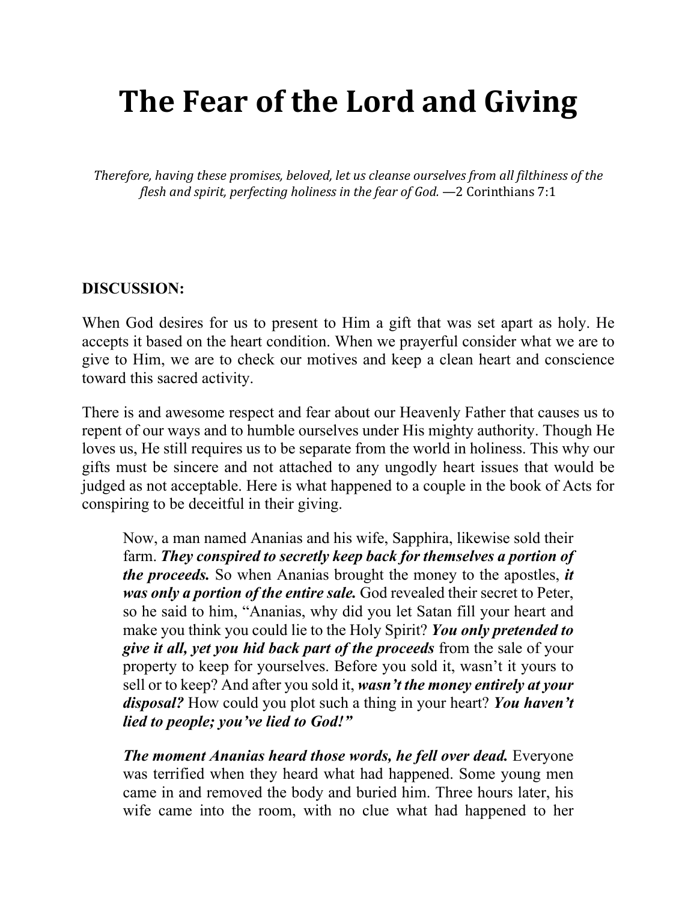# The Fear of the Lord and Giving

*Therefore, having these promises, beloved, let us cleanse ourselves from all filthiness of the flesh and spirit, perfecting holiness in the fear of God.* —2 Corinthians 7:1

**DISCUSSION:**

When God desires for us to present to Him a gift that was set apart as holy. He accepts it based on the heart condition. When we prayerful consider what we are to give to Him, we are to check our motives and keep a clean heart and conscience toward this sacred activity.

There is and awesome respect and fear about our Heavenly Father that causes us to repent of our ways and to humble ourselves under His mighty authority. Though He loves us, He still requires us to be separate from the world in holiness. This why our gifts must be sincere and not attached to any ungodly heart issues that would be judged as not acceptable. Here is what happened to a couple in the book of Acts for conspiring to be deceitful in their giving.

> Now, a man named Ananias and his wife, Sapphira, likewise sold their farm. ***They conspired to secretly keep back for themselves a portion of the proceeds.*** So when Ananias brought the money to the apostles, ***it was only a portion of the entire sale.*** God revealed their secret to Peter, so he said to him, "Ananias, why did you let Satan fill your heart and make you think you could lie to the Holy Spirit? ***You only pretended to give it all, yet you hid back part of the proceeds*** from the sale of your property to keep for yourselves. Before you sold it, wasn't it yours to sell or to keep? And after you sold it, ***wasn't the money entirely at your disposal?*** How could you plot such a thing in your heart? ***You haven't lied to people; you've lied to God!"***
>
> ***The moment Ananias heard those words, he fell over dead.*** Everyone was terrified when they heard what had happened. Some young men came in and removed the body and buried him. Three hours later, his wife came into the room, with no clue what had happened to her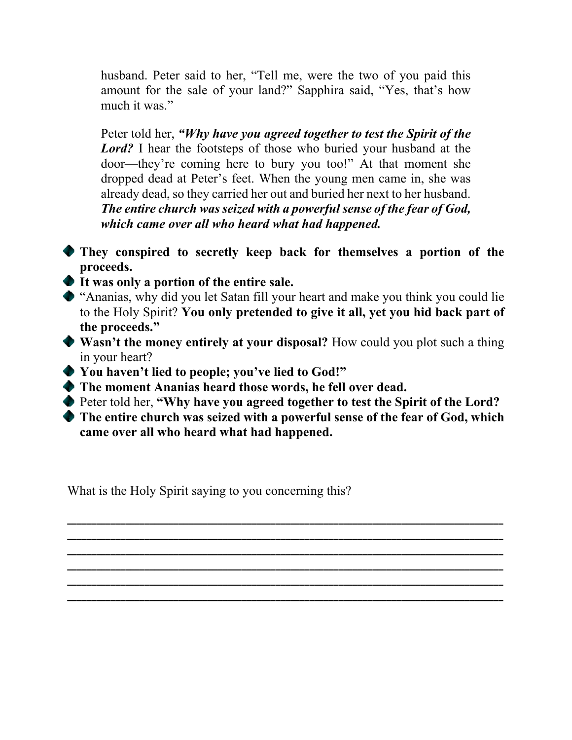> husband. Peter said to her, "Tell me, were the two of you paid this amount for the sale of your land?" Sapphira said, "Yes, that's how much it was."
>
> Peter told her, ***"Why have you agreed together to test the Spirit of the Lord?*** I hear the footsteps of those who buried your husband at the door—they're coming here to bury you too!" At that moment she dropped dead at Peter's feet. When the young men came in, she was already dead, so they carried her out and buried her next to her husband. ***The entire church was seized with a powerful sense of the fear of God, which came over all who heard what had happened.***

- **They conspired to secretly keep back for themselves a portion of the proceeds.**
- **It was only a portion of the entire sale.**
- "Ananias, why did you let Satan fill your heart and make you think you could lie to the Holy Spirit? **You only pretended to give it all, yet you hid back part of the proceeds."**
- **Wasn't the money entirely at your disposal?** How could you plot such a thing in your heart?
- **You haven't lied to people; you've lied to God!"**
- **The moment Ananias heard those words, he fell over dead.**
- Peter told her, **"Why have you agreed together to test the Spirit of the Lord?**
- **The entire church was seized with a powerful sense of the fear of God, which came over all who heard what had happened.**

What is the Holy Spirit saying to you concerning this?

______________________________________________________________________
______________________________________________________________________
______________________________________________________________________
______________________________________________________________________
______________________________________________________________________
______________________________________________________________________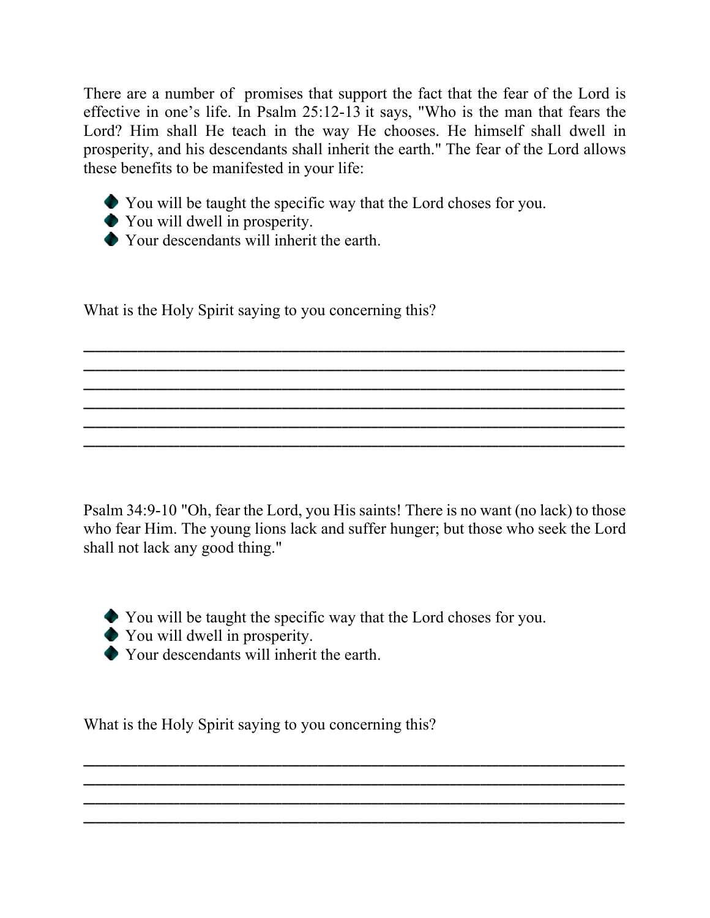There are a number of  promises that support the fact that the fear of the Lord is effective in one's life. In Psalm 25:12-13 it says, "Who is the man that fears the Lord? Him shall He teach in the way He chooses. He himself shall dwell in prosperity, and his descendants shall inherit the earth." The fear of the Lord allows these benefits to be manifested in your life:

- You will be taught the specific way that the Lord choses for you.
- You will dwell in prosperity.
- Your descendants will inherit the earth.

What is the Holy Spirit saying to you concerning this?

______________________________________________________________________
______________________________________________________________________
______________________________________________________________________
______________________________________________________________________
______________________________________________________________________
______________________________________________________________________

Psalm 34:9-10 "Oh, fear the Lord, you His saints! There is no want (no lack) to those who fear Him. The young lions lack and suffer hunger; but those who seek the Lord shall not lack any good thing."

- You will be taught the specific way that the Lord choses for you.
- You will dwell in prosperity.
- Your descendants will inherit the earth.

What is the Holy Spirit saying to you concerning this?

______________________________________________________________________
______________________________________________________________________
______________________________________________________________________
______________________________________________________________________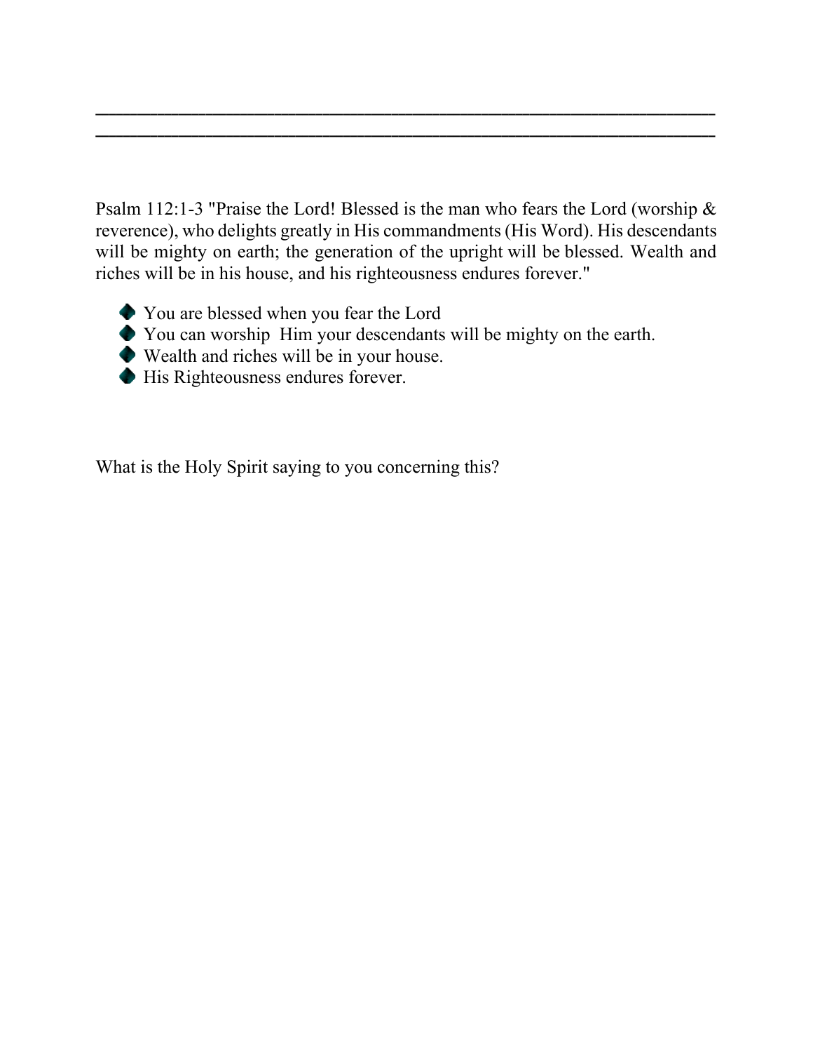Psalm 112:1-3 "Praise the Lord! Blessed is the man who fears the Lord (worship & reverence), who delights greatly in His commandments (His Word). His descendants will be mighty on earth; the generation of the upright will be blessed. Wealth and riches will be in his house, and his righteousness endures forever."

- You are blessed when you fear the Lord
- You can worship Him your descendants will be mighty on the earth.
- Wealth and riches will be in your house.
- His Righteousness endures forever.

What is the Holy Spirit saying to you concerning this?